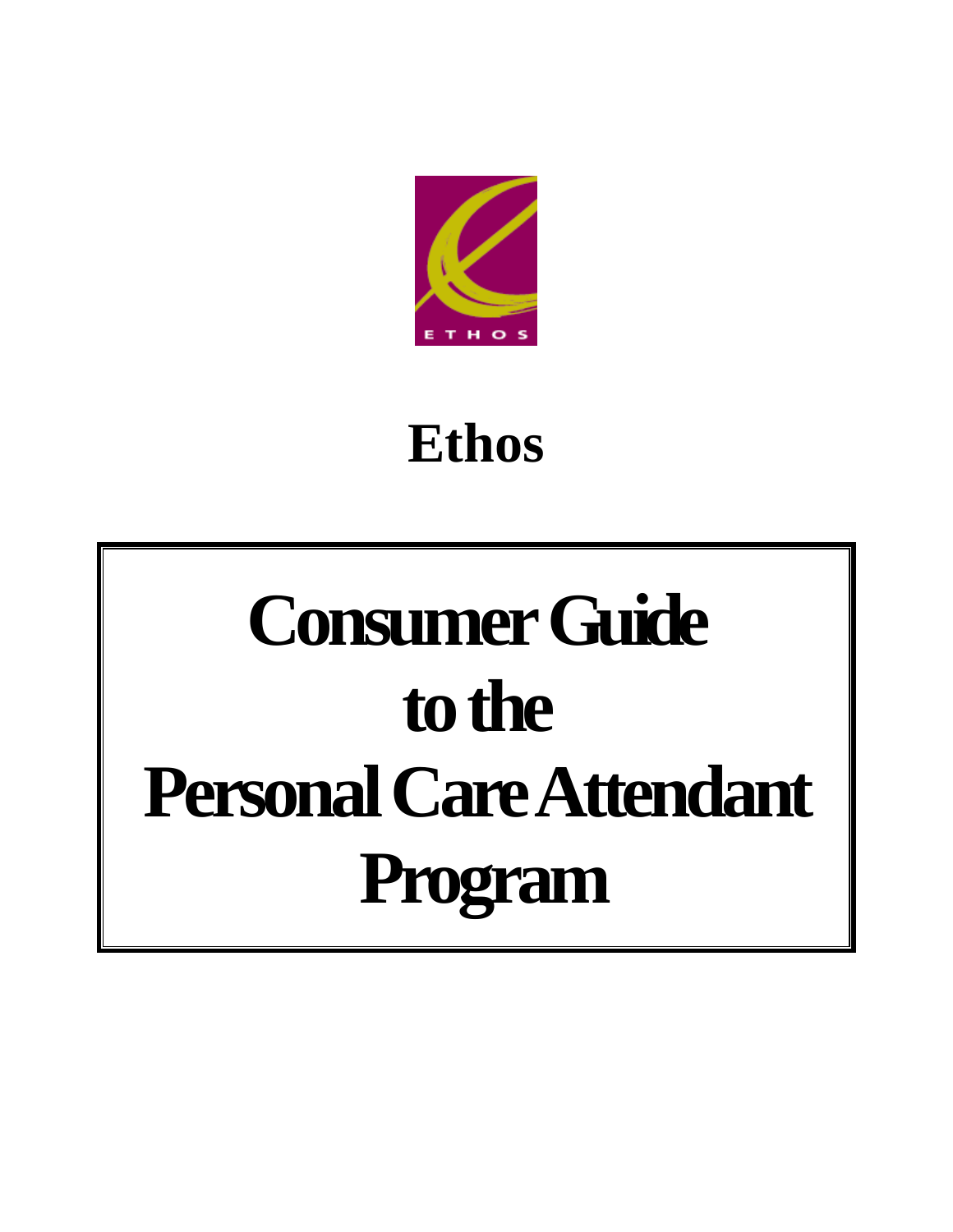ETHOS

# Ethos

# Consumer Guide to the Personal Care Attendant Program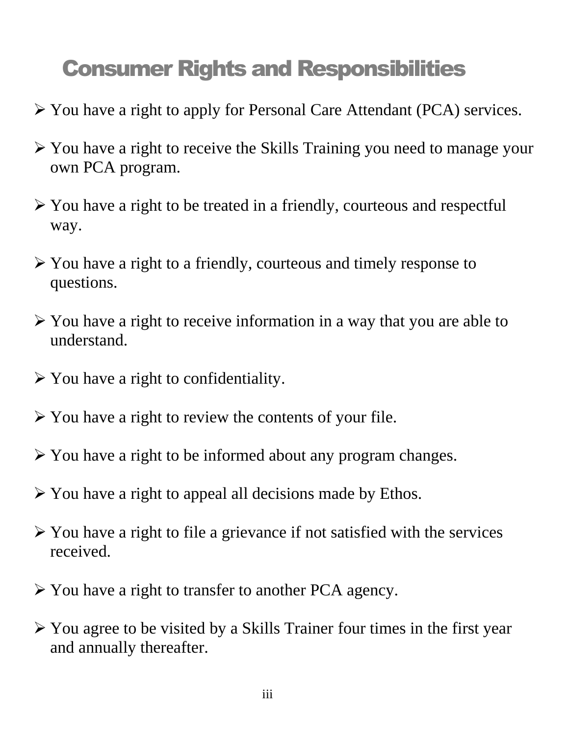# Consumer Rights and Responsibilities

- You have a right to apply for Personal Care Attendant (PCA) services.
- You have a right to receive the Skills Training you need to manage your own PCA program.
- You have a right to be treated in a friendly, courteous and respectful way.
- You have a right to a friendly, courteous and timely response to questions.
- You have a right to receive information in a way that you are able to understand.
- You have a right to confidentiality.
- You have a right to review the contents of your file.
- You have a right to be informed about any program changes.
- You have a right to appeal all decisions made by Ethos.
- You have a right to file a grievance if not satisfied with the services received.
- You have a right to transfer to another PCA agency.
- You agree to be visited by a Skills Trainer four times in the first year and annually thereafter.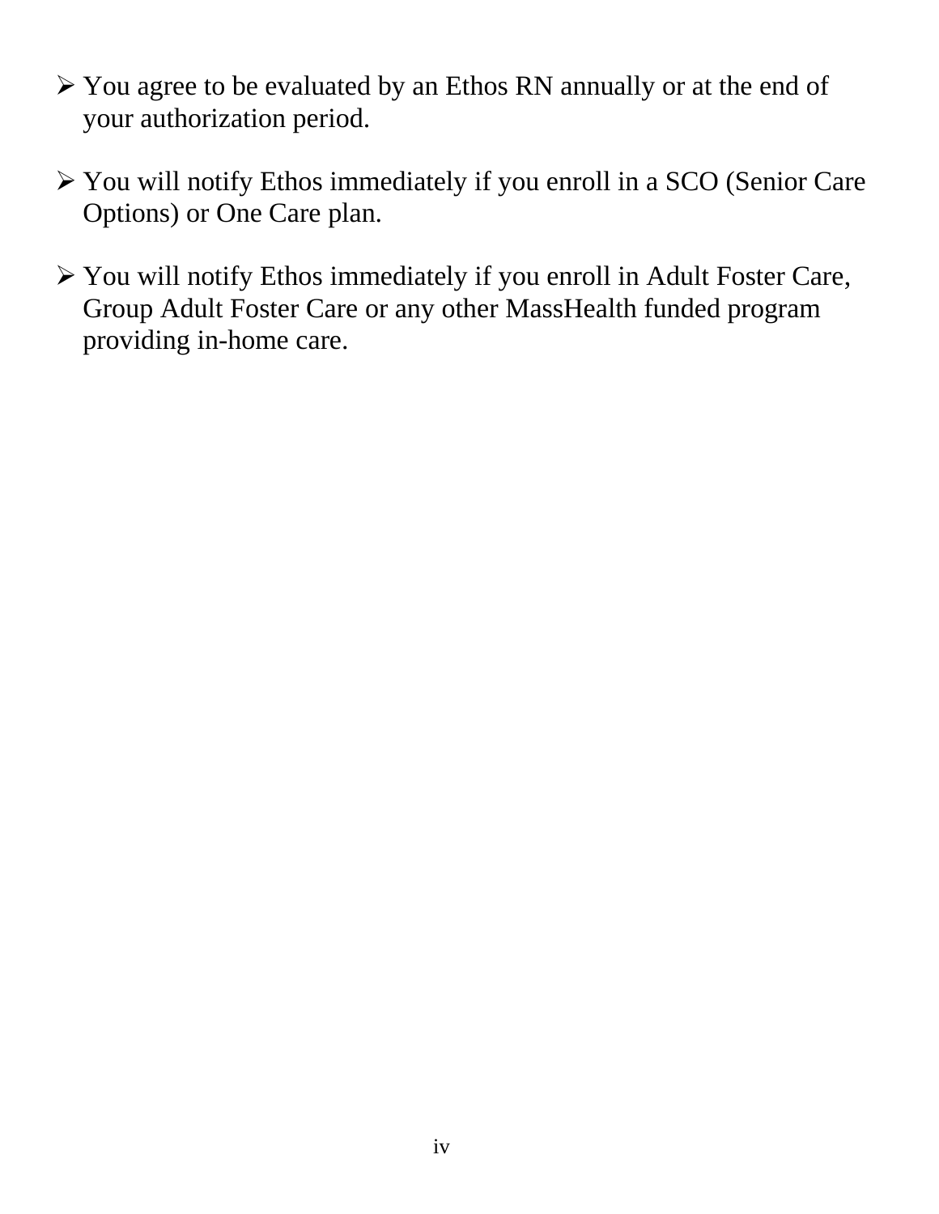- You agree to be evaluated by an Ethos RN annually or at the end of your authorization period.

- You will notify Ethos immediately if you enroll in a SCO (Senior Care Options) or One Care plan.

- You will notify Ethos immediately if you enroll in Adult Foster Care, Group Adult Foster Care or any other MassHealth funded program providing in-home care.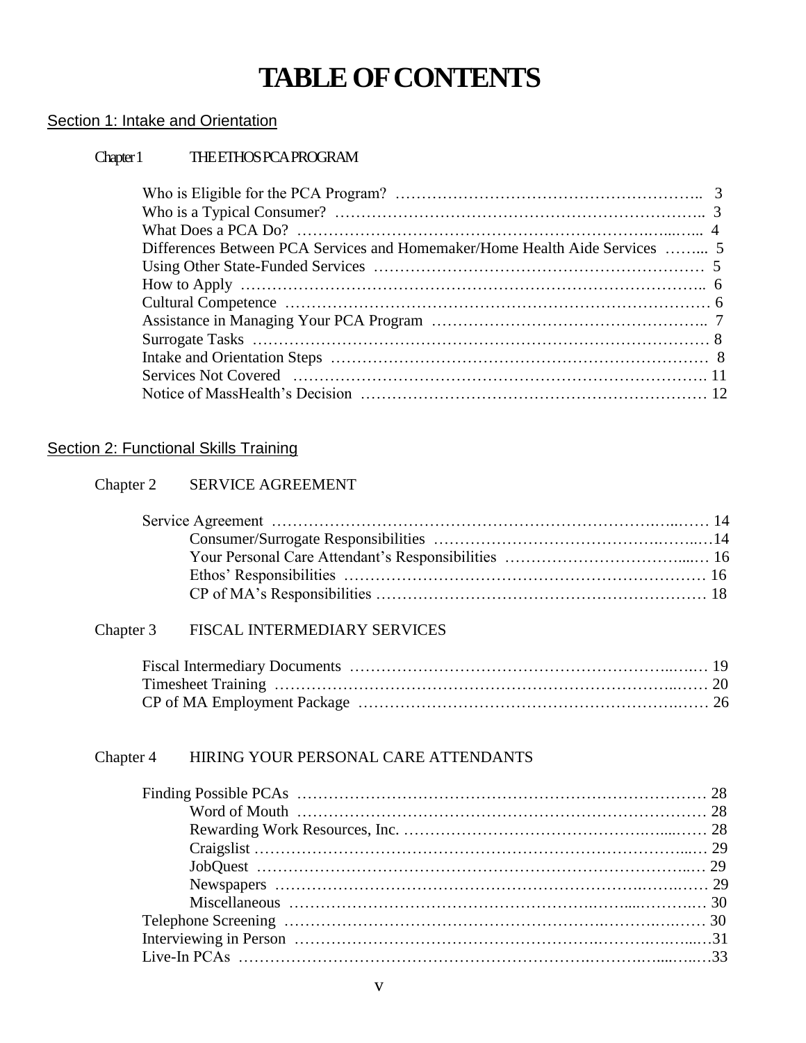# TABLE OF CONTENTS

## Section 1: Intake and Orientation

### Chapter 1 THE ETHOS PCA PROGRAM

Who is Eligible for the PCA Program? ………………………………………………….. 3
Who is a Typical Consumer? ……………………………………………………………….. 3
What Does a PCA Do? ………………………………………………………….…...….... 4
Differences Between PCA Services and Homemaker/Home Health Aide Services ……... 5
Using Other State-Funded Services ……………………………………………………… 5
How to Apply …………………….………………………………………………………….. 6
Cultural Competence ……………………………………………………………………… 6
Assistance in Managing Your PCA Program …………………………………………….. 7
Surrogate Tasks …………………………………………………………………………… 8
Intake and Orientation Steps ……………………………………………………………… 8
Services Not Covered ……………………………………………………………………. 11
Notice of MassHealth's Decision ………………………………………………………… 12

## Section 2: Functional Skills Training

### Chapter 2 SERVICE AGREEMENT

Service Agreement ………………………………………………………………….…..…… 14
- Consumer/Surrogate Responsibilities ……………………………………….……...…14
- Your Personal Care Attendant's Responsibilities …………………….……………...… 16
- Ethos' Responsibilities ………………………………………………………… 16
- CP of MA's Responsibilities …………………………………………………… 18

### Chapter 3 FISCAL INTERMEDIARY SERVICES

Fiscal Intermediary Documents ………………………………………………………..….… 19
Timesheet Training ……………………………………………………………………..…… 20
CP of MA Employment Package …………………………………………………….…… 26

### Chapter 4 HIRING YOUR PERSONAL CARE ATTENDANTS

Finding Possible PCAs …………………………………………………………………… 28
- Word of Mouth …………………………………………………………………… 28
- Rewarding Work Resources, Inc. ………………………………………….…....…… 28
- Craigslist ……………………………………………………………………………...… 29
- JobQuest ………………………………………………………………………...… 29
- Newspapers ……………………………………………………………….…….…… 29
- Miscellaneous ………………………………………………….……....………..… 30

Telephone Screening ……………………………………………………….…….….…… 30
Interviewing in Person ………………………………………………….……….…….....…31
Live-In PCAs ……………………………………………………….……….……....…..…33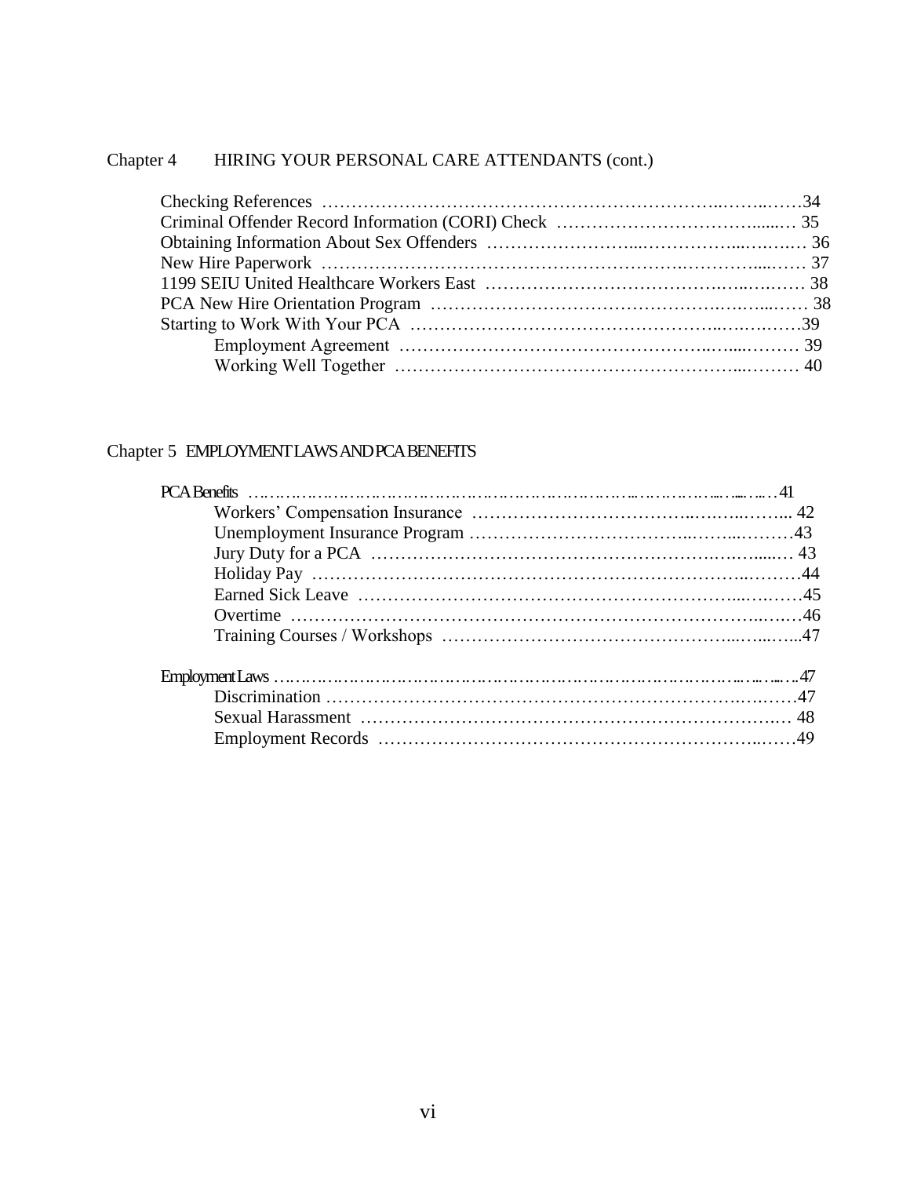Chapter 4 HIRING YOUR PERSONAL CARE ATTENDANTS (cont.)

- Checking References ……34
- Criminal Offender Record Information (CORI) Check ……35
- Obtaining Information About Sex Offenders ……36
- New Hire Paperwork ……37
- 1199 SEIU United Healthcare Workers East ……38
- PCA New Hire Orientation Program ……38
- Starting to Work With Your PCA ……39
  - Employment Agreement ……39
  - Working Well Together ……40

Chapter 5 EMPLOYMENT LAWS AND PCA BENEFITS

- PCA Benefits ……41
  - Workers' Compensation Insurance ……42
  - Unemployment Insurance Program ……43
  - Jury Duty for a PCA ……43
  - Holiday Pay ……44
  - Earned Sick Leave ……45
  - Overtime ……46
  - Training Courses / Workshops ……47
- Employment Laws ……47
  - Discrimination ……47
  - Sexual Harassment ……48
  - Employment Records ……49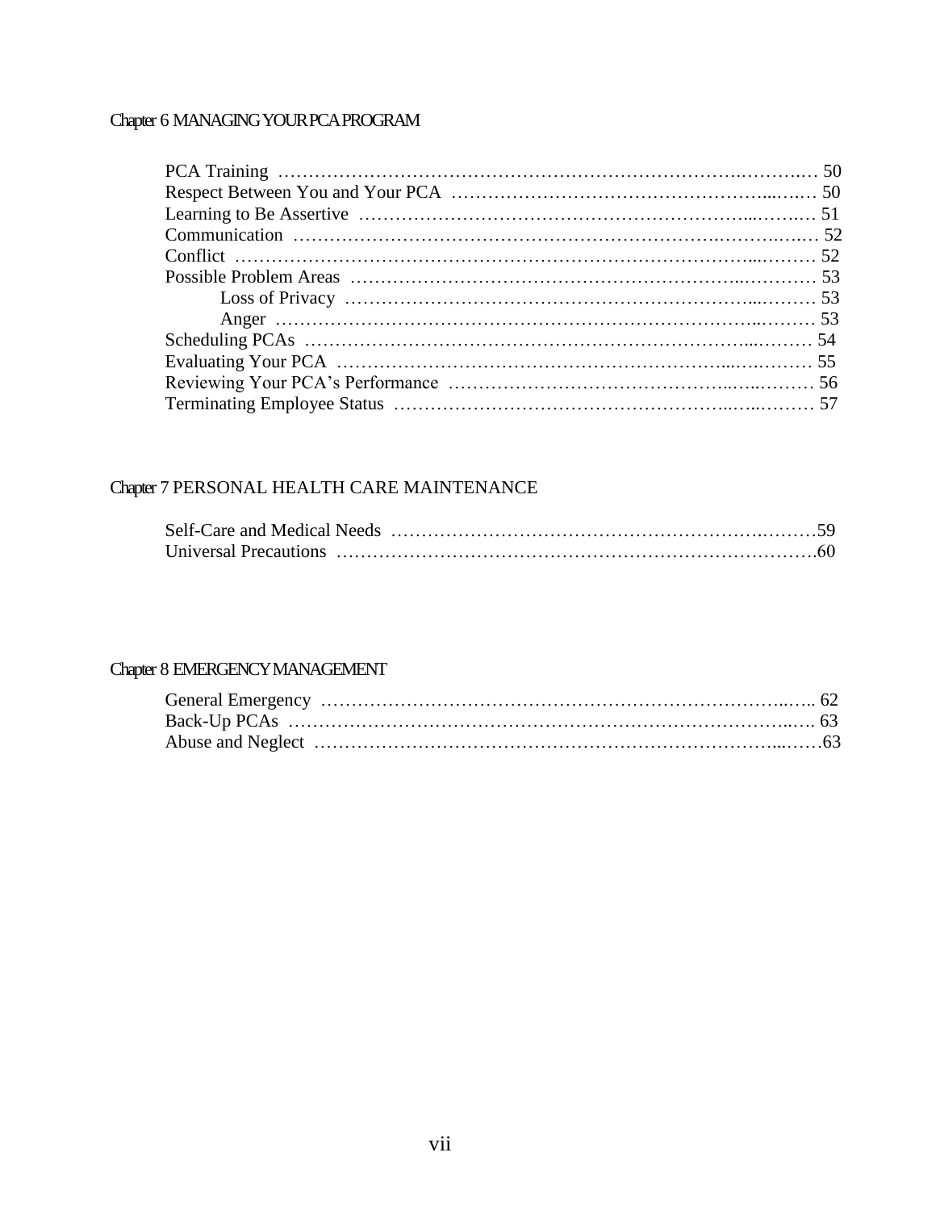Chapter 6 MANAGING YOUR PCA PROGRAM

- PCA Training ……………………………………………………………………… 50
- Respect Between You and Your PCA ……………………………………………… 50
- Learning to Be Assertive ………………………………………………………… 51
- Communication …………………………………………………………………… 52
- Conflict …………………………………………………………………………… 52
- Possible Problem Areas …………………………………………………………… 53
  - Loss of Privacy ……………………………………………………………… 53
  - Anger ………………………………………………………………………… 53
- Scheduling PCAs ………………………………………………………………… 54
- Evaluating Your PCA ……………………………………………………………… 55
- Reviewing Your PCA's Performance ……………………………………………… 56
- Terminating Employee Status …………………………………………………… 57

Chapter 7 PERSONAL HEALTH CARE MAINTENANCE

- Self-Care and Medical Needs ……………………………………………………… 59
- Universal Precautions ……………………………………………………………… 60

Chapter 8 EMERGENCY MANAGEMENT

- General Emergency ………………………………………………………………… 62
- Back-Up PCAs ……………………………………………………………………… 63
- Abuse and Neglect ………………………………………………………………… 63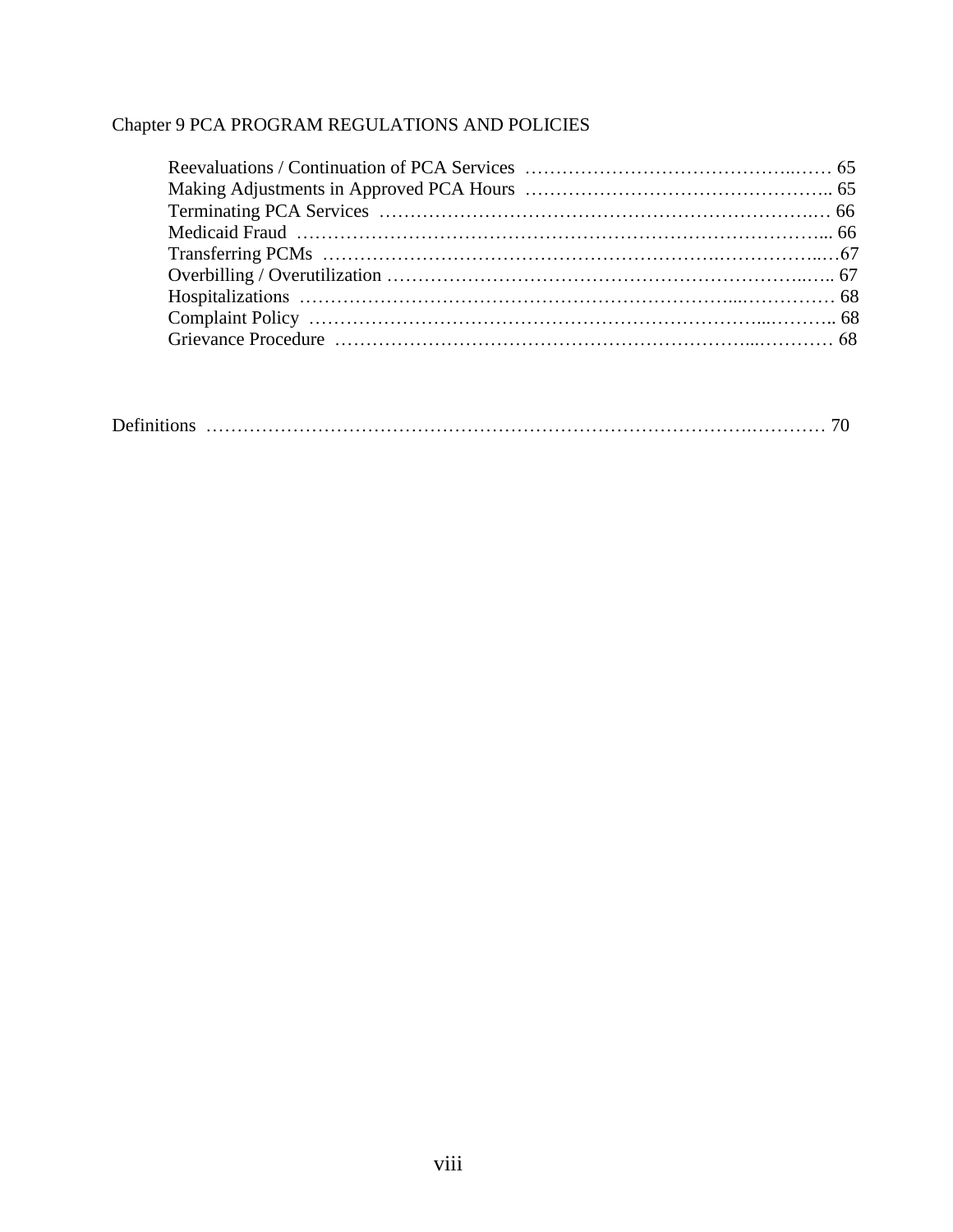Chapter 9 PCA PROGRAM REGULATIONS AND POLICIES

- Reevaluations / Continuation of PCA Services ………… 65
- Making Adjustments in Approved PCA Hours ………… 65
- Terminating PCA Services ………… 66
- Medicaid Fraud ………… 66
- Transferring PCMs ………… 67
- Overbilling / Overutilization ………… 67
- Hospitalizations ………… 68
- Complaint Policy ………… 68
- Grievance Procedure ………… 68

Definitions ………… 70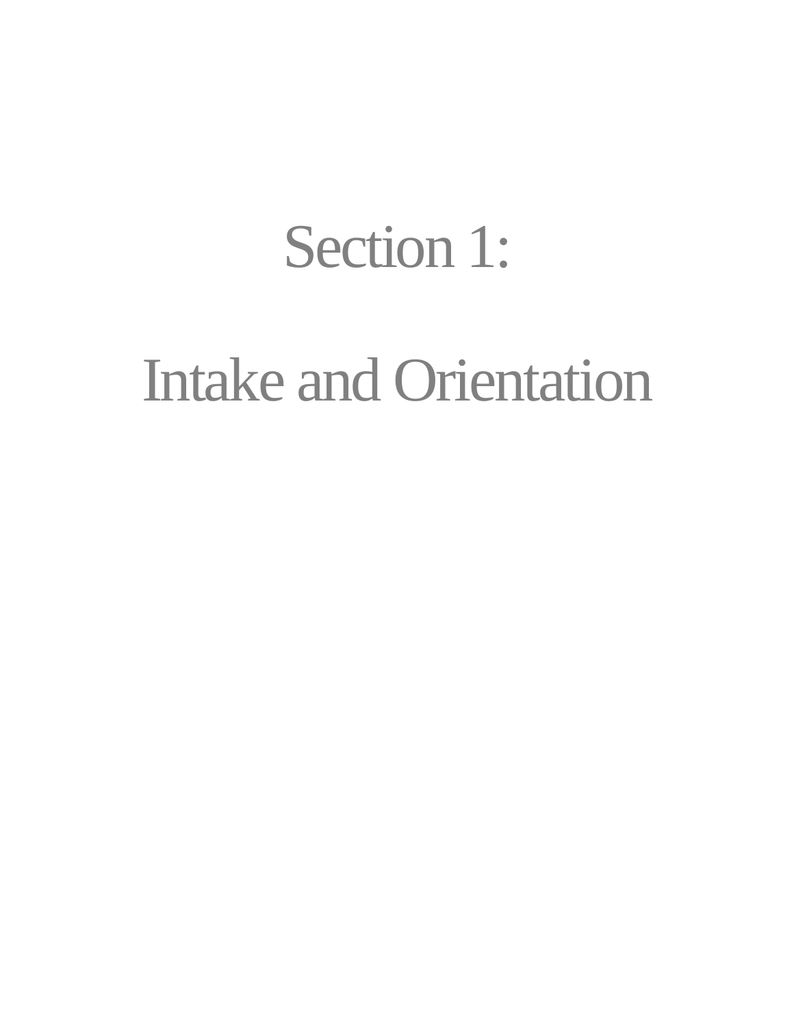# Section 1:

# Intake and Orientation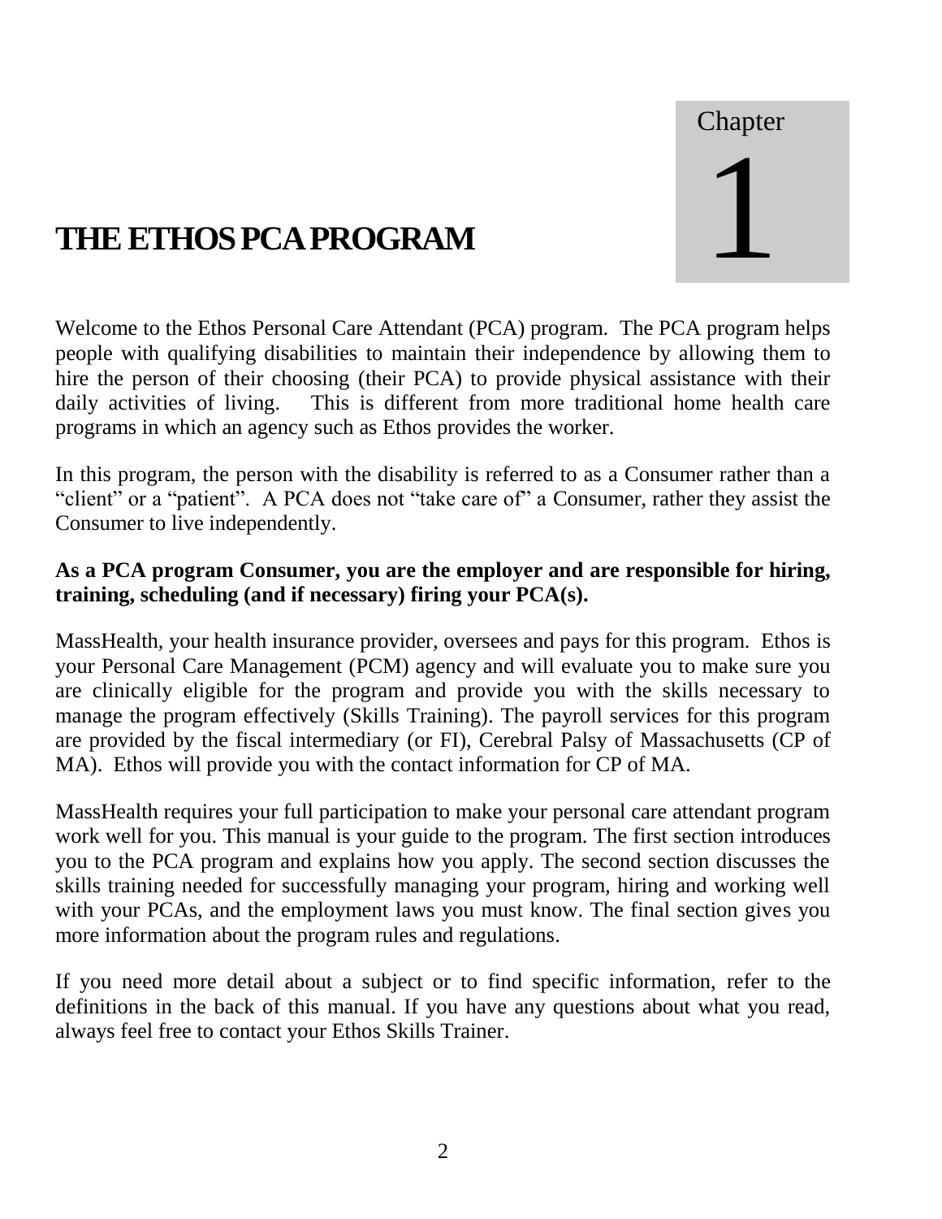Chapter 1

# THE ETHOS PCA PROGRAM

Welcome to the Ethos Personal Care Attendant (PCA) program. The PCA program helps people with qualifying disabilities to maintain their independence by allowing them to hire the person of their choosing (their PCA) to provide physical assistance with their daily activities of living. This is different from more traditional home health care programs in which an agency such as Ethos provides the worker.

In this program, the person with the disability is referred to as a Consumer rather than a "client" or a "patient". A PCA does not "take care of" a Consumer, rather they assist the Consumer to live independently.

**As a PCA program Consumer, you are the employer and are responsible for hiring, training, scheduling (and if necessary) firing your PCA(s).**

MassHealth, your health insurance provider, oversees and pays for this program. Ethos is your Personal Care Management (PCM) agency and will evaluate you to make sure you are clinically eligible for the program and provide you with the skills necessary to manage the program effectively (Skills Training). The payroll services for this program are provided by the fiscal intermediary (or FI), Cerebral Palsy of Massachusetts (CP of MA). Ethos will provide you with the contact information for CP of MA.

MassHealth requires your full participation to make your personal care attendant program work well for you. This manual is your guide to the program. The first section introduces you to the PCA program and explains how you apply. The second section discusses the skills training needed for successfully managing your program, hiring and working well with your PCAs, and the employment laws you must know. The final section gives you more information about the program rules and regulations.

If you need more detail about a subject or to find specific information, refer to the definitions in the back of this manual. If you have any questions about what you read, always feel free to contact your Ethos Skills Trainer.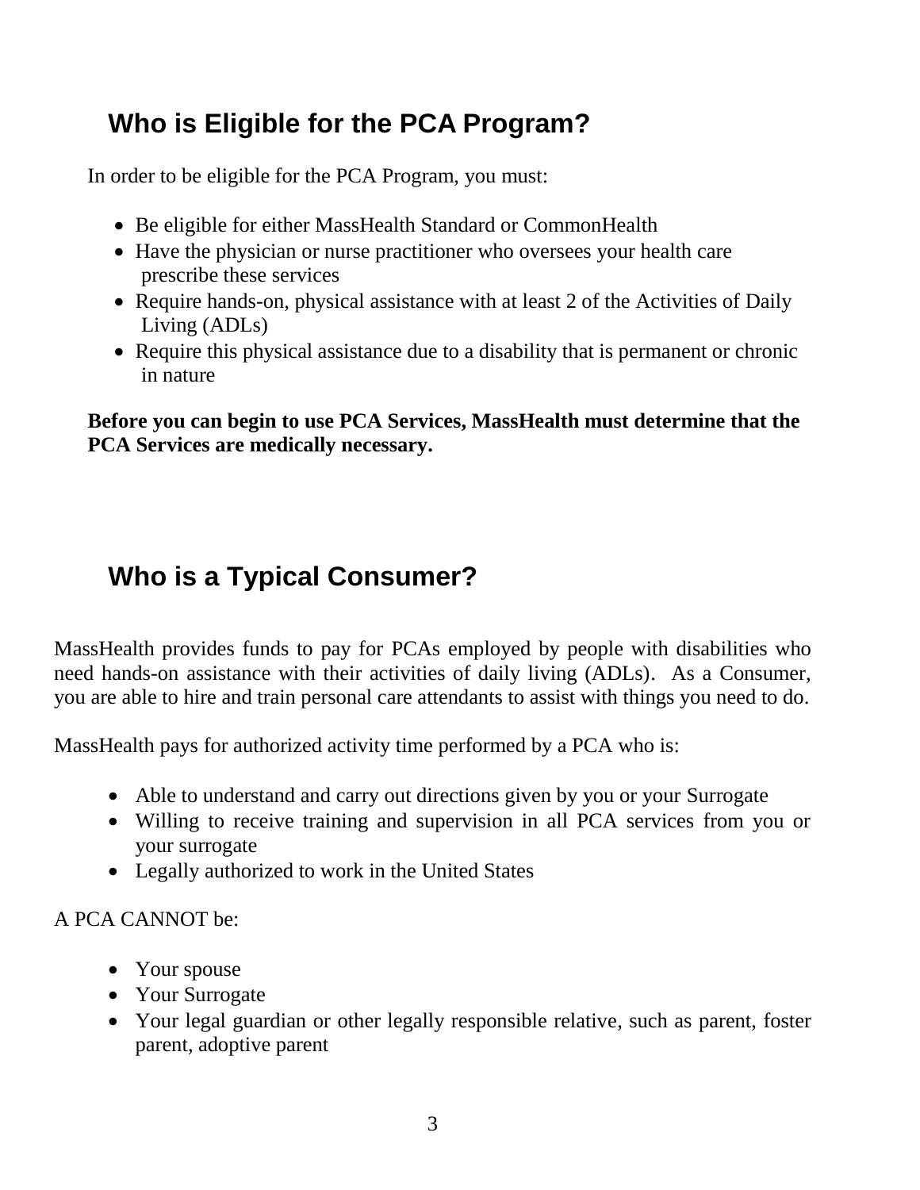## Who is Eligible for the PCA Program?

In order to be eligible for the PCA Program, you must:

- Be eligible for either MassHealth Standard or CommonHealth
- Have the physician or nurse practitioner who oversees your health care prescribe these services
- Require hands-on, physical assistance with at least 2 of the Activities of Daily Living (ADLs)
- Require this physical assistance due to a disability that is permanent or chronic in nature

**Before you can begin to use PCA Services, MassHealth must determine that the PCA Services are medically necessary.**

## Who is a Typical Consumer?

MassHealth provides funds to pay for PCAs employed by people with disabilities who need hands-on assistance with their activities of daily living (ADLs). As a Consumer, you are able to hire and train personal care attendants to assist with things you need to do.

MassHealth pays for authorized activity time performed by a PCA who is:

- Able to understand and carry out directions given by you or your Surrogate
- Willing to receive training and supervision in all PCA services from you or your surrogate
- Legally authorized to work in the United States

A PCA CANNOT be:

- Your spouse
- Your Surrogate
- Your legal guardian or other legally responsible relative, such as parent, foster parent, adoptive parent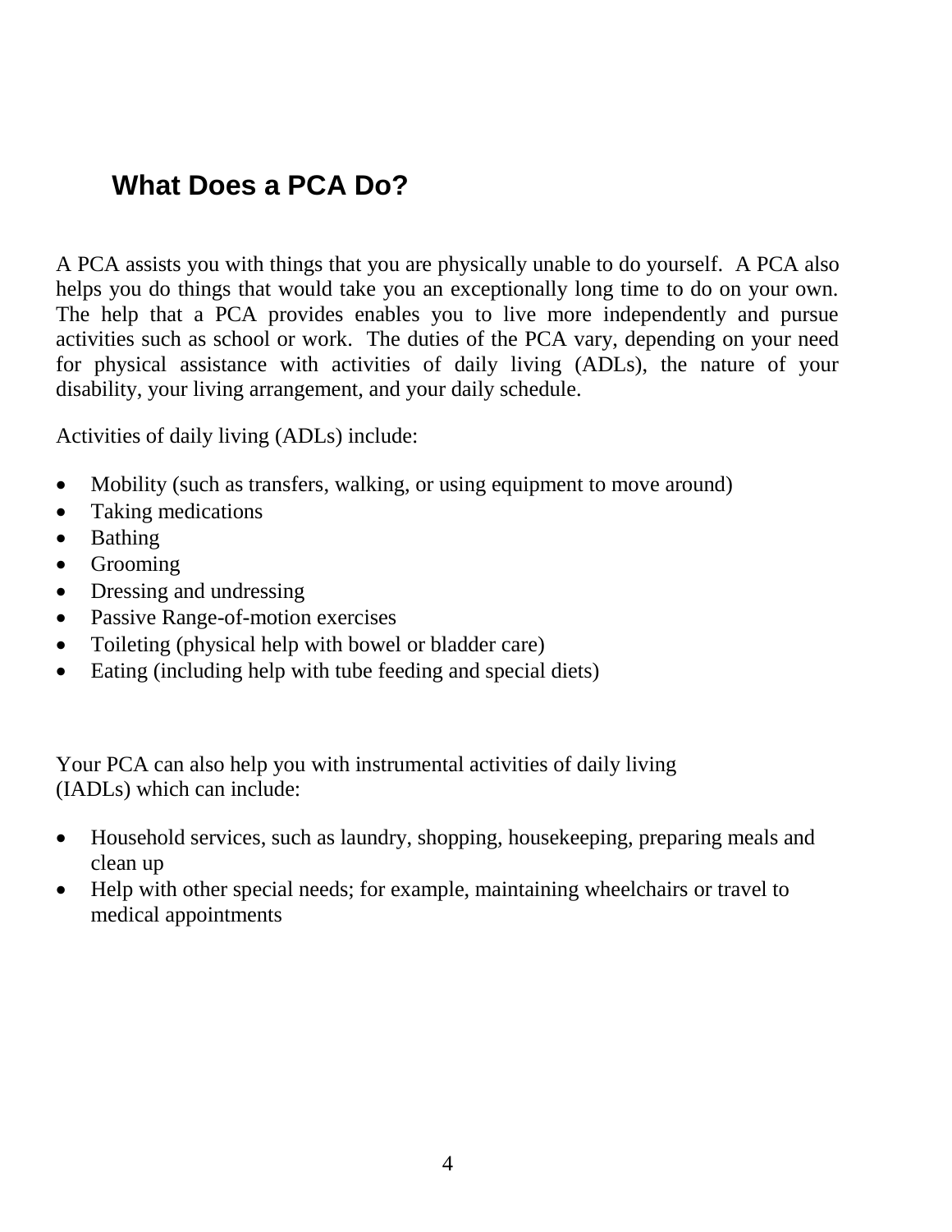## What Does a PCA Do?

A PCA assists you with things that you are physically unable to do yourself. A PCA also helps you do things that would take you an exceptionally long time to do on your own. The help that a PCA provides enables you to live more independently and pursue activities such as school or work. The duties of the PCA vary, depending on your need for physical assistance with activities of daily living (ADLs), the nature of your disability, your living arrangement, and your daily schedule.

Activities of daily living (ADLs) include:

- Mobility (such as transfers, walking, or using equipment to move around)
- Taking medications
- Bathing
- Grooming
- Dressing and undressing
- Passive Range-of-motion exercises
- Toileting (physical help with bowel or bladder care)
- Eating (including help with tube feeding and special diets)

Your PCA can also help you with instrumental activities of daily living (IADLs) which can include:

- Household services, such as laundry, shopping, housekeeping, preparing meals and clean up
- Help with other special needs; for example, maintaining wheelchairs or travel to medical appointments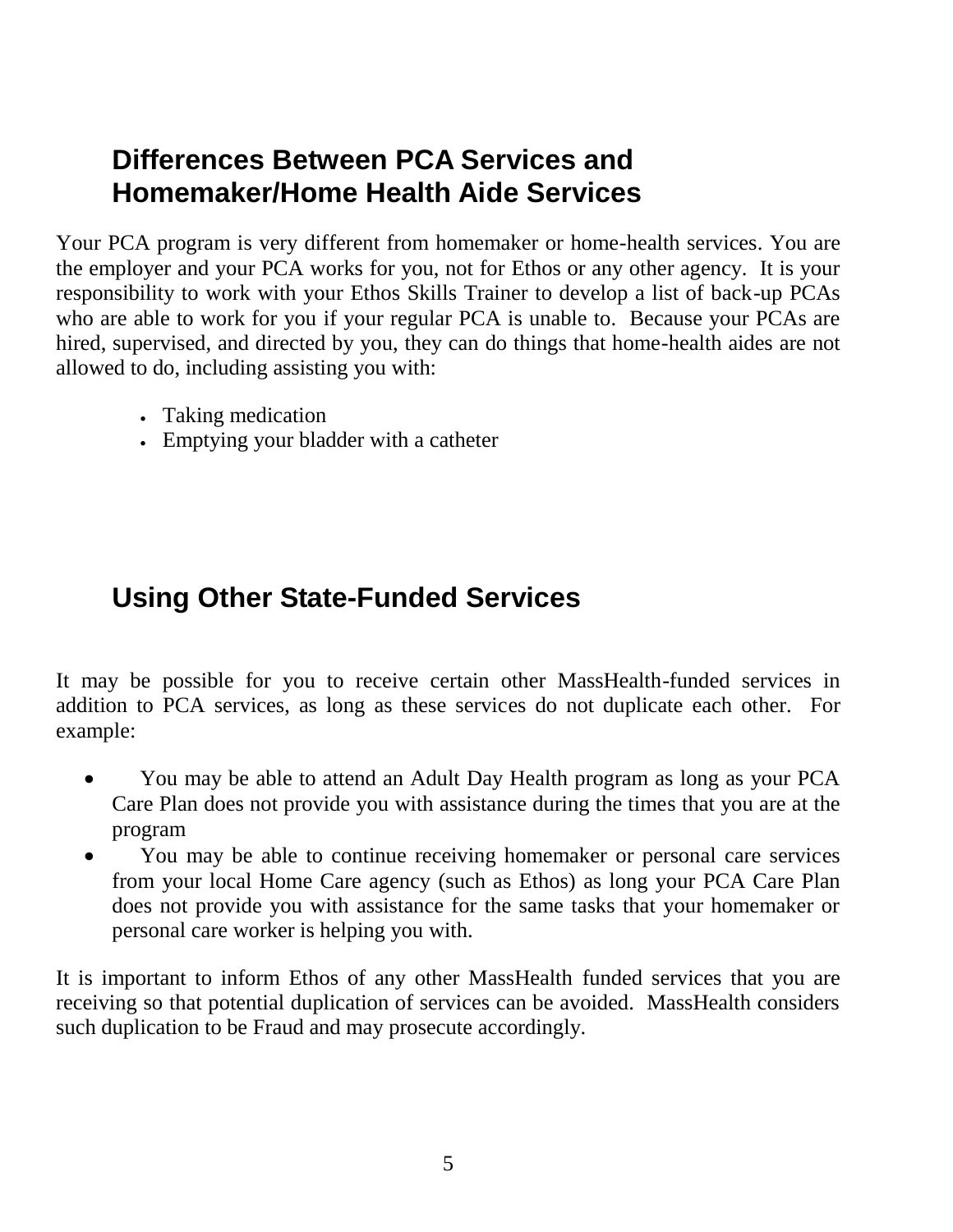## Differences Between PCA Services and Homemaker/Home Health Aide Services

Your PCA program is very different from homemaker or home-health services. You are the employer and your PCA works for you, not for Ethos or any other agency. It is your responsibility to work with your Ethos Skills Trainer to develop a list of back-up PCAs who are able to work for you if your regular PCA is unable to. Because your PCAs are hired, supervised, and directed by you, they can do things that home-health aides are not allowed to do, including assisting you with:

- Taking medication
- Emptying your bladder with a catheter

## Using Other State-Funded Services

It may be possible for you to receive certain other MassHealth-funded services in addition to PCA services, as long as these services do not duplicate each other. For example:

- You may be able to attend an Adult Day Health program as long as your PCA Care Plan does not provide you with assistance during the times that you are at the program
- You may be able to continue receiving homemaker or personal care services from your local Home Care agency (such as Ethos) as long your PCA Care Plan does not provide you with assistance for the same tasks that your homemaker or personal care worker is helping you with.

It is important to inform Ethos of any other MassHealth funded services that you are receiving so that potential duplication of services can be avoided. MassHealth considers such duplication to be Fraud and may prosecute accordingly.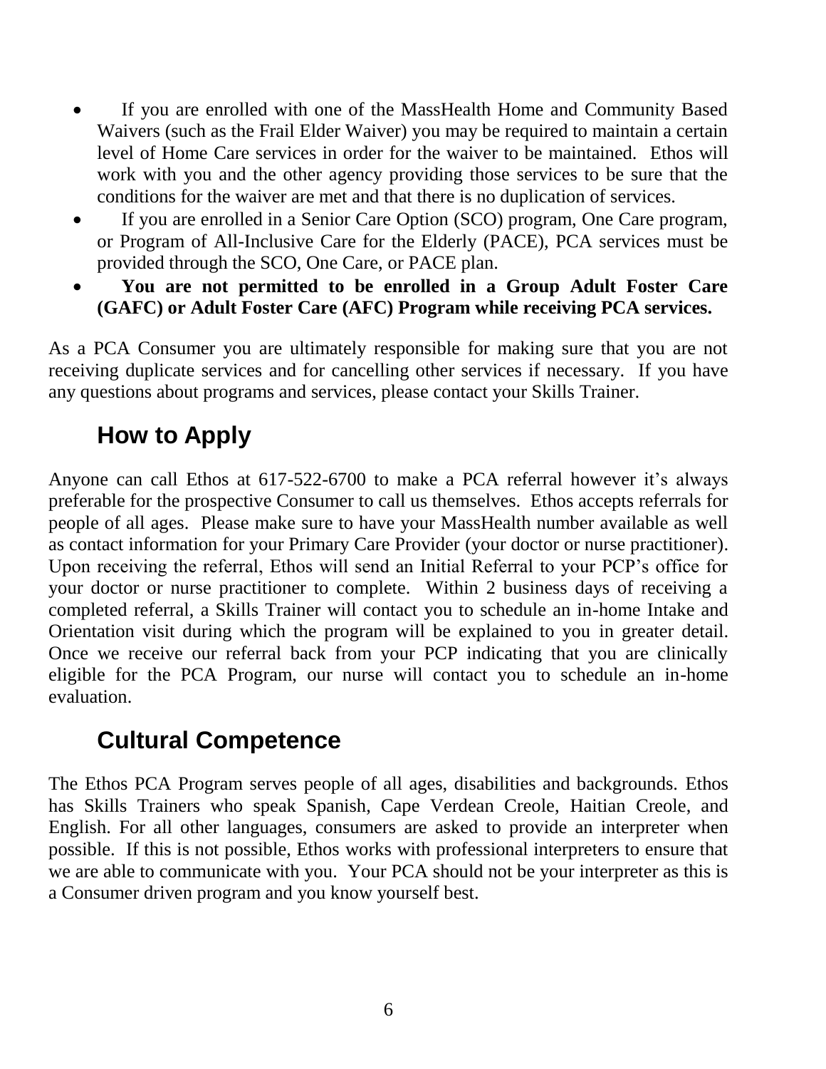- If you are enrolled with one of the MassHealth Home and Community Based Waivers (such as the Frail Elder Waiver) you may be required to maintain a certain level of Home Care services in order for the waiver to be maintained. Ethos will work with you and the other agency providing those services to be sure that the conditions for the waiver are met and that there is no duplication of services.
- If you are enrolled in a Senior Care Option (SCO) program, One Care program, or Program of All-Inclusive Care for the Elderly (PACE), PCA services must be provided through the SCO, One Care, or PACE plan.
- **You are not permitted to be enrolled in a Group Adult Foster Care (GAFC) or Adult Foster Care (AFC) Program while receiving PCA services.**

As a PCA Consumer you are ultimately responsible for making sure that you are not receiving duplicate services and for cancelling other services if necessary. If you have any questions about programs and services, please contact your Skills Trainer.

## How to Apply

Anyone can call Ethos at 617-522-6700 to make a PCA referral however it's always preferable for the prospective Consumer to call us themselves. Ethos accepts referrals for people of all ages. Please make sure to have your MassHealth number available as well as contact information for your Primary Care Provider (your doctor or nurse practitioner). Upon receiving the referral, Ethos will send an Initial Referral to your PCP's office for your doctor or nurse practitioner to complete. Within 2 business days of receiving a completed referral, a Skills Trainer will contact you to schedule an in-home Intake and Orientation visit during which the program will be explained to you in greater detail. Once we receive our referral back from your PCP indicating that you are clinically eligible for the PCA Program, our nurse will contact you to schedule an in-home evaluation.

## Cultural Competence

The Ethos PCA Program serves people of all ages, disabilities and backgrounds. Ethos has Skills Trainers who speak Spanish, Cape Verdean Creole, Haitian Creole, and English. For all other languages, consumers are asked to provide an interpreter when possible. If this is not possible, Ethos works with professional interpreters to ensure that we are able to communicate with you. Your PCA should not be your interpreter as this is a Consumer driven program and you know yourself best.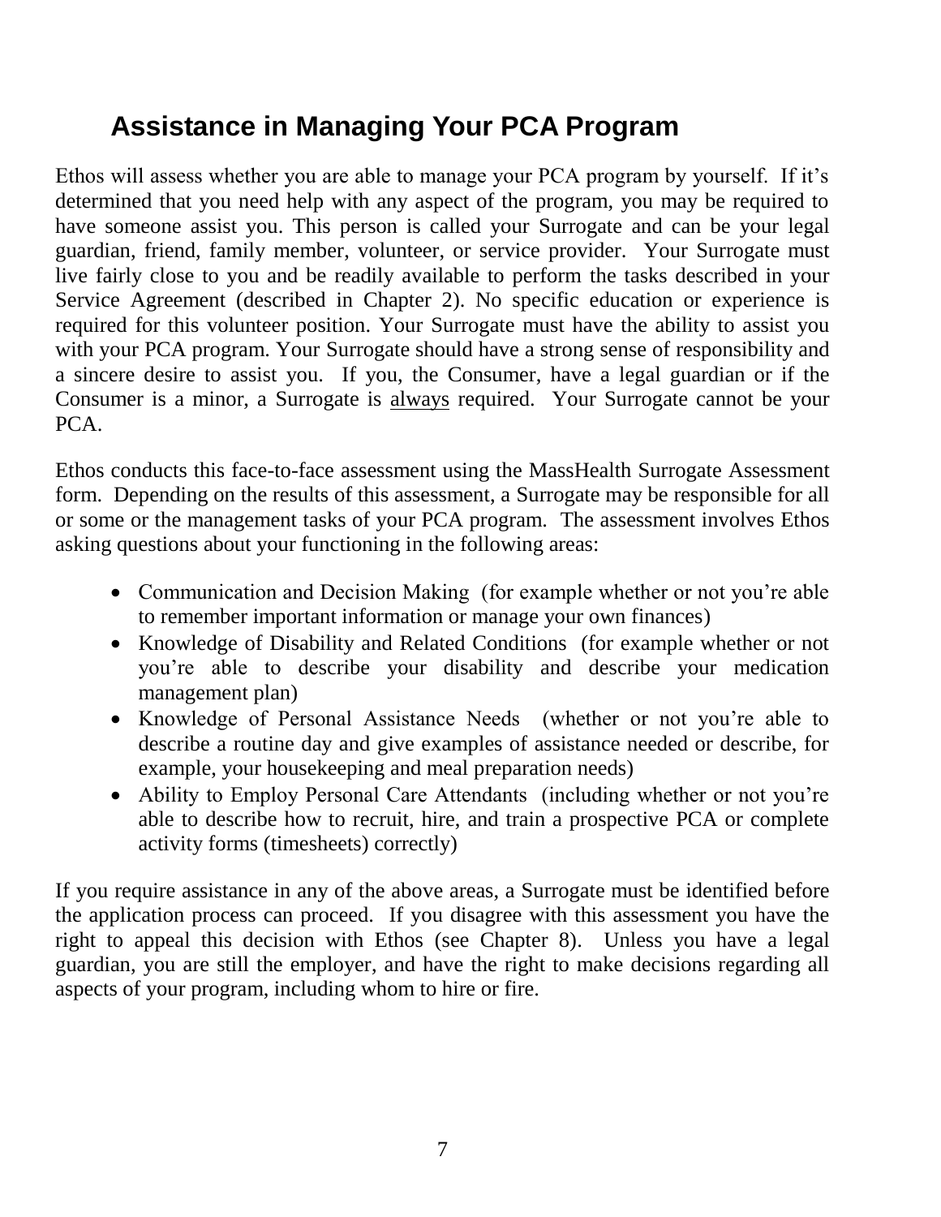## Assistance in Managing Your PCA Program

Ethos will assess whether you are able to manage your PCA program by yourself. If it's determined that you need help with any aspect of the program, you may be required to have someone assist you. This person is called your Surrogate and can be your legal guardian, friend, family member, volunteer, or service provider. Your Surrogate must live fairly close to you and be readily available to perform the tasks described in your Service Agreement (described in Chapter 2). No specific education or experience is required for this volunteer position. Your Surrogate must have the ability to assist you with your PCA program. Your Surrogate should have a strong sense of responsibility and a sincere desire to assist you. If you, the Consumer, have a legal guardian or if the Consumer is a minor, a Surrogate is <u>always</u> required. Your Surrogate cannot be your PCA.

Ethos conducts this face-to-face assessment using the MassHealth Surrogate Assessment form. Depending on the results of this assessment, a Surrogate may be responsible for all or some or the management tasks of your PCA program. The assessment involves Ethos asking questions about your functioning in the following areas:

- Communication and Decision Making (for example whether or not you're able to remember important information or manage your own finances)
- Knowledge of Disability and Related Conditions (for example whether or not you're able to describe your disability and describe your medication management plan)
- Knowledge of Personal Assistance Needs (whether or not you're able to describe a routine day and give examples of assistance needed or describe, for example, your housekeeping and meal preparation needs)
- Ability to Employ Personal Care Attendants (including whether or not you're able to describe how to recruit, hire, and train a prospective PCA or complete activity forms (timesheets) correctly)

If you require assistance in any of the above areas, a Surrogate must be identified before the application process can proceed. If you disagree with this assessment you have the right to appeal this decision with Ethos (see Chapter 8). Unless you have a legal guardian, you are still the employer, and have the right to make decisions regarding all aspects of your program, including whom to hire or fire.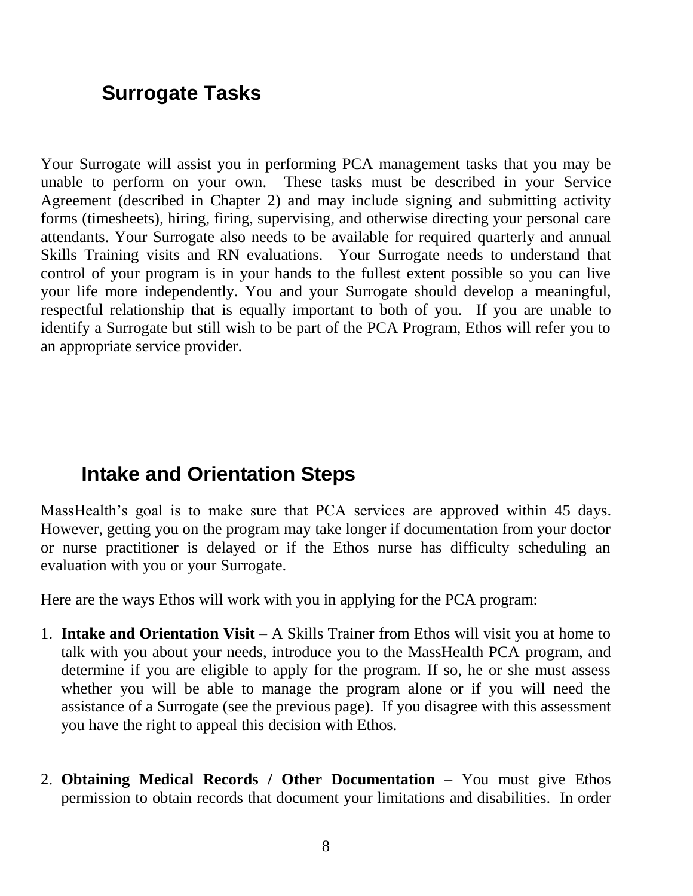## Surrogate Tasks

Your Surrogate will assist you in performing PCA management tasks that you may be unable to perform on your own. These tasks must be described in your Service Agreement (described in Chapter 2) and may include signing and submitting activity forms (timesheets), hiring, firing, supervising, and otherwise directing your personal care attendants. Your Surrogate also needs to be available for required quarterly and annual Skills Training visits and RN evaluations. Your Surrogate needs to understand that control of your program is in your hands to the fullest extent possible so you can live your life more independently. You and your Surrogate should develop a meaningful, respectful relationship that is equally important to both of you. If you are unable to identify a Surrogate but still wish to be part of the PCA Program, Ethos will refer you to an appropriate service provider.

## Intake and Orientation Steps

MassHealth's goal is to make sure that PCA services are approved within 45 days. However, getting you on the program may take longer if documentation from your doctor or nurse practitioner is delayed or if the Ethos nurse has difficulty scheduling an evaluation with you or your Surrogate.

Here are the ways Ethos will work with you in applying for the PCA program:

1. **Intake and Orientation Visit** – A Skills Trainer from Ethos will visit you at home to talk with you about your needs, introduce you to the MassHealth PCA program, and determine if you are eligible to apply for the program. If so, he or she must assess whether you will be able to manage the program alone or if you will need the assistance of a Surrogate (see the previous page). If you disagree with this assessment you have the right to appeal this decision with Ethos.

2. **Obtaining Medical Records / Other Documentation** – You must give Ethos permission to obtain records that document your limitations and disabilities. In order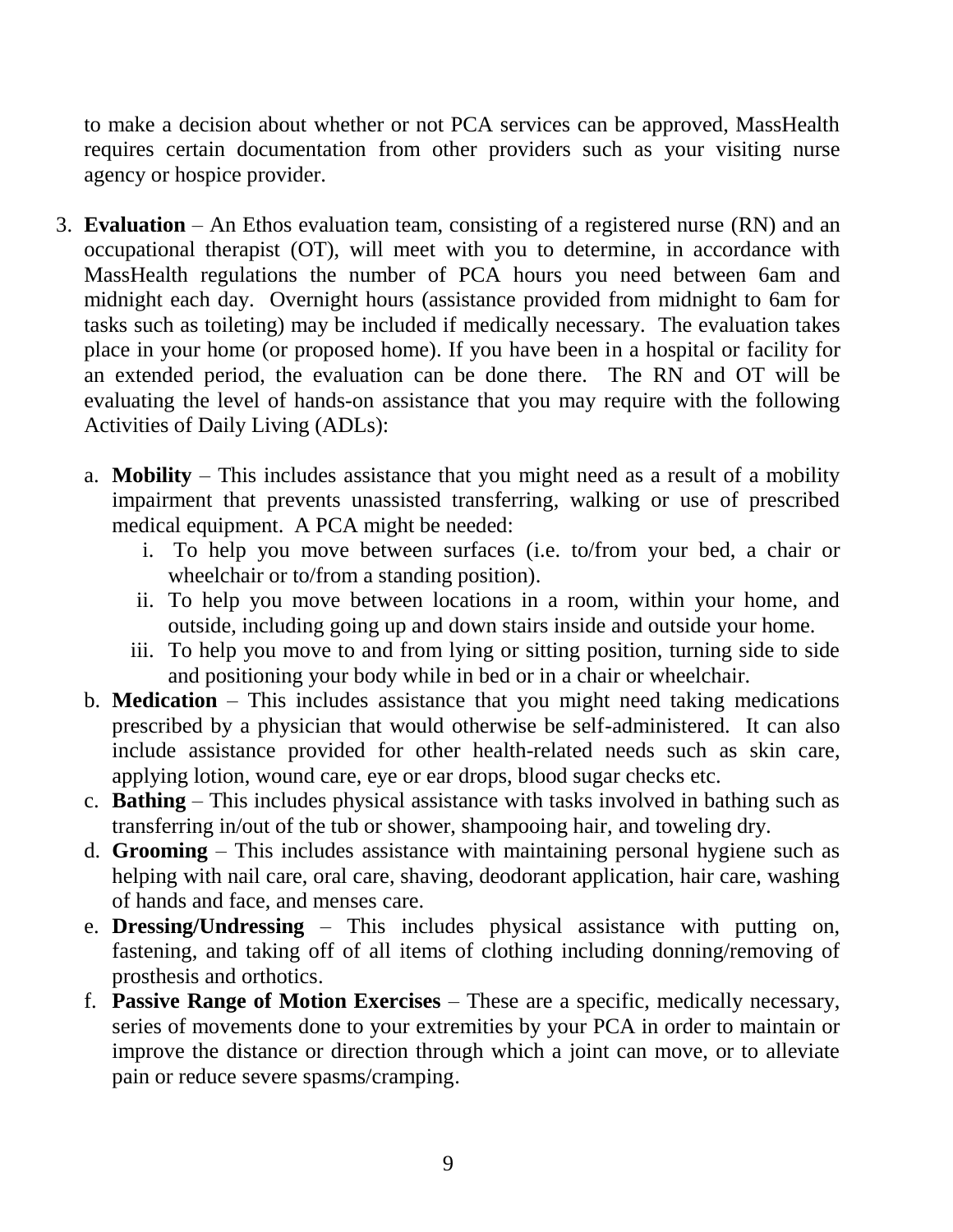to make a decision about whether or not PCA services can be approved, MassHealth requires certain documentation from other providers such as your visiting nurse agency or hospice provider.

3. **Evaluation** – An Ethos evaluation team, consisting of a registered nurse (RN) and an occupational therapist (OT), will meet with you to determine, in accordance with MassHealth regulations the number of PCA hours you need between 6am and midnight each day. Overnight hours (assistance provided from midnight to 6am for tasks such as toileting) may be included if medically necessary. The evaluation takes place in your home (or proposed home). If you have been in a hospital or facility for an extended period, the evaluation can be done there. The RN and OT will be evaluating the level of hands-on assistance that you may require with the following Activities of Daily Living (ADLs):

   a. **Mobility** – This includes assistance that you might need as a result of a mobility impairment that prevents unassisted transferring, walking or use of prescribed medical equipment. A PCA might be needed:
      i. To help you move between surfaces (i.e. to/from your bed, a chair or wheelchair or to/from a standing position).
      ii. To help you move between locations in a room, within your home, and outside, including going up and down stairs inside and outside your home.
      iii. To help you move to and from lying or sitting position, turning side to side and positioning your body while in bed or in a chair or wheelchair.
   b. **Medication** – This includes assistance that you might need taking medications prescribed by a physician that would otherwise be self-administered. It can also include assistance provided for other health-related needs such as skin care, applying lotion, wound care, eye or ear drops, blood sugar checks etc.
   c. **Bathing** – This includes physical assistance with tasks involved in bathing such as transferring in/out of the tub or shower, shampooing hair, and toweling dry.
   d. **Grooming** – This includes assistance with maintaining personal hygiene such as helping with nail care, oral care, shaving, deodorant application, hair care, washing of hands and face, and menses care.
   e. **Dressing/Undressing** – This includes physical assistance with putting on, fastening, and taking off of all items of clothing including donning/removing of prosthesis and orthotics.
   f. **Passive Range of Motion Exercises** – These are a specific, medically necessary, series of movements done to your extremities by your PCA in order to maintain or improve the distance or direction through which a joint can move, or to alleviate pain or reduce severe spasms/cramping.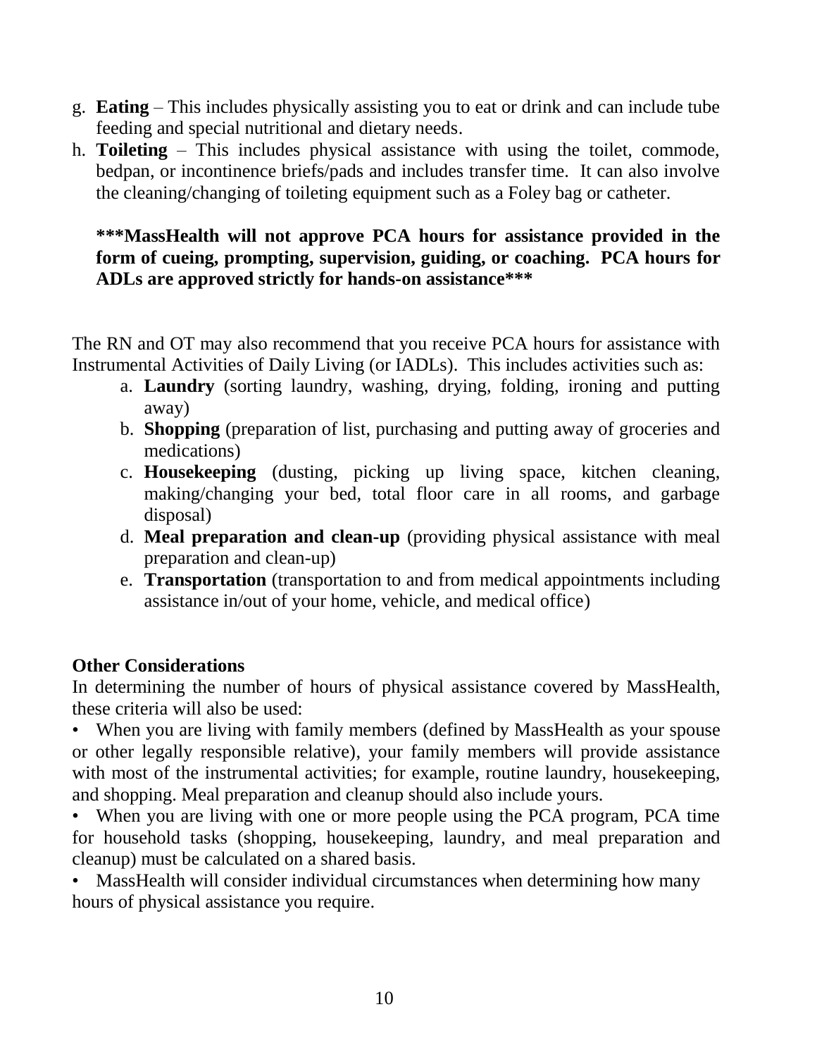g. **Eating** – This includes physically assisting you to eat or drink and can include tube feeding and special nutritional and dietary needs.
h. **Toileting** – This includes physical assistance with using the toilet, commode, bedpan, or incontinence briefs/pads and includes transfer time. It can also involve the cleaning/changing of toileting equipment such as a Foley bag or catheter.

**\*\*\*MassHealth will not approve PCA hours for assistance provided in the form of cueing, prompting, supervision, guiding, or coaching. PCA hours for ADLs are approved strictly for hands-on assistance\*\*\***

The RN and OT may also recommend that you receive PCA hours for assistance with Instrumental Activities of Daily Living (or IADLs). This includes activities such as:

a. **Laundry** (sorting laundry, washing, drying, folding, ironing and putting away)
b. **Shopping** (preparation of list, purchasing and putting away of groceries and medications)
c. **Housekeeping** (dusting, picking up living space, kitchen cleaning, making/changing your bed, total floor care in all rooms, and garbage disposal)
d. **Meal preparation and clean-up** (providing physical assistance with meal preparation and clean-up)
e. **Transportation** (transportation to and from medical appointments including assistance in/out of your home, vehicle, and medical office)

**Other Considerations**

In determining the number of hours of physical assistance covered by MassHealth, these criteria will also be used:

- When you are living with family members (defined by MassHealth as your spouse or other legally responsible relative), your family members will provide assistance with most of the instrumental activities; for example, routine laundry, housekeeping, and shopping. Meal preparation and cleanup should also include yours.
- When you are living with one or more people using the PCA program, PCA time for household tasks (shopping, housekeeping, laundry, and meal preparation and cleanup) must be calculated on a shared basis.
- MassHealth will consider individual circumstances when determining how many hours of physical assistance you require.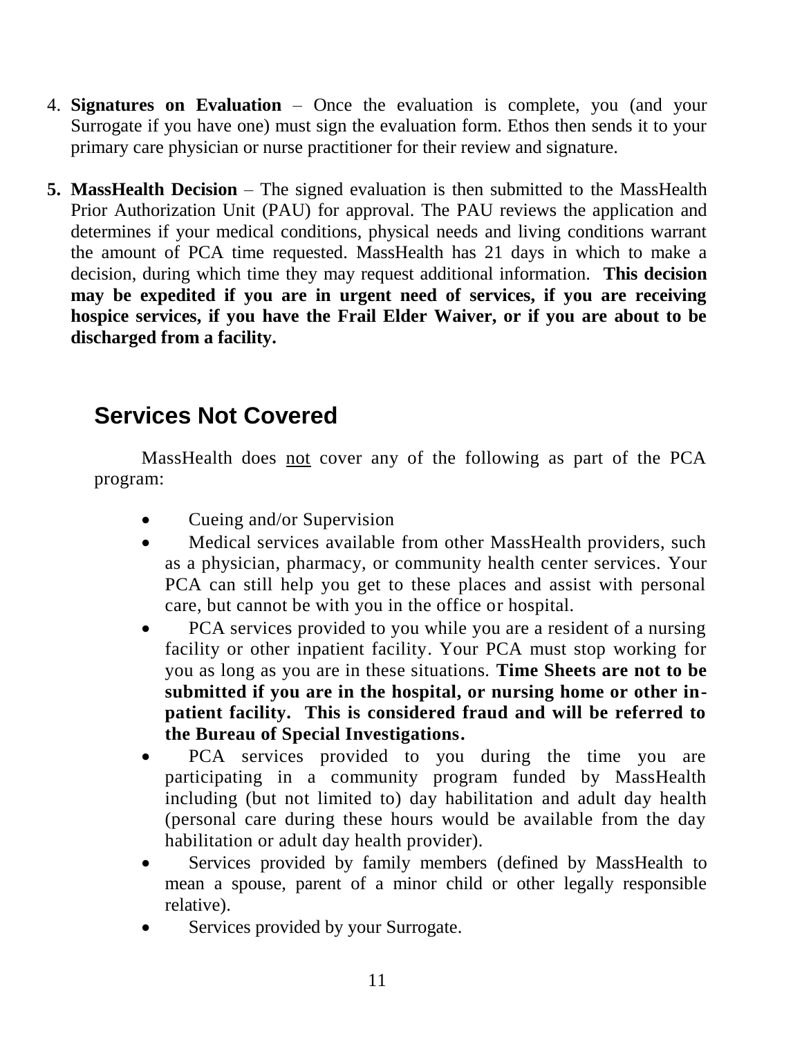4. **Signatures on Evaluation** – Once the evaluation is complete, you (and your Surrogate if you have one) must sign the evaluation form. Ethos then sends it to your primary care physician or nurse practitioner for their review and signature.

5. **MassHealth Decision** – The signed evaluation is then submitted to the MassHealth Prior Authorization Unit (PAU) for approval. The PAU reviews the application and determines if your medical conditions, physical needs and living conditions warrant the amount of PCA time requested. MassHealth has 21 days in which to make a decision, during which time they may request additional information. **This decision may be expedited if you are in urgent need of services, if you are receiving hospice services, if you have the Frail Elder Waiver, or if you are about to be discharged from a facility.**

## Services Not Covered

MassHealth does <u>not</u> cover any of the following as part of the PCA program:

- Cueing and/or Supervision
- Medical services available from other MassHealth providers, such as a physician, pharmacy, or community health center services. Your PCA can still help you get to these places and assist with personal care, but cannot be with you in the office or hospital.
- PCA services provided to you while you are a resident of a nursing facility or other inpatient facility. Your PCA must stop working for you as long as you are in these situations. **Time Sheets are not to be submitted if you are in the hospital, or nursing home or other in-patient facility. This is considered fraud and will be referred to the Bureau of Special Investigations.**
- PCA services provided to you during the time you are participating in a community program funded by MassHealth including (but not limited to) day habilitation and adult day health (personal care during these hours would be available from the day habilitation or adult day health provider).
- Services provided by family members (defined by MassHealth to mean a spouse, parent of a minor child or other legally responsible relative).
- Services provided by your Surrogate.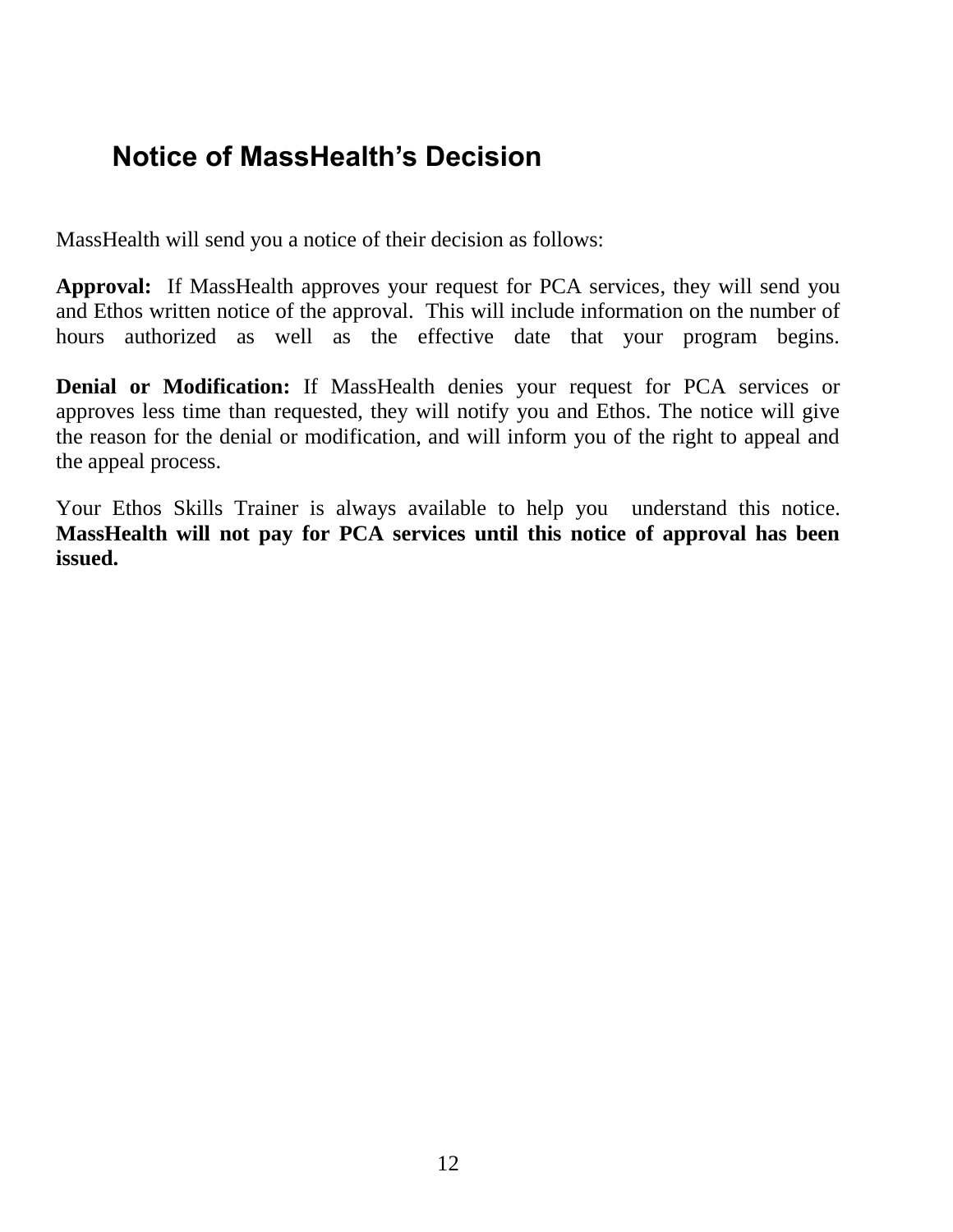## Notice of MassHealth's Decision

MassHealth will send you a notice of their decision as follows:

**Approval:** If MassHealth approves your request for PCA services, they will send you and Ethos written notice of the approval. This will include information on the number of hours authorized as well as the effective date that your program begins.

**Denial or Modification:** If MassHealth denies your request for PCA services or approves less time than requested, they will notify you and Ethos. The notice will give the reason for the denial or modification, and will inform you of the right to appeal and the appeal process.

Your Ethos Skills Trainer is always available to help you understand this notice. **MassHealth will not pay for PCA services until this notice of approval has been issued.**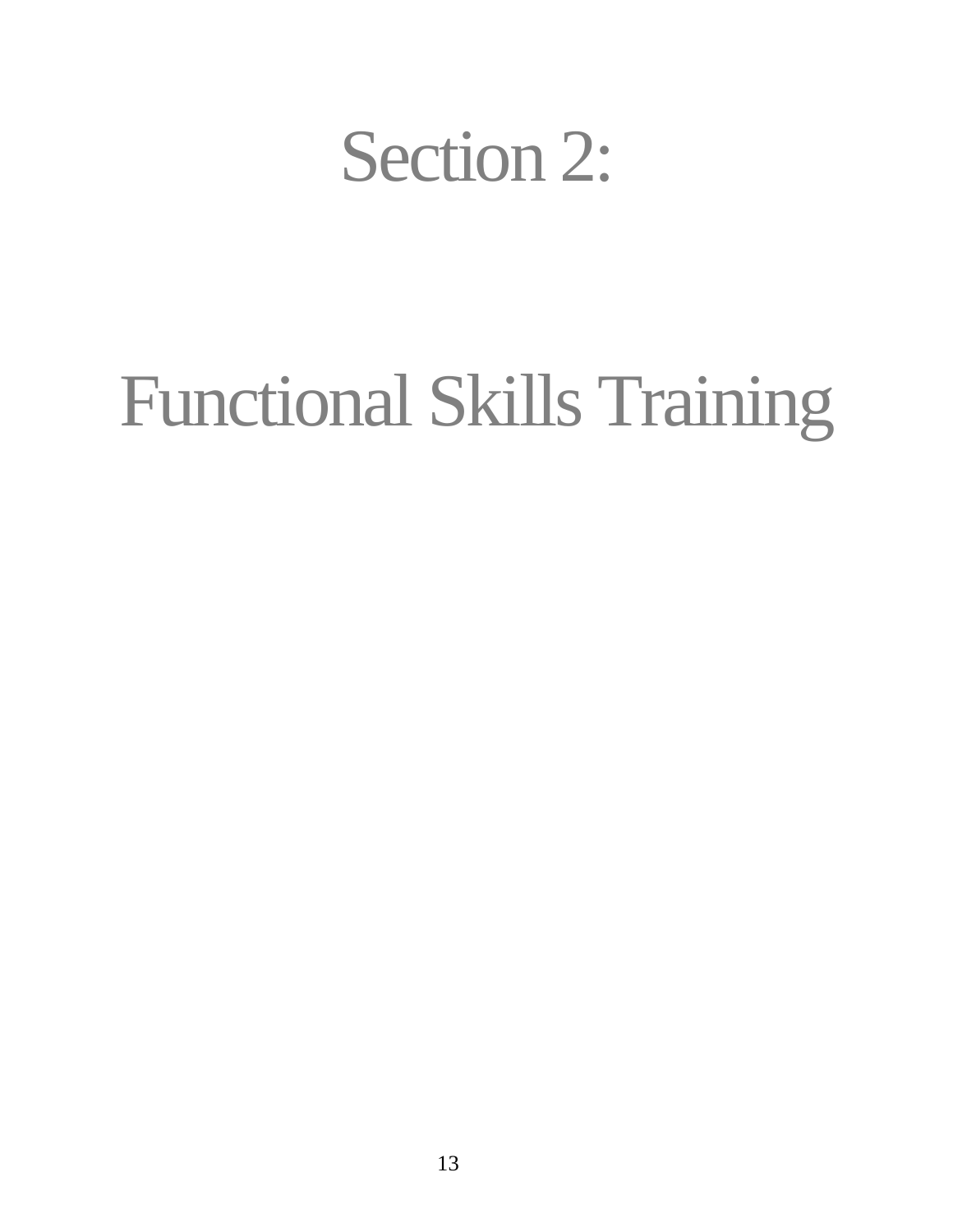# Section 2:

# Functional Skills Training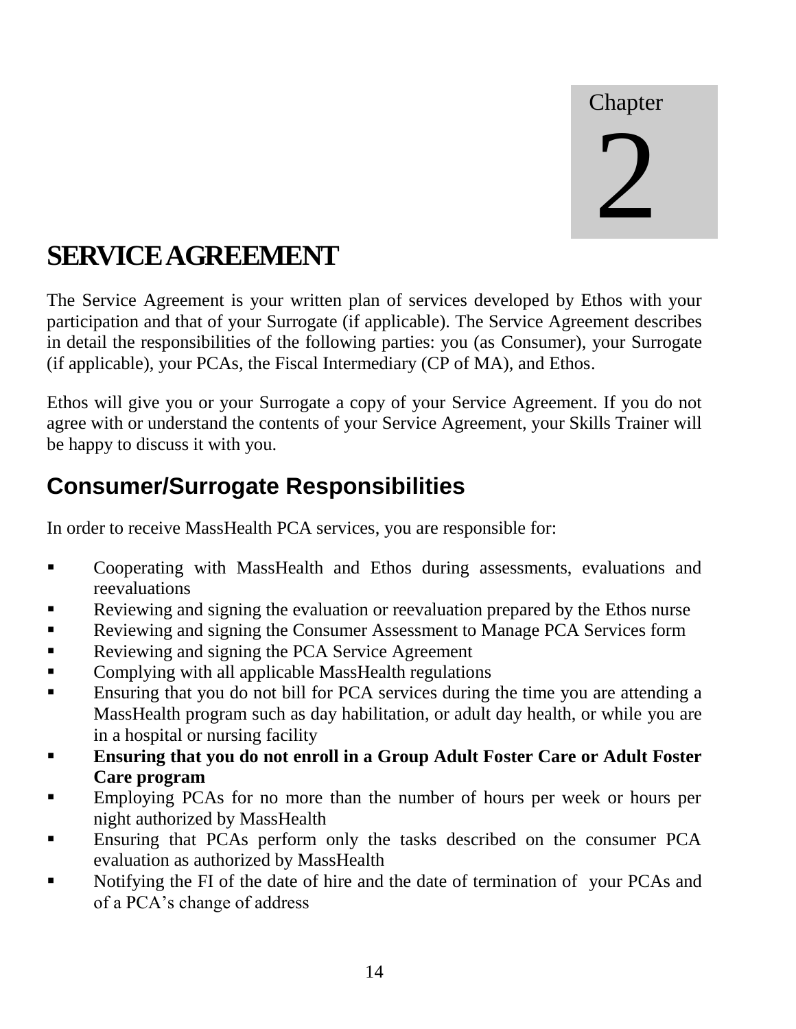Chapter

2

# SERVICE AGREEMENT

The Service Agreement is your written plan of services developed by Ethos with your participation and that of your Surrogate (if applicable). The Service Agreement describes in detail the responsibilities of the following parties: you (as Consumer), your Surrogate (if applicable), your PCAs, the Fiscal Intermediary (CP of MA), and Ethos.

Ethos will give you or your Surrogate a copy of your Service Agreement. If you do not agree with or understand the contents of your Service Agreement, your Skills Trainer will be happy to discuss it with you.

## Consumer/Surrogate Responsibilities

In order to receive MassHealth PCA services, you are responsible for:

- Cooperating with MassHealth and Ethos during assessments, evaluations and reevaluations
- Reviewing and signing the evaluation or reevaluation prepared by the Ethos nurse
- Reviewing and signing the Consumer Assessment to Manage PCA Services form
- Reviewing and signing the PCA Service Agreement
- Complying with all applicable MassHealth regulations
- Ensuring that you do not bill for PCA services during the time you are attending a MassHealth program such as day habilitation, or adult day health, or while you are in a hospital or nursing facility
- **Ensuring that you do not enroll in a Group Adult Foster Care or Adult Foster Care program**
- Employing PCAs for no more than the number of hours per week or hours per night authorized by MassHealth
- Ensuring that PCAs perform only the tasks described on the consumer PCA evaluation as authorized by MassHealth
- Notifying the FI of the date of hire and the date of termination of your PCAs and of a PCA's change of address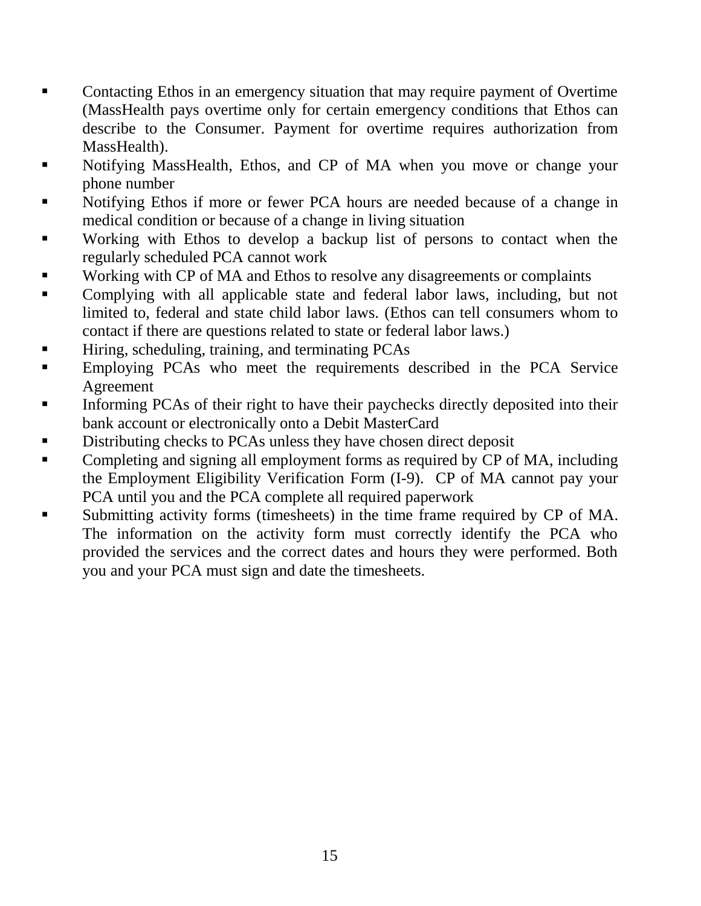- Contacting Ethos in an emergency situation that may require payment of Overtime (MassHealth pays overtime only for certain emergency conditions that Ethos can describe to the Consumer. Payment for overtime requires authorization from MassHealth).
- Notifying MassHealth, Ethos, and CP of MA when you move or change your phone number
- Notifying Ethos if more or fewer PCA hours are needed because of a change in medical condition or because of a change in living situation
- Working with Ethos to develop a backup list of persons to contact when the regularly scheduled PCA cannot work
- Working with CP of MA and Ethos to resolve any disagreements or complaints
- Complying with all applicable state and federal labor laws, including, but not limited to, federal and state child labor laws. (Ethos can tell consumers whom to contact if there are questions related to state or federal labor laws.)
- Hiring, scheduling, training, and terminating PCAs
- Employing PCAs who meet the requirements described in the PCA Service Agreement
- Informing PCAs of their right to have their paychecks directly deposited into their bank account or electronically onto a Debit MasterCard
- Distributing checks to PCAs unless they have chosen direct deposit
- Completing and signing all employment forms as required by CP of MA, including the Employment Eligibility Verification Form (I-9). CP of MA cannot pay your PCA until you and the PCA complete all required paperwork
- Submitting activity forms (timesheets) in the time frame required by CP of MA. The information on the activity form must correctly identify the PCA who provided the services and the correct dates and hours they were performed. Both you and your PCA must sign and date the timesheets.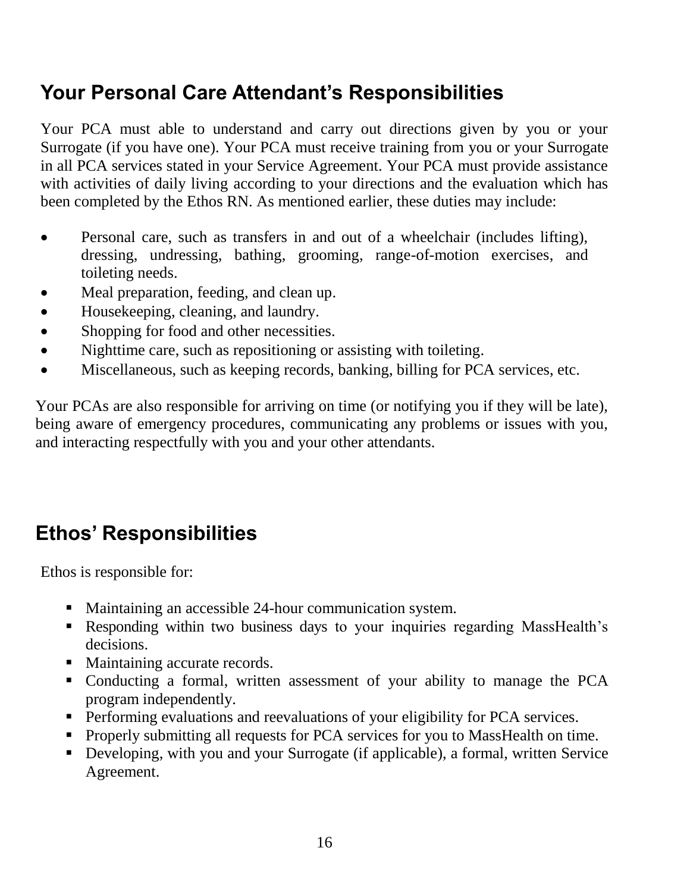## Your Personal Care Attendant's Responsibilities

Your PCA must able to understand and carry out directions given by you or your Surrogate (if you have one). Your PCA must receive training from you or your Surrogate in all PCA services stated in your Service Agreement. Your PCA must provide assistance with activities of daily living according to your directions and the evaluation which has been completed by the Ethos RN. As mentioned earlier, these duties may include:

- Personal care, such as transfers in and out of a wheelchair (includes lifting), dressing, undressing, bathing, grooming, range-of-motion exercises, and toileting needs.
- Meal preparation, feeding, and clean up.
- Housekeeping, cleaning, and laundry.
- Shopping for food and other necessities.
- Nighttime care, such as repositioning or assisting with toileting.
- Miscellaneous, such as keeping records, banking, billing for PCA services, etc.

Your PCAs are also responsible for arriving on time (or notifying you if they will be late), being aware of emergency procedures, communicating any problems or issues with you, and interacting respectfully with you and your other attendants.

## Ethos' Responsibilities

Ethos is responsible for:

- Maintaining an accessible 24-hour communication system.
- Responding within two business days to your inquiries regarding MassHealth's decisions.
- Maintaining accurate records.
- Conducting a formal, written assessment of your ability to manage the PCA program independently.
- Performing evaluations and reevaluations of your eligibility for PCA services.
- Properly submitting all requests for PCA services for you to MassHealth on time.
- Developing, with you and your Surrogate (if applicable), a formal, written Service Agreement.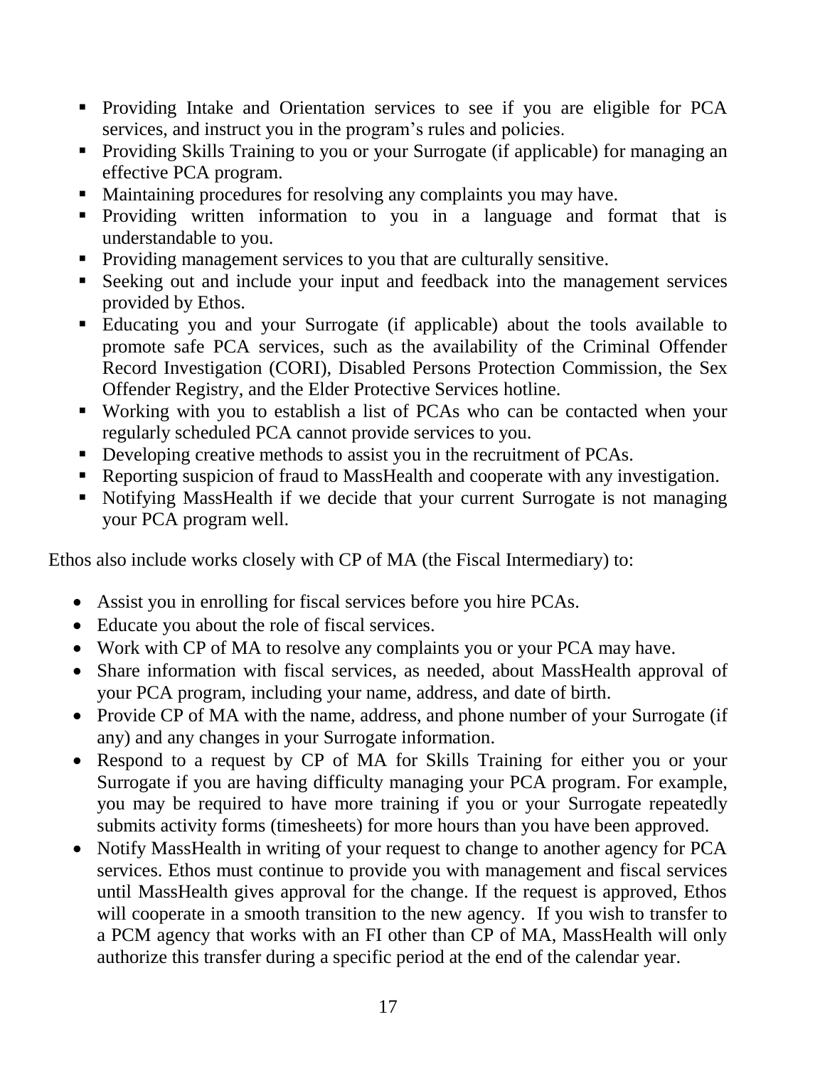- Providing Intake and Orientation services to see if you are eligible for PCA services, and instruct you in the program's rules and policies.
- Providing Skills Training to you or your Surrogate (if applicable) for managing an effective PCA program.
- Maintaining procedures for resolving any complaints you may have.
- Providing written information to you in a language and format that is understandable to you.
- Providing management services to you that are culturally sensitive.
- Seeking out and include your input and feedback into the management services provided by Ethos.
- Educating you and your Surrogate (if applicable) about the tools available to promote safe PCA services, such as the availability of the Criminal Offender Record Investigation (CORI), Disabled Persons Protection Commission, the Sex Offender Registry, and the Elder Protective Services hotline.
- Working with you to establish a list of PCAs who can be contacted when your regularly scheduled PCA cannot provide services to you.
- Developing creative methods to assist you in the recruitment of PCAs.
- Reporting suspicion of fraud to MassHealth and cooperate with any investigation.
- Notifying MassHealth if we decide that your current Surrogate is not managing your PCA program well.

Ethos also include works closely with CP of MA (the Fiscal Intermediary) to:

- Assist you in enrolling for fiscal services before you hire PCAs.
- Educate you about the role of fiscal services.
- Work with CP of MA to resolve any complaints you or your PCA may have.
- Share information with fiscal services, as needed, about MassHealth approval of your PCA program, including your name, address, and date of birth.
- Provide CP of MA with the name, address, and phone number of your Surrogate (if any) and any changes in your Surrogate information.
- Respond to a request by CP of MA for Skills Training for either you or your Surrogate if you are having difficulty managing your PCA program. For example, you may be required to have more training if you or your Surrogate repeatedly submits activity forms (timesheets) for more hours than you have been approved.
- Notify MassHealth in writing of your request to change to another agency for PCA services. Ethos must continue to provide you with management and fiscal services until MassHealth gives approval for the change. If the request is approved, Ethos will cooperate in a smooth transition to the new agency. If you wish to transfer to a PCM agency that works with an FI other than CP of MA, MassHealth will only authorize this transfer during a specific period at the end of the calendar year.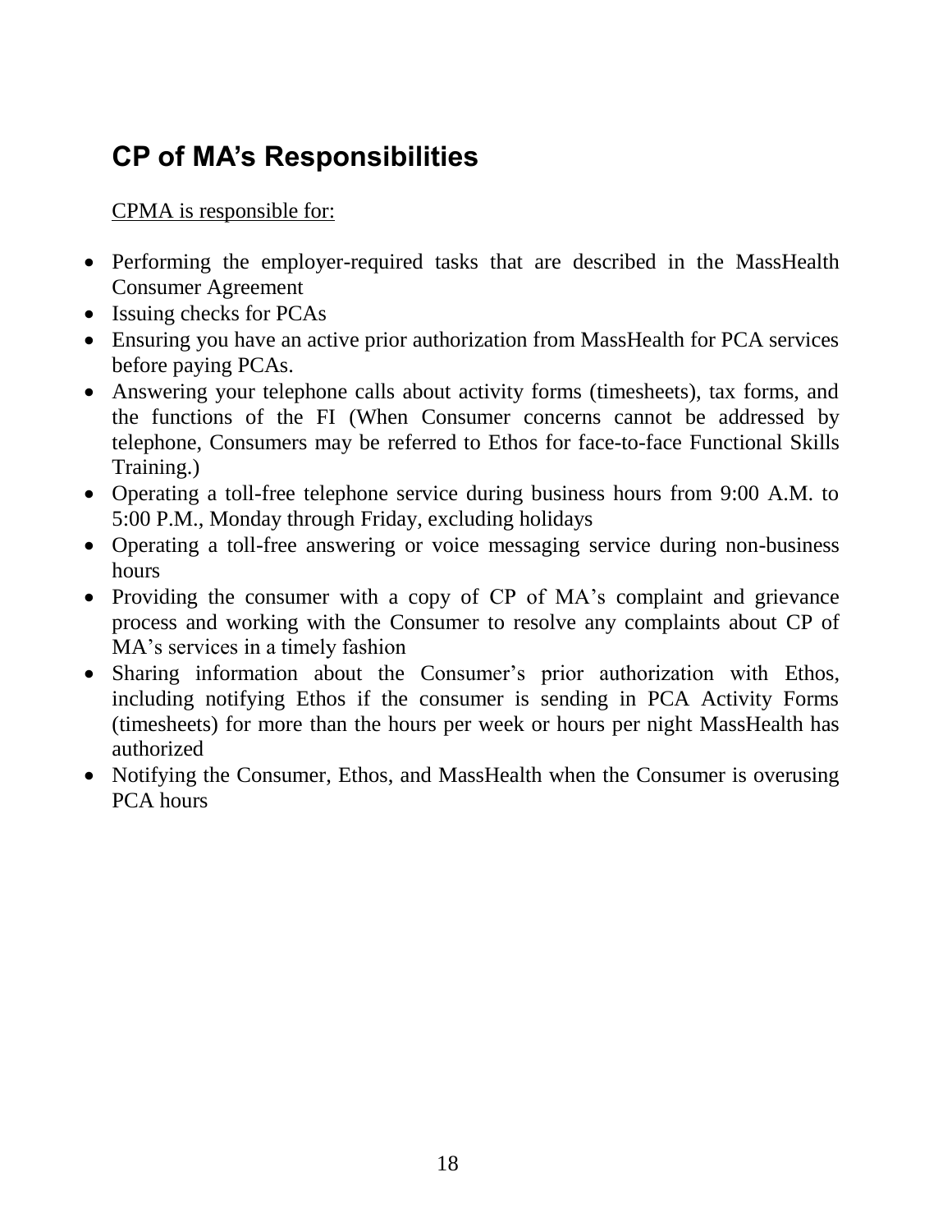## CP of MA's Responsibilities

<u>CPMA is responsible for:</u>

- Performing the employer-required tasks that are described in the MassHealth Consumer Agreement
- Issuing checks for PCAs
- Ensuring you have an active prior authorization from MassHealth for PCA services before paying PCAs.
- Answering your telephone calls about activity forms (timesheets), tax forms, and the functions of the FI (When Consumer concerns cannot be addressed by telephone, Consumers may be referred to Ethos for face-to-face Functional Skills Training.)
- Operating a toll-free telephone service during business hours from 9:00 A.M. to 5:00 P.M., Monday through Friday, excluding holidays
- Operating a toll-free answering or voice messaging service during non-business hours
- Providing the consumer with a copy of CP of MA's complaint and grievance process and working with the Consumer to resolve any complaints about CP of MA's services in a timely fashion
- Sharing information about the Consumer's prior authorization with Ethos, including notifying Ethos if the consumer is sending in PCA Activity Forms (timesheets) for more than the hours per week or hours per night MassHealth has authorized
- Notifying the Consumer, Ethos, and MassHealth when the Consumer is overusing PCA hours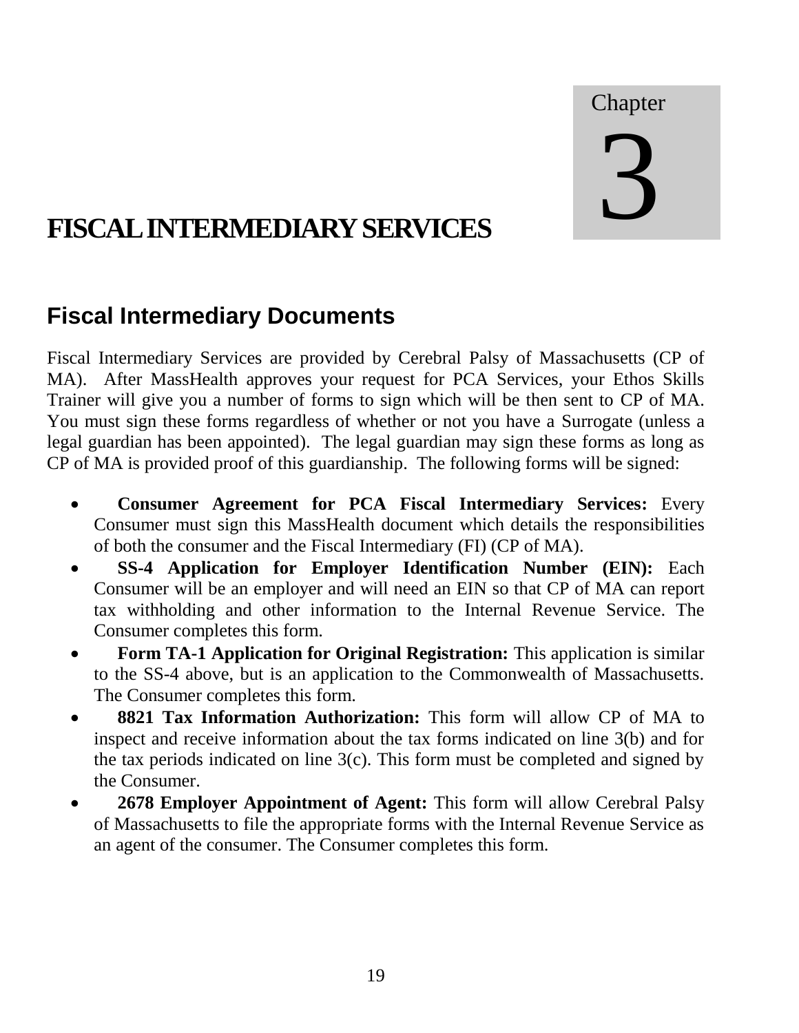# Chapter 3

# FISCAL INTERMEDIARY SERVICES

## Fiscal Intermediary Documents

Fiscal Intermediary Services are provided by Cerebral Palsy of Massachusetts (CP of MA). After MassHealth approves your request for PCA Services, your Ethos Skills Trainer will give you a number of forms to sign which will be then sent to CP of MA. You must sign these forms regardless of whether or not you have a Surrogate (unless a legal guardian has been appointed). The legal guardian may sign these forms as long as CP of MA is provided proof of this guardianship. The following forms will be signed:

- **Consumer Agreement for PCA Fiscal Intermediary Services:** Every Consumer must sign this MassHealth document which details the responsibilities of both the consumer and the Fiscal Intermediary (FI) (CP of MA).
- **SS-4 Application for Employer Identification Number (EIN):** Each Consumer will be an employer and will need an EIN so that CP of MA can report tax withholding and other information to the Internal Revenue Service. The Consumer completes this form.
- **Form TA-1 Application for Original Registration:** This application is similar to the SS-4 above, but is an application to the Commonwealth of Massachusetts. The Consumer completes this form.
- **8821 Tax Information Authorization:** This form will allow CP of MA to inspect and receive information about the tax forms indicated on line 3(b) and for the tax periods indicated on line 3(c). This form must be completed and signed by the Consumer.
- **2678 Employer Appointment of Agent:** This form will allow Cerebral Palsy of Massachusetts to file the appropriate forms with the Internal Revenue Service as an agent of the consumer. The Consumer completes this form.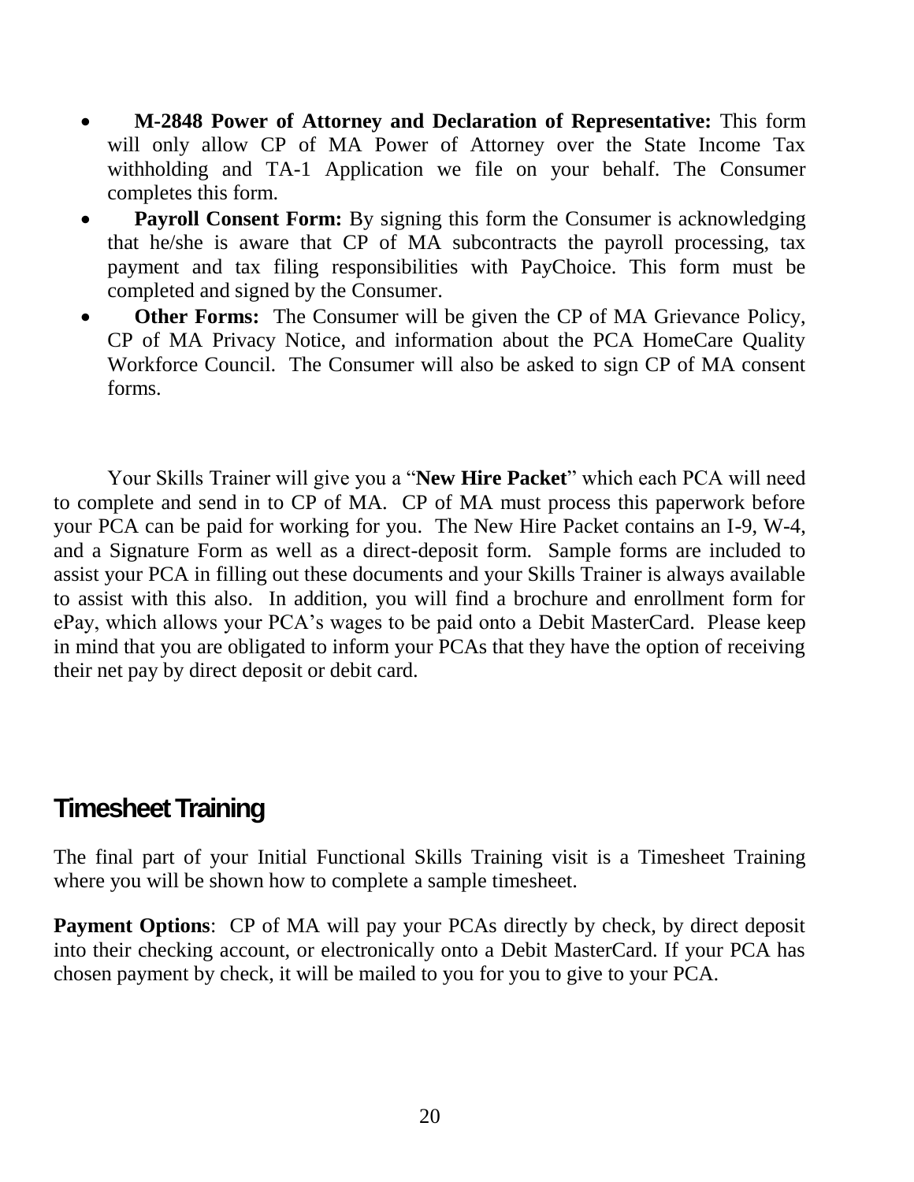- **M-2848 Power of Attorney and Declaration of Representative:** This form will only allow CP of MA Power of Attorney over the State Income Tax withholding and TA-1 Application we file on your behalf. The Consumer completes this form.
- **Payroll Consent Form:** By signing this form the Consumer is acknowledging that he/she is aware that CP of MA subcontracts the payroll processing, tax payment and tax filing responsibilities with PayChoice. This form must be completed and signed by the Consumer.
- **Other Forms:** The Consumer will be given the CP of MA Grievance Policy, CP of MA Privacy Notice, and information about the PCA HomeCare Quality Workforce Council. The Consumer will also be asked to sign CP of MA consent forms.

Your Skills Trainer will give you a "**New Hire Packet**" which each PCA will need to complete and send in to CP of MA. CP of MA must process this paperwork before your PCA can be paid for working for you. The New Hire Packet contains an I-9, W-4, and a Signature Form as well as a direct-deposit form. Sample forms are included to assist your PCA in filling out these documents and your Skills Trainer is always available to assist with this also. In addition, you will find a brochure and enrollment form for ePay, which allows your PCA's wages to be paid onto a Debit MasterCard. Please keep in mind that you are obligated to inform your PCAs that they have the option of receiving their net pay by direct deposit or debit card.

## Timesheet Training

The final part of your Initial Functional Skills Training visit is a Timesheet Training where you will be shown how to complete a sample timesheet.

**Payment Options**: CP of MA will pay your PCAs directly by check, by direct deposit into their checking account, or electronically onto a Debit MasterCard. If your PCA has chosen payment by check, it will be mailed to you for you to give to your PCA.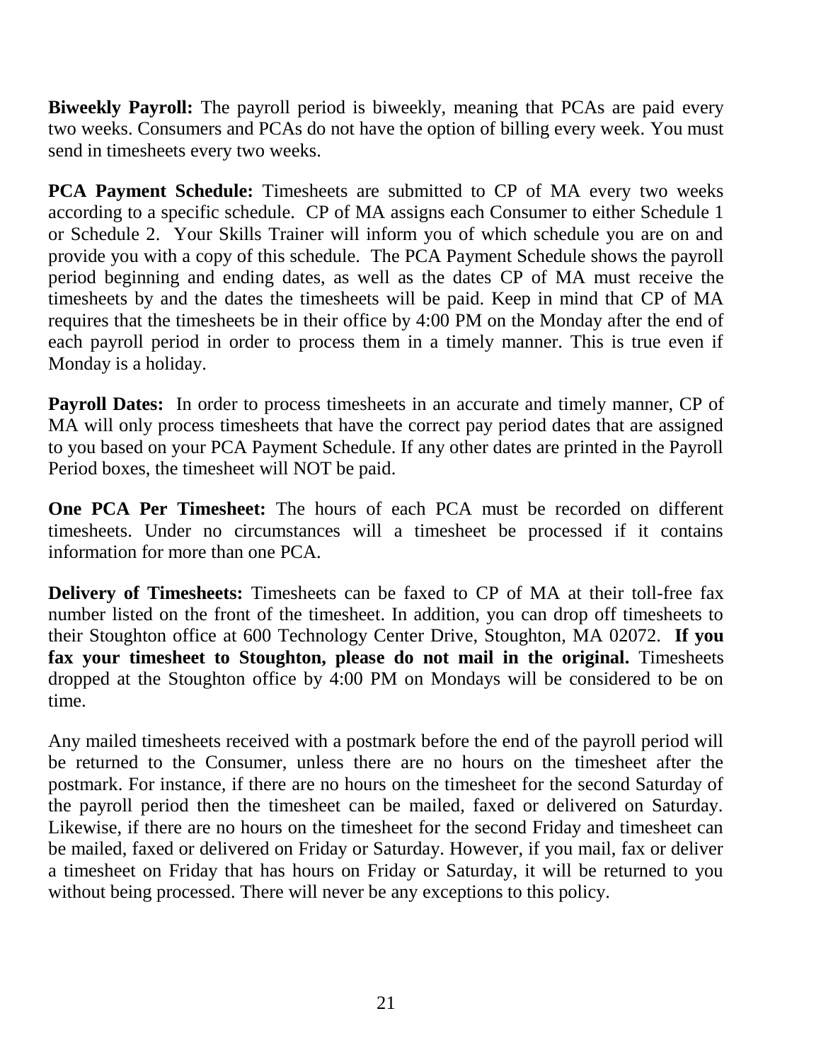**Biweekly Payroll:** The payroll period is biweekly, meaning that PCAs are paid every two weeks. Consumers and PCAs do not have the option of billing every week. You must send in timesheets every two weeks.

**PCA Payment Schedule:** Timesheets are submitted to CP of MA every two weeks according to a specific schedule. CP of MA assigns each Consumer to either Schedule 1 or Schedule 2. Your Skills Trainer will inform you of which schedule you are on and provide you with a copy of this schedule. The PCA Payment Schedule shows the payroll period beginning and ending dates, as well as the dates CP of MA must receive the timesheets by and the dates the timesheets will be paid. Keep in mind that CP of MA requires that the timesheets be in their office by 4:00 PM on the Monday after the end of each payroll period in order to process them in a timely manner. This is true even if Monday is a holiday.

**Payroll Dates:** In order to process timesheets in an accurate and timely manner, CP of MA will only process timesheets that have the correct pay period dates that are assigned to you based on your PCA Payment Schedule. If any other dates are printed in the Payroll Period boxes, the timesheet will NOT be paid.

**One PCA Per Timesheet:** The hours of each PCA must be recorded on different timesheets. Under no circumstances will a timesheet be processed if it contains information for more than one PCA.

**Delivery of Timesheets:** Timesheets can be faxed to CP of MA at their toll-free fax number listed on the front of the timesheet. In addition, you can drop off timesheets to their Stoughton office at 600 Technology Center Drive, Stoughton, MA 02072. **If you fax your timesheet to Stoughton, please do not mail in the original.** Timesheets dropped at the Stoughton office by 4:00 PM on Mondays will be considered to be on time.

Any mailed timesheets received with a postmark before the end of the payroll period will be returned to the Consumer, unless there are no hours on the timesheet after the postmark. For instance, if there are no hours on the timesheet for the second Saturday of the payroll period then the timesheet can be mailed, faxed or delivered on Saturday. Likewise, if there are no hours on the timesheet for the second Friday and timesheet can be mailed, faxed or delivered on Friday or Saturday. However, if you mail, fax or deliver a timesheet on Friday that has hours on Friday or Saturday, it will be returned to you without being processed. There will never be any exceptions to this policy.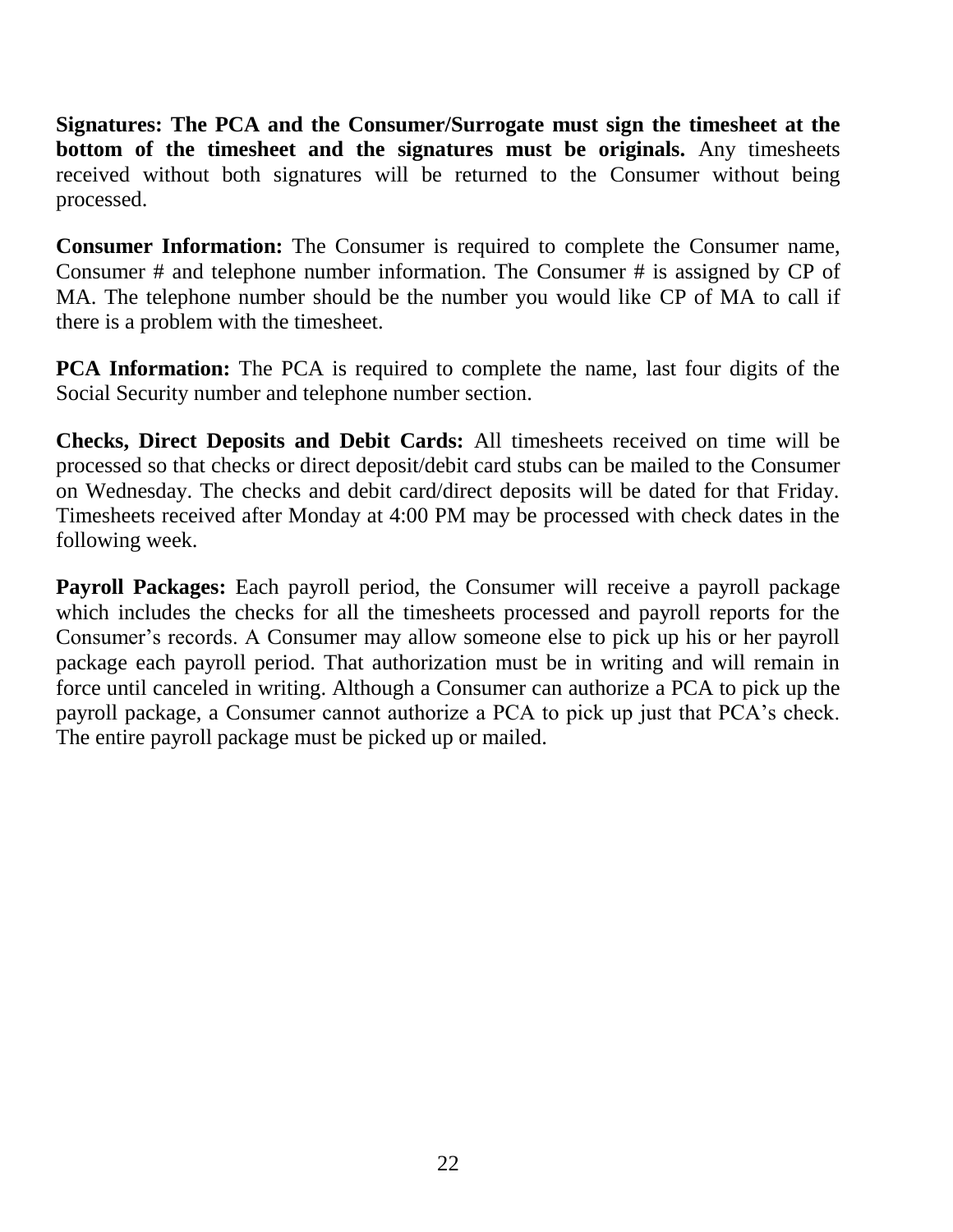**Signatures: The PCA and the Consumer/Surrogate must sign the timesheet at the bottom of the timesheet and the signatures must be originals.** Any timesheets received without both signatures will be returned to the Consumer without being processed.

**Consumer Information:** The Consumer is required to complete the Consumer name, Consumer # and telephone number information. The Consumer # is assigned by CP of MA. The telephone number should be the number you would like CP of MA to call if there is a problem with the timesheet.

**PCA Information:** The PCA is required to complete the name, last four digits of the Social Security number and telephone number section.

**Checks, Direct Deposits and Debit Cards:** All timesheets received on time will be processed so that checks or direct deposit/debit card stubs can be mailed to the Consumer on Wednesday. The checks and debit card/direct deposits will be dated for that Friday. Timesheets received after Monday at 4:00 PM may be processed with check dates in the following week.

**Payroll Packages:** Each payroll period, the Consumer will receive a payroll package which includes the checks for all the timesheets processed and payroll reports for the Consumer's records. A Consumer may allow someone else to pick up his or her payroll package each payroll period. That authorization must be in writing and will remain in force until canceled in writing. Although a Consumer can authorize a PCA to pick up the payroll package, a Consumer cannot authorize a PCA to pick up just that PCA's check. The entire payroll package must be picked up or mailed.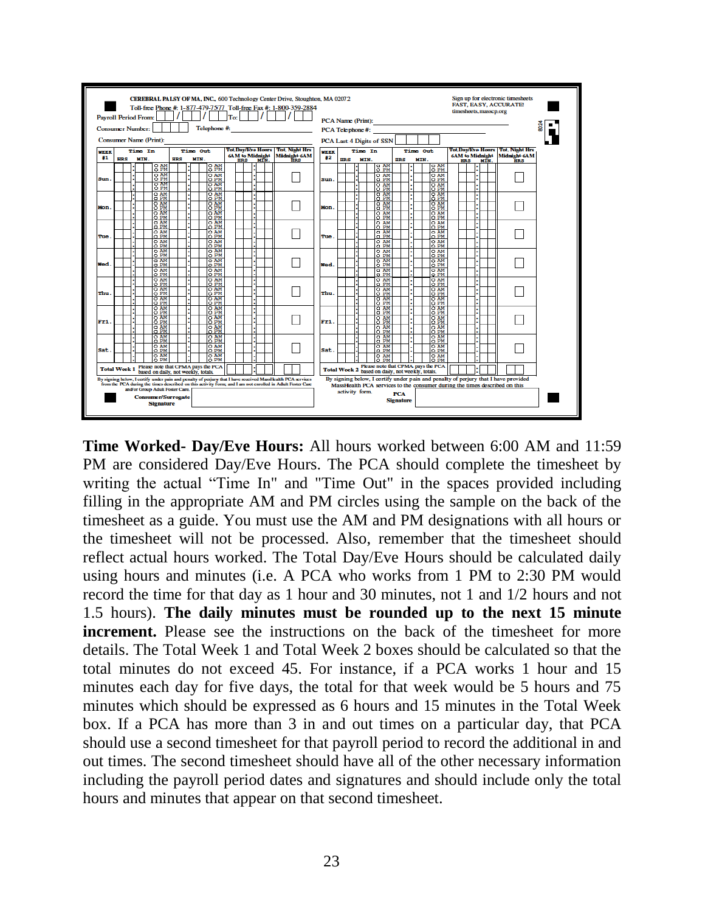**CEREBRAL PALSY OF MA, INC.**, 600 Technology Center Drive, Stoughton, MA 02072
Toll-free Phone #: 1-877-479-7577 Toll-free Fax #: 1-800-359-2884

Sign up for electronic timesheets FAST, EASY, ACCURATE! timesheets.masscp.org

Payroll Period From: __ / __ / __ To: __ / __ / __

Consumer Number: ______ Telephone #: ______

Consumer Name (Print): ______

PCA Name (Print): ______

PCA Telephone #: ______

PCA Last 4 Digits of SSN ______

| WEEK #1 | Time In (HRS : MIN.) | Time Out (HRS : MIN.) | Tot. Day/Eve Hours 6AM to Midnight (HRS : MIN.) | Tot. Night Hrs Midnight-6AM (HRS) |
|---|---|---|---|---|
| Sun. | AM / PM | AM / PM | | |
| Mon. | AM / PM | AM / PM | | |
| Tue. | AM / PM | AM / PM | | |
| Wed. | AM / PM | AM / PM | | |
| Thu. | AM / PM | AM / PM | | |
| Fri. | AM / PM | AM / PM | | |
| Sat. | AM / PM | AM / PM | | |
| Total Week 1 | Please note that CPMA pays the PCA based on daily, not weekly, totals. | | | |

| WEEK #2 | Time In (HRS : MIN.) | Time Out (HRS : MIN.) | Tot. Day/Eve Hours 6AM to Midnight (HRS : MIN.) | Tot. Night Hrs Midnight-6AM (HRS) |
|---|---|---|---|---|
| Sun. | AM / PM | AM / PM | | |
| Mon. | AM / PM | AM / PM | | |
| Tue. | AM / PM | AM / PM | | |
| Wed. | AM / PM | AM / PM | | |
| Thu. | AM / PM | AM / PM | | |
| Fri. | AM / PM | AM / PM | | |
| Sat. | AM / PM | AM / PM | | |
| Total Week 2 | Please note that CPMA pays the PCA based on daily, not weekly, totals. | | | |

By signing below, I certify under pain and penalty of perjury that I have received MassHealth PCA services from the PCA during the times described on this activity form, and I am not enrolled in Adult Foster Care and/or Group Adult Foster Care.

Consumer/Surrogate Signature

By signing below, I certify under pain and penalty of perjury that I have provided MassHealth PCA services to the consumer during the times described on this activity form.

PCA Signature

**Time Worked- Day/Eve Hours:** All hours worked between 6:00 AM and 11:59 PM are considered Day/Eve Hours. The PCA should complete the timesheet by writing the actual “Time In" and "Time Out" in the spaces provided including filling in the appropriate AM and PM circles using the sample on the back of the timesheet as a guide. You must use the AM and PM designations with all hours or the timesheet will not be processed. Also, remember that the timesheet should reflect actual hours worked. The Total Day/Eve Hours should be calculated daily using hours and minutes (i.e. A PCA who works from 1 PM to 2:30 PM would record the time for that day as 1 hour and 30 minutes, not 1 and 1/2 hours and not 1.5 hours). **The daily minutes must be rounded up to the next 15 minute increment.** Please see the instructions on the back of the timesheet for more details. The Total Week 1 and Total Week 2 boxes should be calculated so that the total minutes do not exceed 45. For instance, if a PCA works 1 hour and 15 minutes each day for five days, the total for that week would be 5 hours and 75 minutes which should be expressed as 6 hours and 15 minutes in the Total Week box. If a PCA has more than 3 in and out times on a particular day, that PCA should use a second timesheet for that payroll period to record the additional in and out times. The second timesheet should have all of the other necessary information including the payroll period dates and signatures and should include only the total hours and minutes that appear on that second timesheet.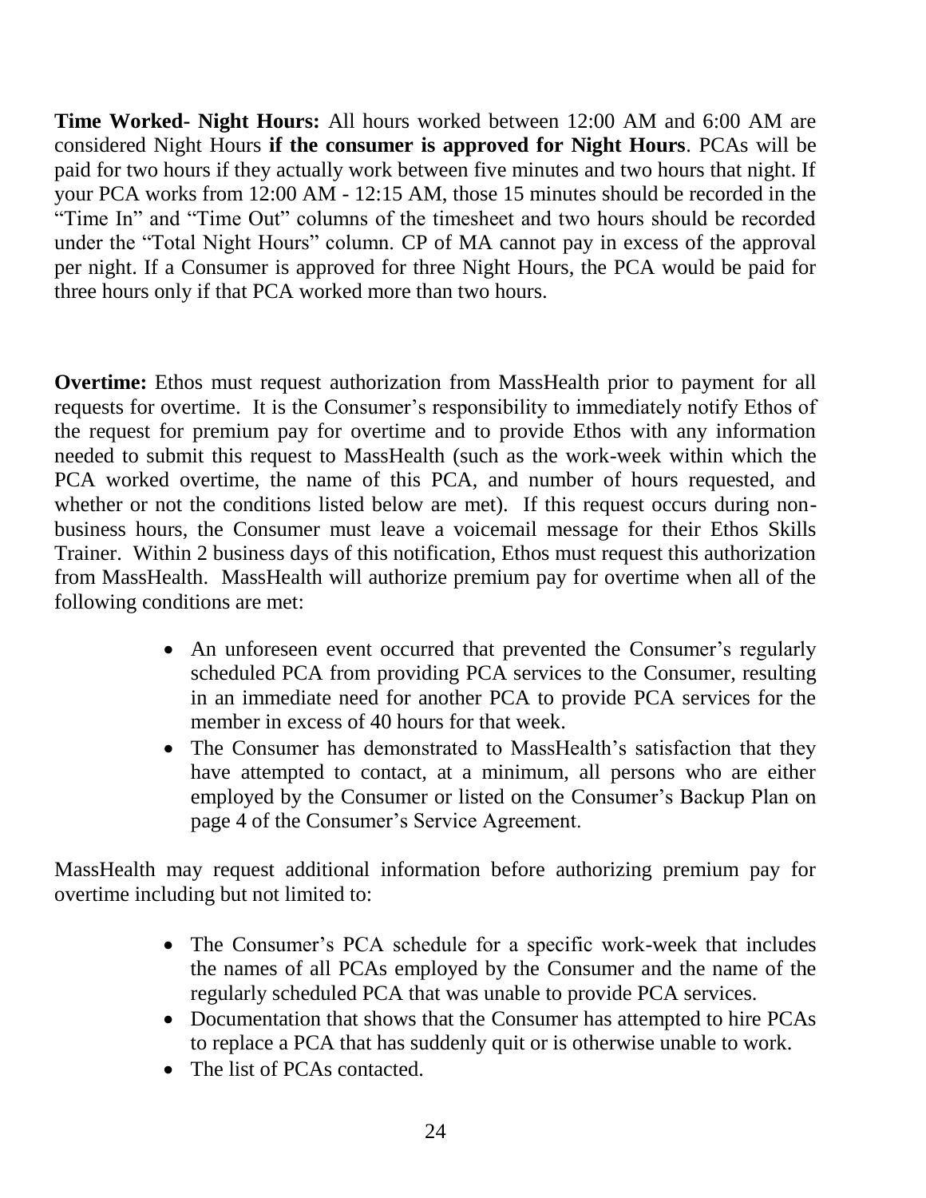**Time Worked- Night Hours:** All hours worked between 12:00 AM and 6:00 AM are considered Night Hours **if the consumer is approved for Night Hours**. PCAs will be paid for two hours if they actually work between five minutes and two hours that night. If your PCA works from 12:00 AM - 12:15 AM, those 15 minutes should be recorded in the "Time In" and "Time Out" columns of the timesheet and two hours should be recorded under the "Total Night Hours" column. CP of MA cannot pay in excess of the approval per night. If a Consumer is approved for three Night Hours, the PCA would be paid for three hours only if that PCA worked more than two hours.

**Overtime:** Ethos must request authorization from MassHealth prior to payment for all requests for overtime. It is the Consumer's responsibility to immediately notify Ethos of the request for premium pay for overtime and to provide Ethos with any information needed to submit this request to MassHealth (such as the work-week within which the PCA worked overtime, the name of this PCA, and number of hours requested, and whether or not the conditions listed below are met). If this request occurs during non-business hours, the Consumer must leave a voicemail message for their Ethos Skills Trainer. Within 2 business days of this notification, Ethos must request this authorization from MassHealth. MassHealth will authorize premium pay for overtime when all of the following conditions are met:

- An unforeseen event occurred that prevented the Consumer's regularly scheduled PCA from providing PCA services to the Consumer, resulting in an immediate need for another PCA to provide PCA services for the member in excess of 40 hours for that week.
- The Consumer has demonstrated to MassHealth's satisfaction that they have attempted to contact, at a minimum, all persons who are either employed by the Consumer or listed on the Consumer's Backup Plan on page 4 of the Consumer's Service Agreement.

MassHealth may request additional information before authorizing premium pay for overtime including but not limited to:

- The Consumer's PCA schedule for a specific work-week that includes the names of all PCAs employed by the Consumer and the name of the regularly scheduled PCA that was unable to provide PCA services.
- Documentation that shows that the Consumer has attempted to hire PCAs to replace a PCA that has suddenly quit or is otherwise unable to work.
- The list of PCAs contacted.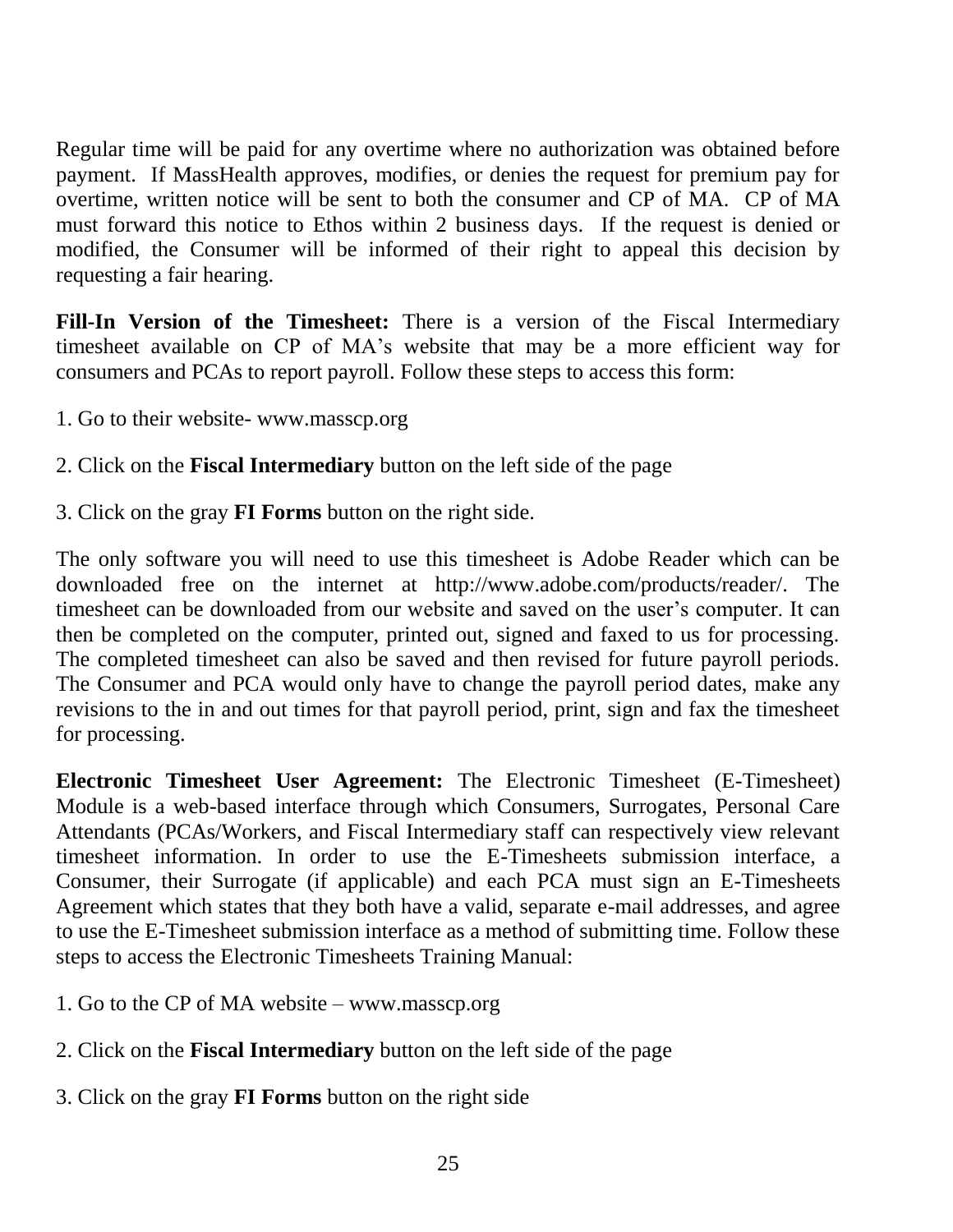Regular time will be paid for any overtime where no authorization was obtained before payment. If MassHealth approves, modifies, or denies the request for premium pay for overtime, written notice will be sent to both the consumer and CP of MA. CP of MA must forward this notice to Ethos within 2 business days. If the request is denied or modified, the Consumer will be informed of their right to appeal this decision by requesting a fair hearing.

**Fill-In Version of the Timesheet:** There is a version of the Fiscal Intermediary timesheet available on CP of MA's website that may be a more efficient way for consumers and PCAs to report payroll. Follow these steps to access this form:

1. Go to their website- www.masscp.org

2. Click on the **Fiscal Intermediary** button on the left side of the page

3. Click on the gray **FI Forms** button on the right side.

The only software you will need to use this timesheet is Adobe Reader which can be downloaded free on the internet at http://www.adobe.com/products/reader/. The timesheet can be downloaded from our website and saved on the user's computer. It can then be completed on the computer, printed out, signed and faxed to us for processing. The completed timesheet can also be saved and then revised for future payroll periods. The Consumer and PCA would only have to change the payroll period dates, make any revisions to the in and out times for that payroll period, print, sign and fax the timesheet for processing.

**Electronic Timesheet User Agreement:** The Electronic Timesheet (E-Timesheet) Module is a web-based interface through which Consumers, Surrogates, Personal Care Attendants (PCAs/Workers, and Fiscal Intermediary staff can respectively view relevant timesheet information. In order to use the E-Timesheets submission interface, a Consumer, their Surrogate (if applicable) and each PCA must sign an E-Timesheets Agreement which states that they both have a valid, separate e-mail addresses, and agree to use the E-Timesheet submission interface as a method of submitting time. Follow these steps to access the Electronic Timesheets Training Manual:

1. Go to the CP of MA website – www.masscp.org

2. Click on the **Fiscal Intermediary** button on the left side of the page

3. Click on the gray **FI Forms** button on the right side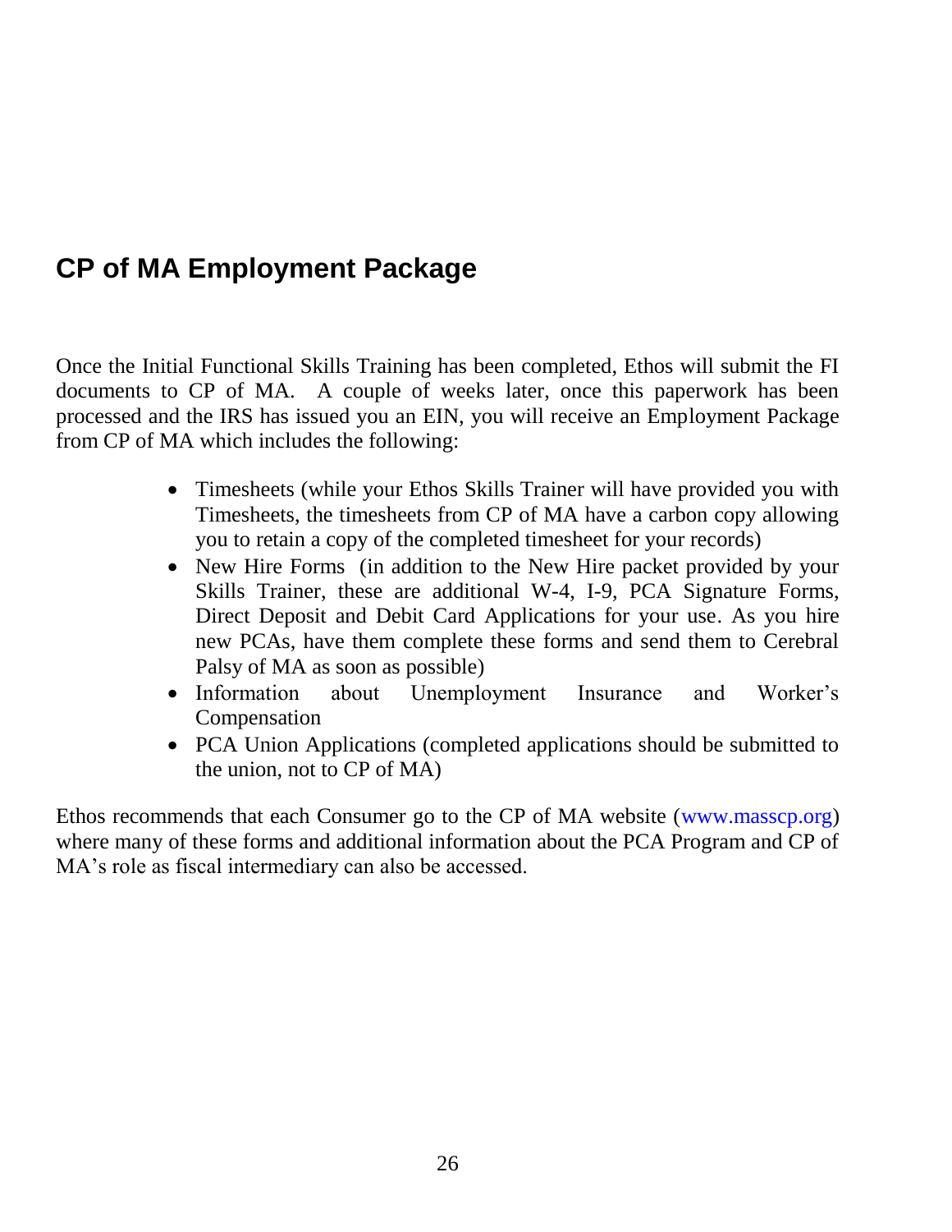## CP of MA Employment Package

Once the Initial Functional Skills Training has been completed, Ethos will submit the FI documents to CP of MA. A couple of weeks later, once this paperwork has been processed and the IRS has issued you an EIN, you will receive an Employment Package from CP of MA which includes the following:

- Timesheets (while your Ethos Skills Trainer will have provided you with Timesheets, the timesheets from CP of MA have a carbon copy allowing you to retain a copy of the completed timesheet for your records)
- New Hire Forms (in addition to the New Hire packet provided by your Skills Trainer, these are additional W-4, I-9, PCA Signature Forms, Direct Deposit and Debit Card Applications for your use. As you hire new PCAs, have them complete these forms and send them to Cerebral Palsy of MA as soon as possible)
- Information about Unemployment Insurance and Worker's Compensation
- PCA Union Applications (completed applications should be submitted to the union, not to CP of MA)

Ethos recommends that each Consumer go to the CP of MA website (www.masscp.org) where many of these forms and additional information about the PCA Program and CP of MA's role as fiscal intermediary can also be accessed.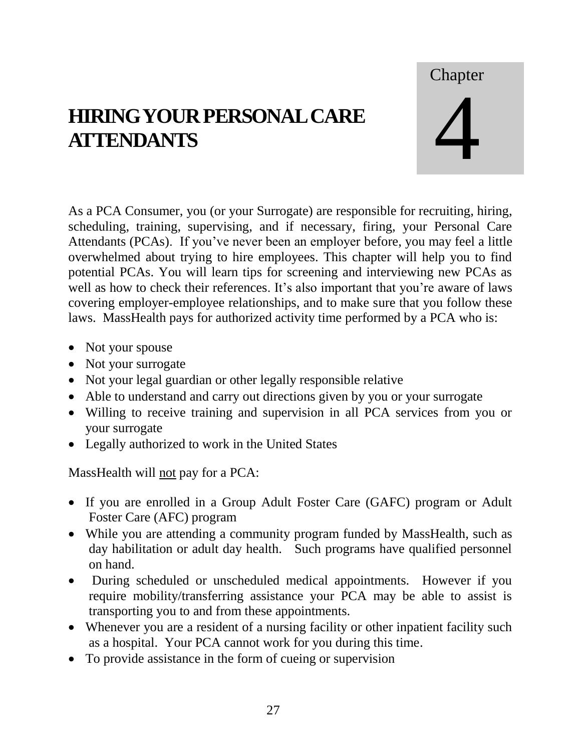Chapter 4

# HIRING YOUR PERSONAL CARE ATTENDANTS

As a PCA Consumer, you (or your Surrogate) are responsible for recruiting, hiring, scheduling, training, supervising, and if necessary, firing, your Personal Care Attendants (PCAs). If you've never been an employer before, you may feel a little overwhelmed about trying to hire employees. This chapter will help you to find potential PCAs. You will learn tips for screening and interviewing new PCAs as well as how to check their references. It's also important that you're aware of laws covering employer-employee relationships, and to make sure that you follow these laws. MassHealth pays for authorized activity time performed by a PCA who is:

- Not your spouse
- Not your surrogate
- Not your legal guardian or other legally responsible relative
- Able to understand and carry out directions given by you or your surrogate
- Willing to receive training and supervision in all PCA services from you or your surrogate
- Legally authorized to work in the United States

MassHealth will not pay for a PCA:

- If you are enrolled in a Group Adult Foster Care (GAFC) program or Adult Foster Care (AFC) program
- While you are attending a community program funded by MassHealth, such as day habilitation or adult day health. Such programs have qualified personnel on hand.
- During scheduled or unscheduled medical appointments. However if you require mobility/transferring assistance your PCA may be able to assist is transporting you to and from these appointments.
- Whenever you are a resident of a nursing facility or other inpatient facility such as a hospital. Your PCA cannot work for you during this time.
- To provide assistance in the form of cueing or supervision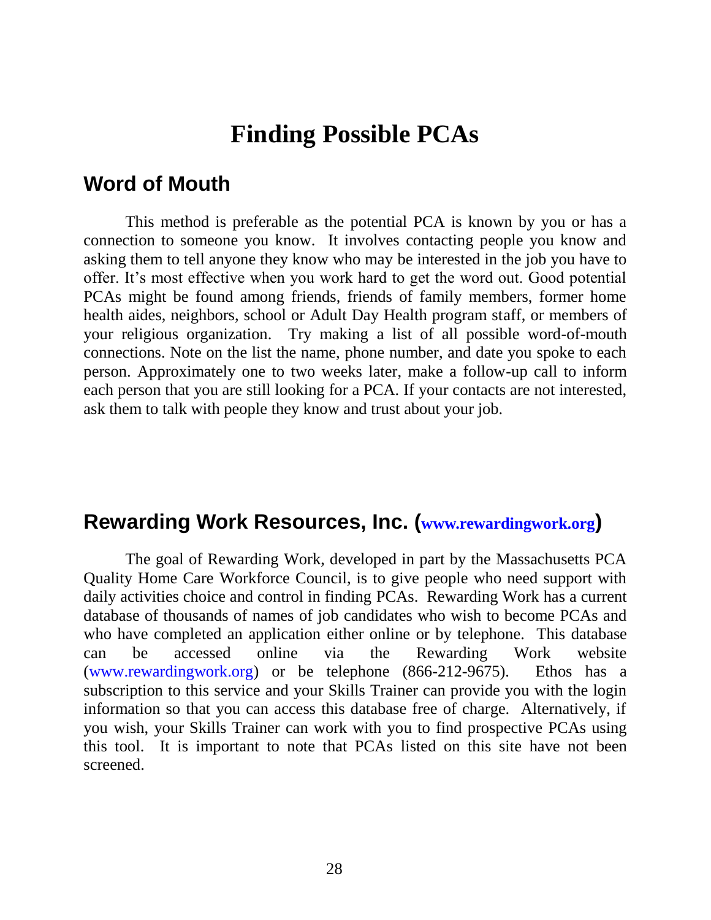# Finding Possible PCAs

## Word of Mouth

This method is preferable as the potential PCA is known by you or has a connection to someone you know. It involves contacting people you know and asking them to tell anyone they know who may be interested in the job you have to offer. It's most effective when you work hard to get the word out. Good potential PCAs might be found among friends, friends of family members, former home health aides, neighbors, school or Adult Day Health program staff, or members of your religious organization. Try making a list of all possible word-of-mouth connections. Note on the list the name, phone number, and date you spoke to each person. Approximately one to two weeks later, make a follow-up call to inform each person that you are still looking for a PCA. If your contacts are not interested, ask them to talk with people they know and trust about your job.

## Rewarding Work Resources, Inc. (www.rewardingwork.org)

The goal of Rewarding Work, developed in part by the Massachusetts PCA Quality Home Care Workforce Council, is to give people who need support with daily activities choice and control in finding PCAs. Rewarding Work has a current database of thousands of names of job candidates who wish to become PCAs and who have completed an application either online or by telephone. This database can be accessed online via the Rewarding Work website (www.rewardingwork.org) or be telephone (866-212-9675). Ethos has a subscription to this service and your Skills Trainer can provide you with the login information so that you can access this database free of charge. Alternatively, if you wish, your Skills Trainer can work with you to find prospective PCAs using this tool. It is important to note that PCAs listed on this site have not been screened.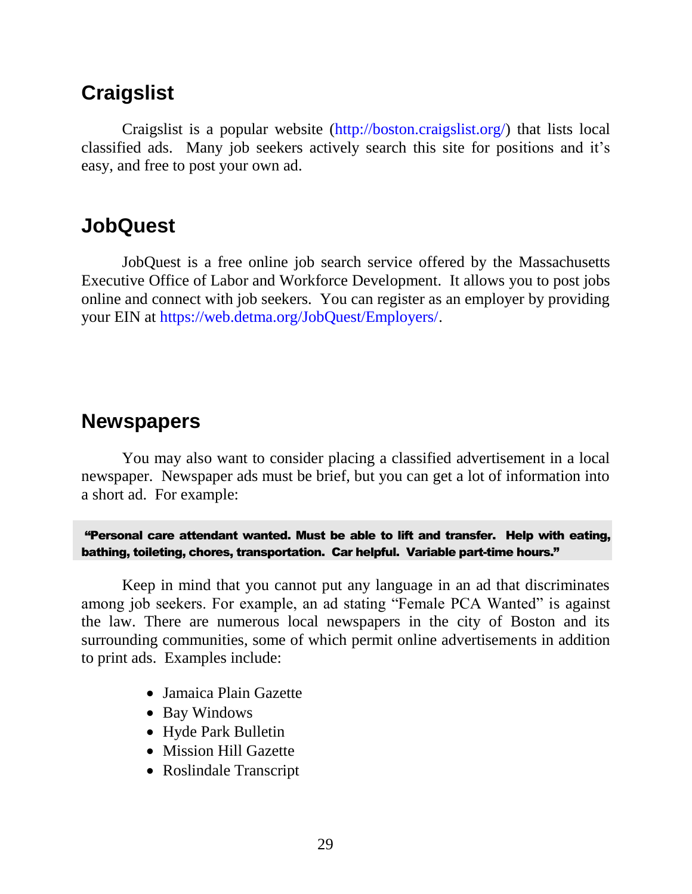## Craigslist

Craigslist is a popular website (http://boston.craigslist.org/) that lists local classified ads. Many job seekers actively search this site for positions and it's easy, and free to post your own ad.

## JobQuest

JobQuest is a free online job search service offered by the Massachusetts Executive Office of Labor and Workforce Development. It allows you to post jobs online and connect with job seekers. You can register as an employer by providing your EIN at https://web.detma.org/JobQuest/Employers/.

## Newspapers

You may also want to consider placing a classified advertisement in a local newspaper. Newspaper ads must be brief, but you can get a lot of information into a short ad. For example:

> **"Personal care attendant wanted. Must be able to lift and transfer. Help with eating, bathing, toileting, chores, transportation. Car helpful. Variable part-time hours."**

Keep in mind that you cannot put any language in an ad that discriminates among job seekers. For example, an ad stating "Female PCA Wanted" is against the law. There are numerous local newspapers in the city of Boston and its surrounding communities, some of which permit online advertisements in addition to print ads. Examples include:

- Jamaica Plain Gazette
- Bay Windows
- Hyde Park Bulletin
- Mission Hill Gazette
- Roslindale Transcript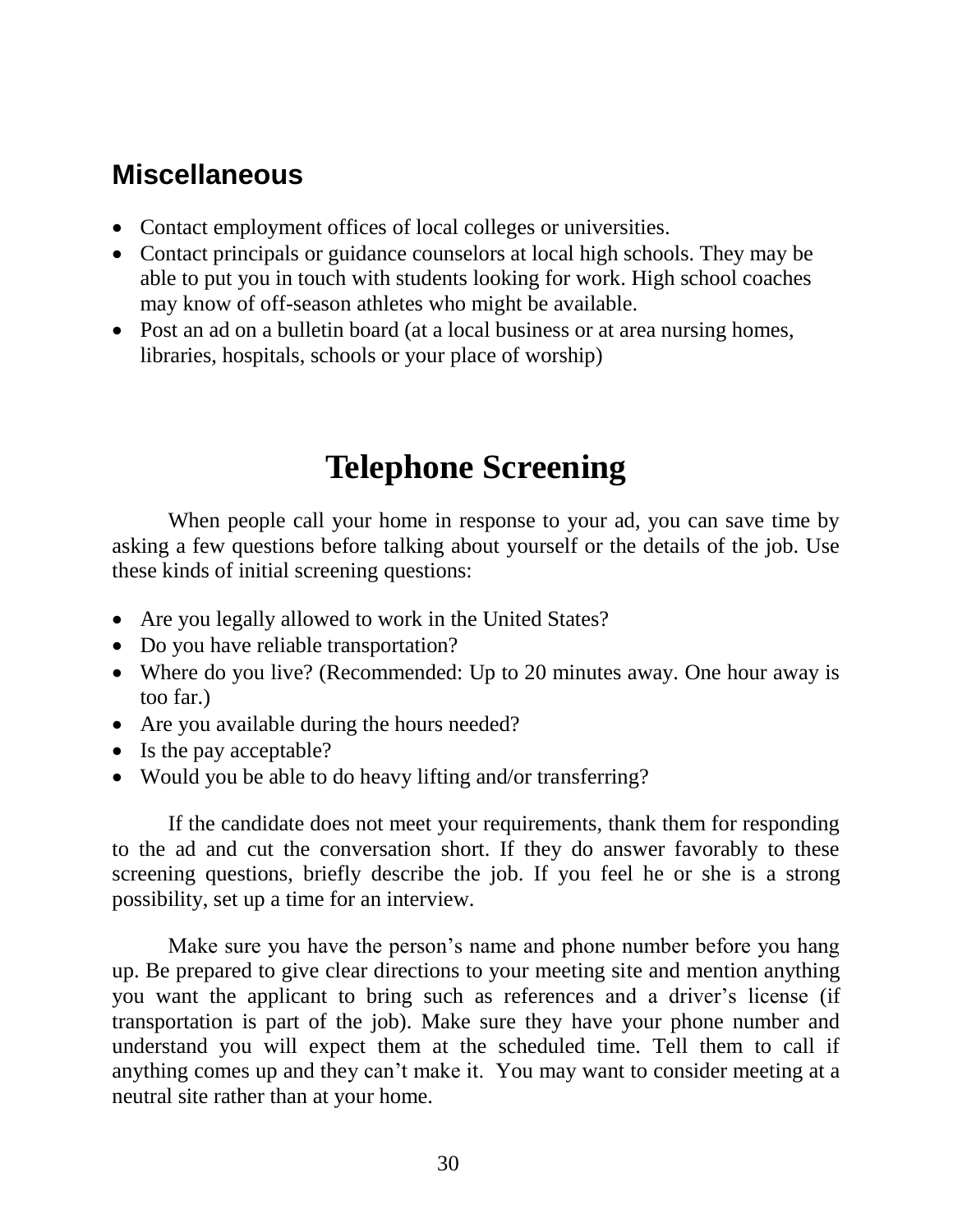## Miscellaneous

- Contact employment offices of local colleges or universities.
- Contact principals or guidance counselors at local high schools. They may be able to put you in touch with students looking for work. High school coaches may know of off-season athletes who might be available.
- Post an ad on a bulletin board (at a local business or at area nursing homes, libraries, hospitals, schools or your place of worship)

# Telephone Screening

When people call your home in response to your ad, you can save time by asking a few questions before talking about yourself or the details of the job. Use these kinds of initial screening questions:

- Are you legally allowed to work in the United States?
- Do you have reliable transportation?
- Where do you live? (Recommended: Up to 20 minutes away. One hour away is too far.)
- Are you available during the hours needed?
- Is the pay acceptable?
- Would you be able to do heavy lifting and/or transferring?

If the candidate does not meet your requirements, thank them for responding to the ad and cut the conversation short. If they do answer favorably to these screening questions, briefly describe the job. If you feel he or she is a strong possibility, set up a time for an interview.

Make sure you have the person's name and phone number before you hang up. Be prepared to give clear directions to your meeting site and mention anything you want the applicant to bring such as references and a driver's license (if transportation is part of the job). Make sure they have your phone number and understand you will expect them at the scheduled time. Tell them to call if anything comes up and they can't make it. You may want to consider meeting at a neutral site rather than at your home.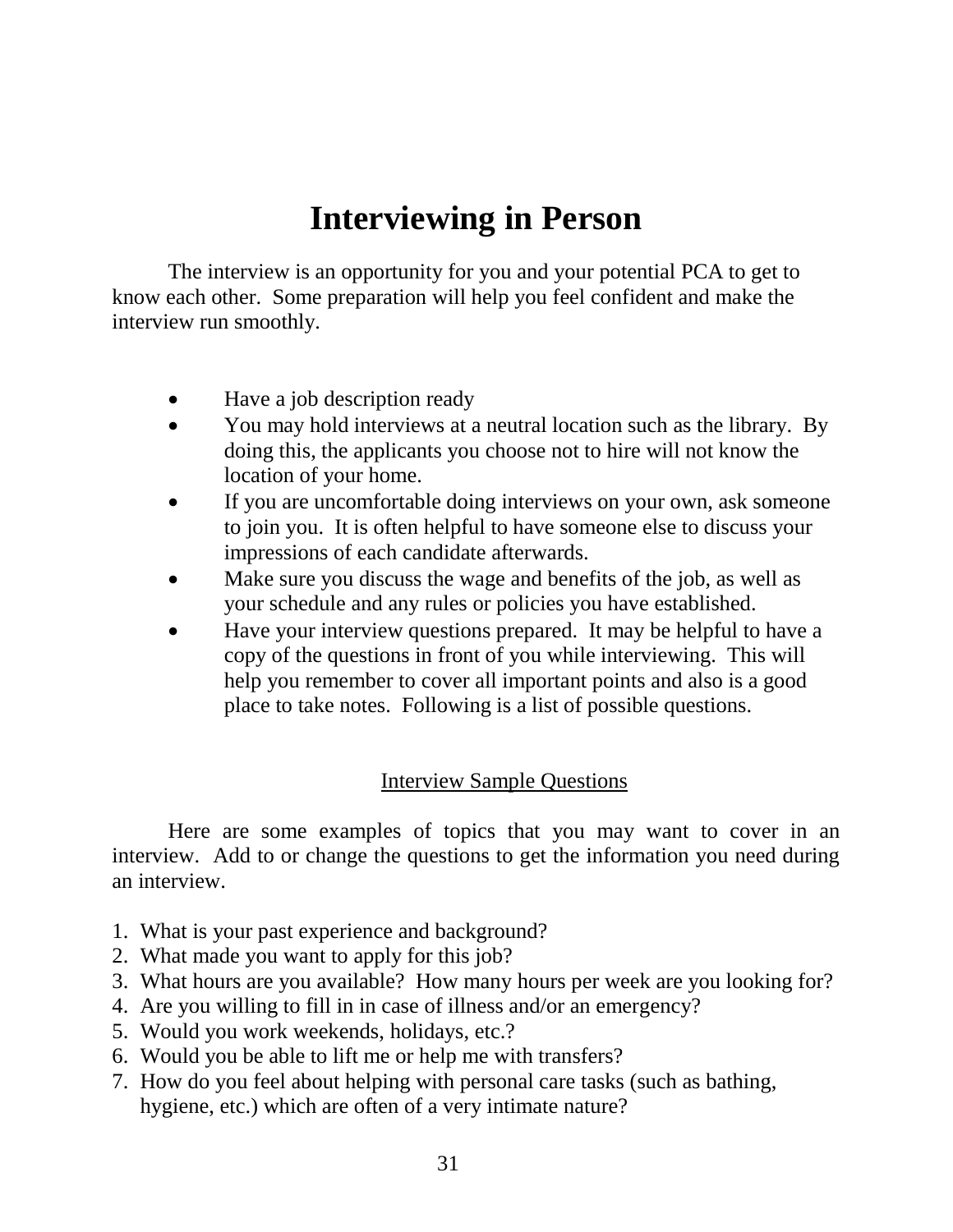# Interviewing in Person

The interview is an opportunity for you and your potential PCA to get to know each other. Some preparation will help you feel confident and make the interview run smoothly.

- Have a job description ready
- You may hold interviews at a neutral location such as the library. By doing this, the applicants you choose not to hire will not know the location of your home.
- If you are uncomfortable doing interviews on your own, ask someone to join you. It is often helpful to have someone else to discuss your impressions of each candidate afterwards.
- Make sure you discuss the wage and benefits of the job, as well as your schedule and any rules or policies you have established.
- Have your interview questions prepared. It may be helpful to have a copy of the questions in front of you while interviewing. This will help you remember to cover all important points and also is a good place to take notes. Following is a list of possible questions.

<u>Interview Sample Questions</u>

Here are some examples of topics that you may want to cover in an interview. Add to or change the questions to get the information you need during an interview.

1. What is your past experience and background?
2. What made you want to apply for this job?
3. What hours are you available? How many hours per week are you looking for?
4. Are you willing to fill in in case of illness and/or an emergency?
5. Would you work weekends, holidays, etc.?
6. Would you be able to lift me or help me with transfers?
7. How do you feel about helping with personal care tasks (such as bathing, hygiene, etc.) which are often of a very intimate nature?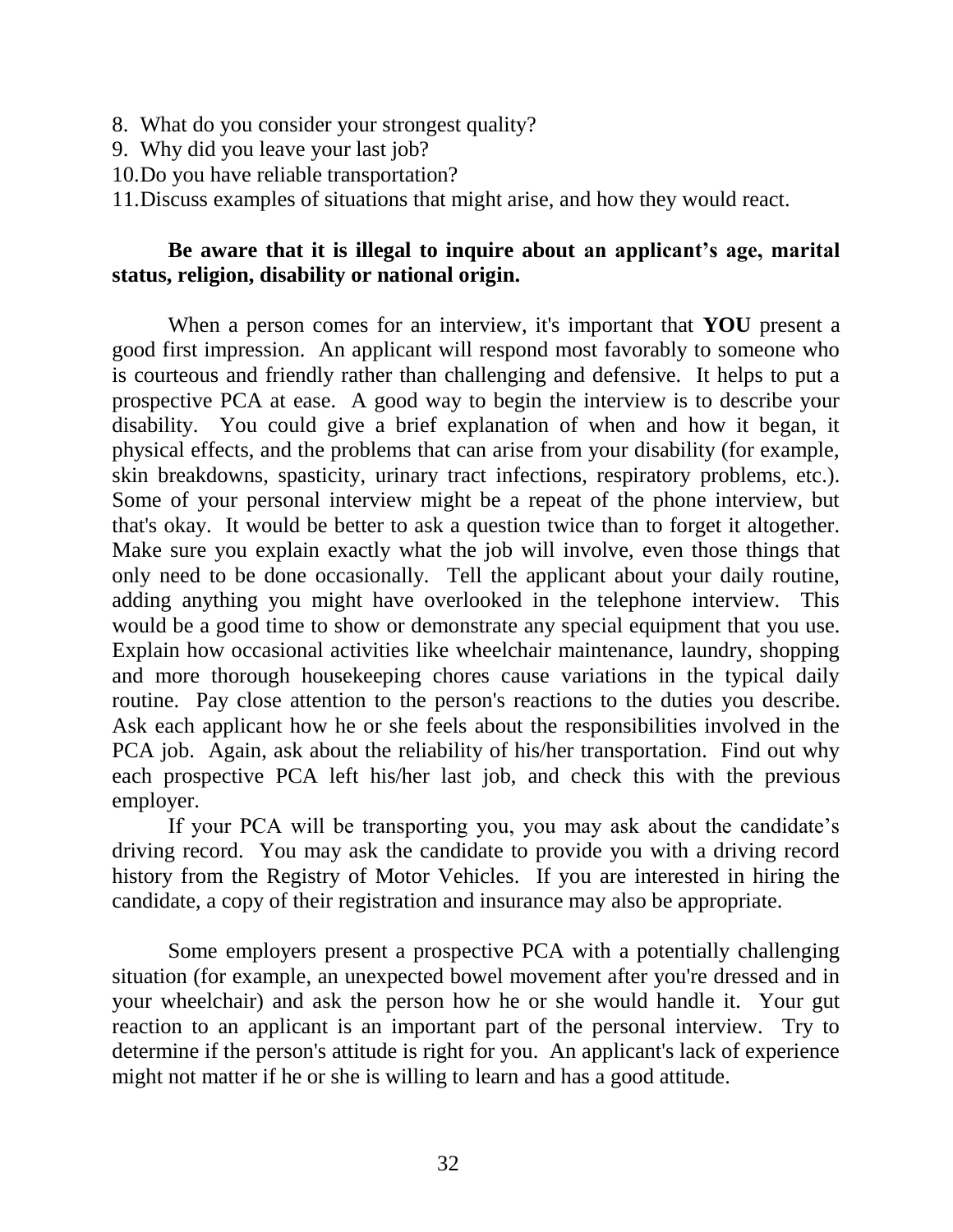8. What do you consider your strongest quality?
9. Why did you leave your last job?
10. Do you have reliable transportation?
11. Discuss examples of situations that might arise, and how they would react.

**Be aware that it is illegal to inquire about an applicant's age, marital status, religion, disability or national origin.**

When a person comes for an interview, it's important that **YOU** present a good first impression. An applicant will respond most favorably to someone who is courteous and friendly rather than challenging and defensive. It helps to put a prospective PCA at ease. A good way to begin the interview is to describe your disability. You could give a brief explanation of when and how it began, it physical effects, and the problems that can arise from your disability (for example, skin breakdowns, spasticity, urinary tract infections, respiratory problems, etc.). Some of your personal interview might be a repeat of the phone interview, but that's okay. It would be better to ask a question twice than to forget it altogether. Make sure you explain exactly what the job will involve, even those things that only need to be done occasionally. Tell the applicant about your daily routine, adding anything you might have overlooked in the telephone interview. This would be a good time to show or demonstrate any special equipment that you use. Explain how occasional activities like wheelchair maintenance, laundry, shopping and more thorough housekeeping chores cause variations in the typical daily routine. Pay close attention to the person's reactions to the duties you describe. Ask each applicant how he or she feels about the responsibilities involved in the PCA job. Again, ask about the reliability of his/her transportation. Find out why each prospective PCA left his/her last job, and check this with the previous employer.

If your PCA will be transporting you, you may ask about the candidate's driving record. You may ask the candidate to provide you with a driving record history from the Registry of Motor Vehicles. If you are interested in hiring the candidate, a copy of their registration and insurance may also be appropriate.

Some employers present a prospective PCA with a potentially challenging situation (for example, an unexpected bowel movement after you're dressed and in your wheelchair) and ask the person how he or she would handle it. Your gut reaction to an applicant is an important part of the personal interview. Try to determine if the person's attitude is right for you. An applicant's lack of experience might not matter if he or she is willing to learn and has a good attitude.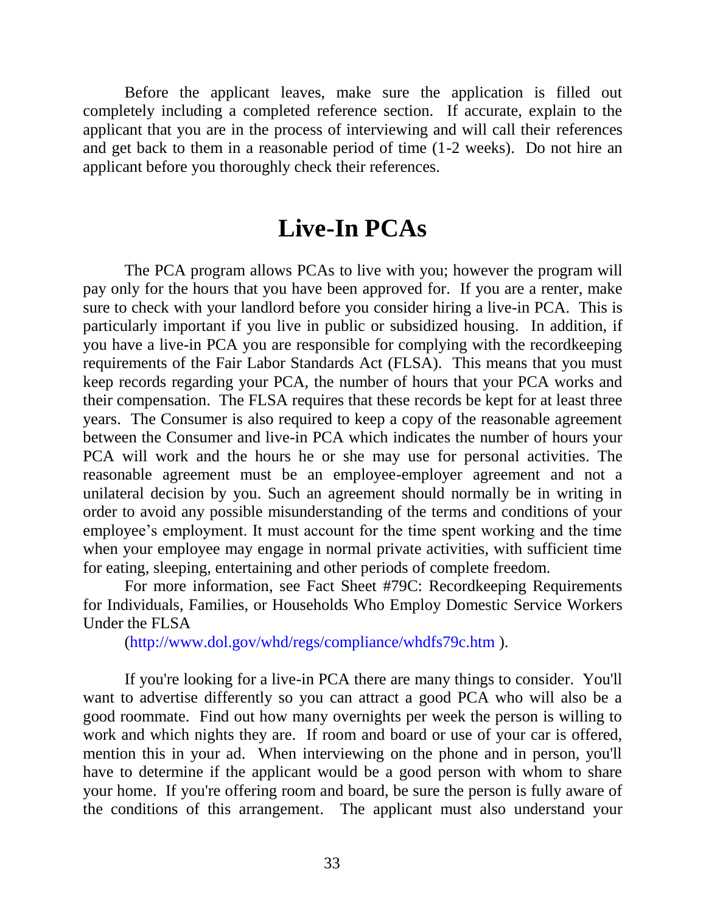Before the applicant leaves, make sure the application is filled out completely including a completed reference section. If accurate, explain to the applicant that you are in the process of interviewing and will call their references and get back to them in a reasonable period of time (1-2 weeks). Do not hire an applicant before you thoroughly check their references.

# Live-In PCAs

The PCA program allows PCAs to live with you; however the program will pay only for the hours that you have been approved for. If you are a renter, make sure to check with your landlord before you consider hiring a live-in PCA. This is particularly important if you live in public or subsidized housing. In addition, if you have a live-in PCA you are responsible for complying with the recordkeeping requirements of the Fair Labor Standards Act (FLSA). This means that you must keep records regarding your PCA, the number of hours that your PCA works and their compensation. The FLSA requires that these records be kept for at least three years. The Consumer is also required to keep a copy of the reasonable agreement between the Consumer and live-in PCA which indicates the number of hours your PCA will work and the hours he or she may use for personal activities. The reasonable agreement must be an employee-employer agreement and not a unilateral decision by you. Such an agreement should normally be in writing in order to avoid any possible misunderstanding of the terms and conditions of your employee's employment. It must account for the time spent working and the time when your employee may engage in normal private activities, with sufficient time for eating, sleeping, entertaining and other periods of complete freedom.

For more information, see Fact Sheet #79C: Recordkeeping Requirements for Individuals, Families, or Households Who Employ Domestic Service Workers Under the FLSA

(http://www.dol.gov/whd/regs/compliance/whdfs79c.htm ).

If you're looking for a live-in PCA there are many things to consider. You'll want to advertise differently so you can attract a good PCA who will also be a good roommate. Find out how many overnights per week the person is willing to work and which nights they are. If room and board or use of your car is offered, mention this in your ad. When interviewing on the phone and in person, you'll have to determine if the applicant would be a good person with whom to share your home. If you're offering room and board, be sure the person is fully aware of the conditions of this arrangement. The applicant must also understand your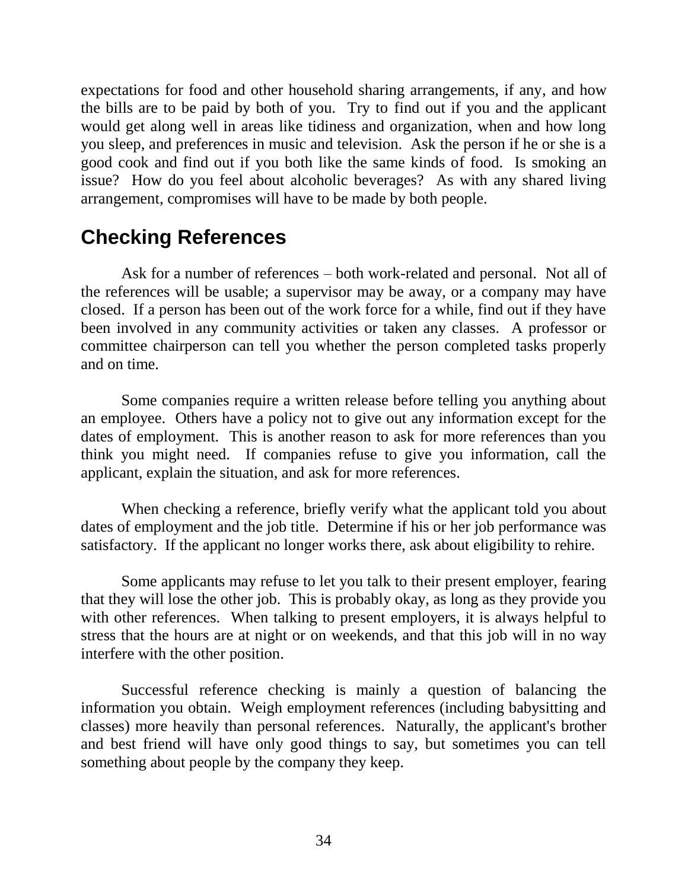expectations for food and other household sharing arrangements, if any, and how the bills are to be paid by both of you. Try to find out if you and the applicant would get along well in areas like tidiness and organization, when and how long you sleep, and preferences in music and television. Ask the person if he or she is a good cook and find out if you both like the same kinds of food. Is smoking an issue? How do you feel about alcoholic beverages? As with any shared living arrangement, compromises will have to be made by both people.

## Checking References

Ask for a number of references – both work-related and personal. Not all of the references will be usable; a supervisor may be away, or a company may have closed. If a person has been out of the work force for a while, find out if they have been involved in any community activities or taken any classes. A professor or committee chairperson can tell you whether the person completed tasks properly and on time.

Some companies require a written release before telling you anything about an employee. Others have a policy not to give out any information except for the dates of employment. This is another reason to ask for more references than you think you might need. If companies refuse to give you information, call the applicant, explain the situation, and ask for more references.

When checking a reference, briefly verify what the applicant told you about dates of employment and the job title. Determine if his or her job performance was satisfactory. If the applicant no longer works there, ask about eligibility to rehire.

Some applicants may refuse to let you talk to their present employer, fearing that they will lose the other job. This is probably okay, as long as they provide you with other references. When talking to present employers, it is always helpful to stress that the hours are at night or on weekends, and that this job will in no way interfere with the other position.

Successful reference checking is mainly a question of balancing the information you obtain. Weigh employment references (including babysitting and classes) more heavily than personal references. Naturally, the applicant's brother and best friend will have only good things to say, but sometimes you can tell something about people by the company they keep.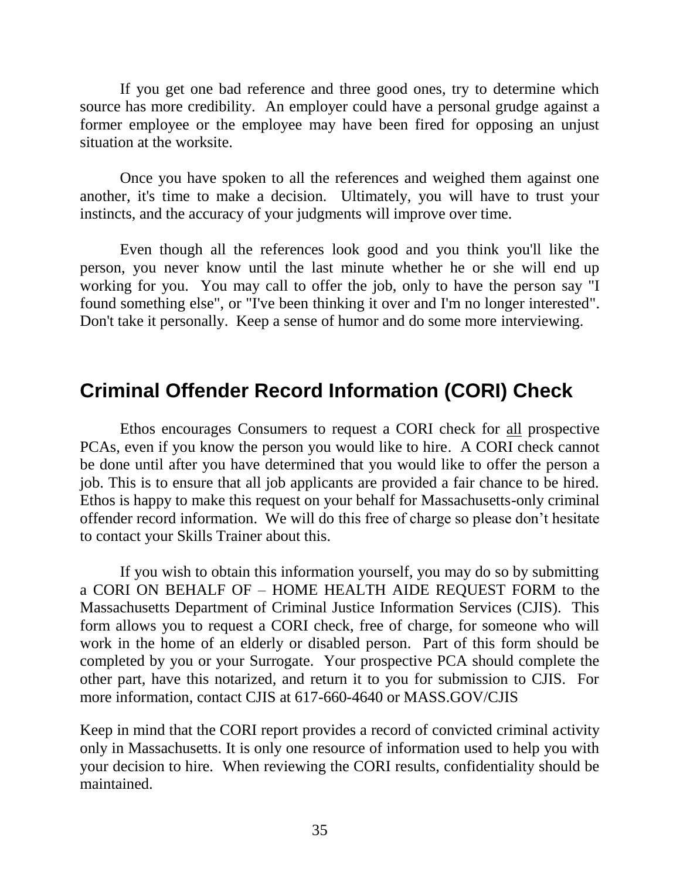If you get one bad reference and three good ones, try to determine which source has more credibility. An employer could have a personal grudge against a former employee or the employee may have been fired for opposing an unjust situation at the worksite.

Once you have spoken to all the references and weighed them against one another, it's time to make a decision. Ultimately, you will have to trust your instincts, and the accuracy of your judgments will improve over time.

Even though all the references look good and you think you'll like the person, you never know until the last minute whether he or she will end up working for you. You may call to offer the job, only to have the person say "I found something else", or "I've been thinking it over and I'm no longer interested". Don't take it personally. Keep a sense of humor and do some more interviewing.

## Criminal Offender Record Information (CORI) Check

Ethos encourages Consumers to request a CORI check for <u>all</u> prospective PCAs, even if you know the person you would like to hire. A CORI check cannot be done until after you have determined that you would like to offer the person a job. This is to ensure that all job applicants are provided a fair chance to be hired. Ethos is happy to make this request on your behalf for Massachusetts-only criminal offender record information. We will do this free of charge so please don't hesitate to contact your Skills Trainer about this.

If you wish to obtain this information yourself, you may do so by submitting a CORI ON BEHALF OF – HOME HEALTH AIDE REQUEST FORM to the Massachusetts Department of Criminal Justice Information Services (CJIS). This form allows you to request a CORI check, free of charge, for someone who will work in the home of an elderly or disabled person. Part of this form should be completed by you or your Surrogate. Your prospective PCA should complete the other part, have this notarized, and return it to you for submission to CJIS. For more information, contact CJIS at 617-660-4640 or MASS.GOV/CJIS

Keep in mind that the CORI report provides a record of convicted criminal activity only in Massachusetts. It is only one resource of information used to help you with your decision to hire. When reviewing the CORI results, confidentiality should be maintained.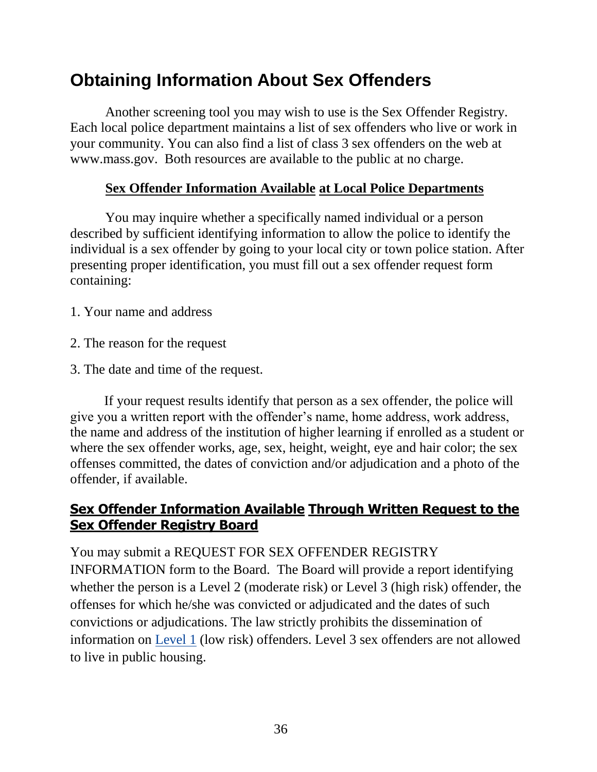# Obtaining Information About Sex Offenders

Another screening tool you may wish to use is the Sex Offender Registry. Each local police department maintains a list of sex offenders who live or work in your community. You can also find a list of class 3 sex offenders on the web at www.mass.gov. Both resources are available to the public at no charge.

**Sex Offender Information Available at Local Police Departments**

You may inquire whether a specifically named individual or a person described by sufficient identifying information to allow the police to identify the individual is a sex offender by going to your local city or town police station. After presenting proper identification, you must fill out a sex offender request form containing:

1. Your name and address
2. The reason for the request
3. The date and time of the request.

If your request results identify that person as a sex offender, the police will give you a written report with the offender's name, home address, work address, the name and address of the institution of higher learning if enrolled as a student or where the sex offender works, age, sex, height, weight, eye and hair color; the sex offenses committed, the dates of conviction and/or adjudication and a photo of the offender, if available.

## Sex Offender Information Available Through Written Request to the Sex Offender Registry Board

You may submit a REQUEST FOR SEX OFFENDER REGISTRY INFORMATION form to the Board. The Board will provide a report identifying whether the person is a Level 2 (moderate risk) or Level 3 (high risk) offender, the offenses for which he/she was convicted or adjudicated and the dates of such convictions or adjudications. The law strictly prohibits the dissemination of information on Level 1 (low risk) offenders. Level 3 sex offenders are not allowed to live in public housing.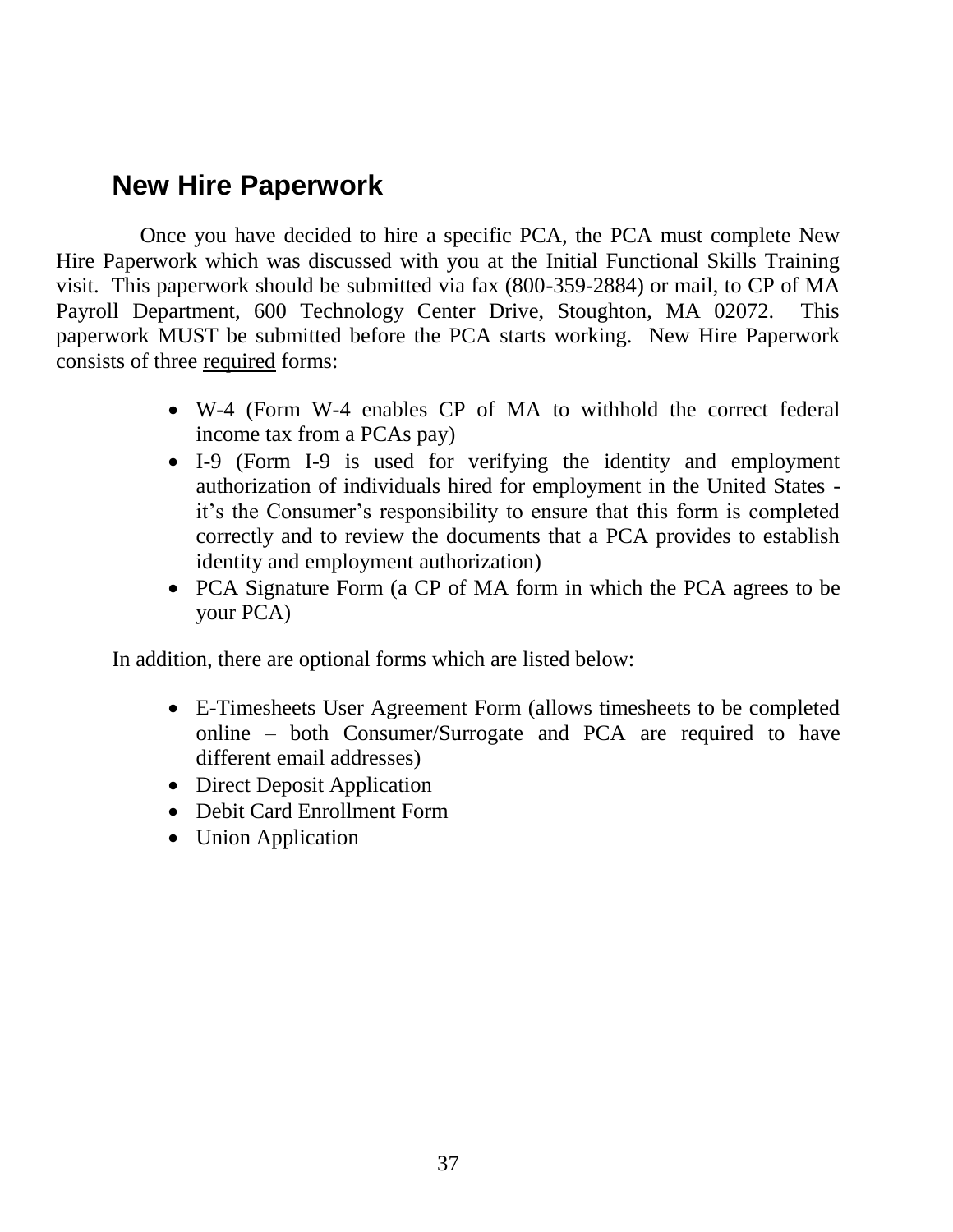## New Hire Paperwork

Once you have decided to hire a specific PCA, the PCA must complete New Hire Paperwork which was discussed with you at the Initial Functional Skills Training visit. This paperwork should be submitted via fax (800-359-2884) or mail, to CP of MA Payroll Department, 600 Technology Center Drive, Stoughton, MA 02072. This paperwork MUST be submitted before the PCA starts working. New Hire Paperwork consists of three <u>required</u> forms:

- W-4 (Form W-4 enables CP of MA to withhold the correct federal income tax from a PCAs pay)
- I-9 (Form I-9 is used for verifying the identity and employment authorization of individuals hired for employment in the United States - it's the Consumer's responsibility to ensure that this form is completed correctly and to review the documents that a PCA provides to establish identity and employment authorization)
- PCA Signature Form (a CP of MA form in which the PCA agrees to be your PCA)

In addition, there are optional forms which are listed below:

- E-Timesheets User Agreement Form (allows timesheets to be completed online – both Consumer/Surrogate and PCA are required to have different email addresses)
- Direct Deposit Application
- Debit Card Enrollment Form
- Union Application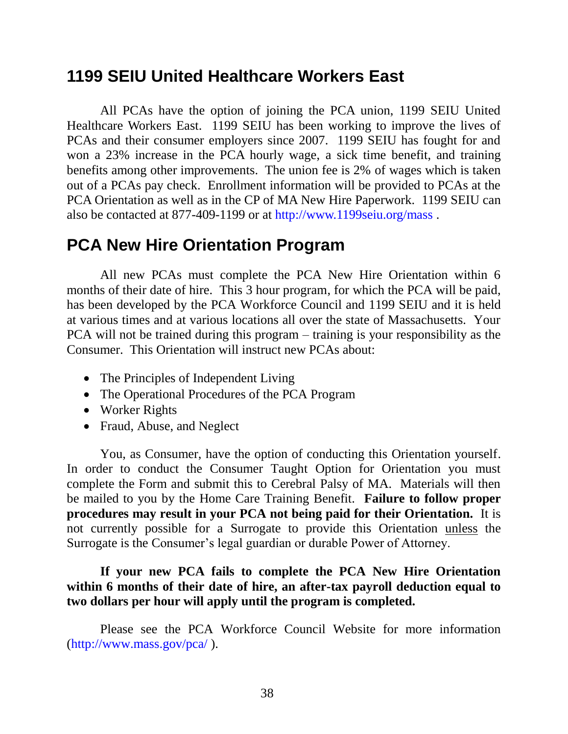## 1199 SEIU United Healthcare Workers East

All PCAs have the option of joining the PCA union, 1199 SEIU United Healthcare Workers East. 1199 SEIU has been working to improve the lives of PCAs and their consumer employers since 2007. 1199 SEIU has fought for and won a 23% increase in the PCA hourly wage, a sick time benefit, and training benefits among other improvements. The union fee is 2% of wages which is taken out of a PCAs pay check. Enrollment information will be provided to PCAs at the PCA Orientation as well as in the CP of MA New Hire Paperwork. 1199 SEIU can also be contacted at 877-409-1199 or at http://www.1199seiu.org/mass .

## PCA New Hire Orientation Program

All new PCAs must complete the PCA New Hire Orientation within 6 months of their date of hire. This 3 hour program, for which the PCA will be paid, has been developed by the PCA Workforce Council and 1199 SEIU and it is held at various times and at various locations all over the state of Massachusetts. Your PCA will not be trained during this program – training is your responsibility as the Consumer. This Orientation will instruct new PCAs about:

- The Principles of Independent Living
- The Operational Procedures of the PCA Program
- Worker Rights
- Fraud, Abuse, and Neglect

You, as Consumer, have the option of conducting this Orientation yourself. In order to conduct the Consumer Taught Option for Orientation you must complete the Form and submit this to Cerebral Palsy of MA. Materials will then be mailed to you by the Home Care Training Benefit. **Failure to follow proper procedures may result in your PCA not being paid for their Orientation.** It is not currently possible for a Surrogate to provide this Orientation unless the Surrogate is the Consumer's legal guardian or durable Power of Attorney.

**If your new PCA fails to complete the PCA New Hire Orientation within 6 months of their date of hire, an after-tax payroll deduction equal to two dollars per hour will apply until the program is completed.**

Please see the PCA Workforce Council Website for more information (http://www.mass.gov/pca/ ).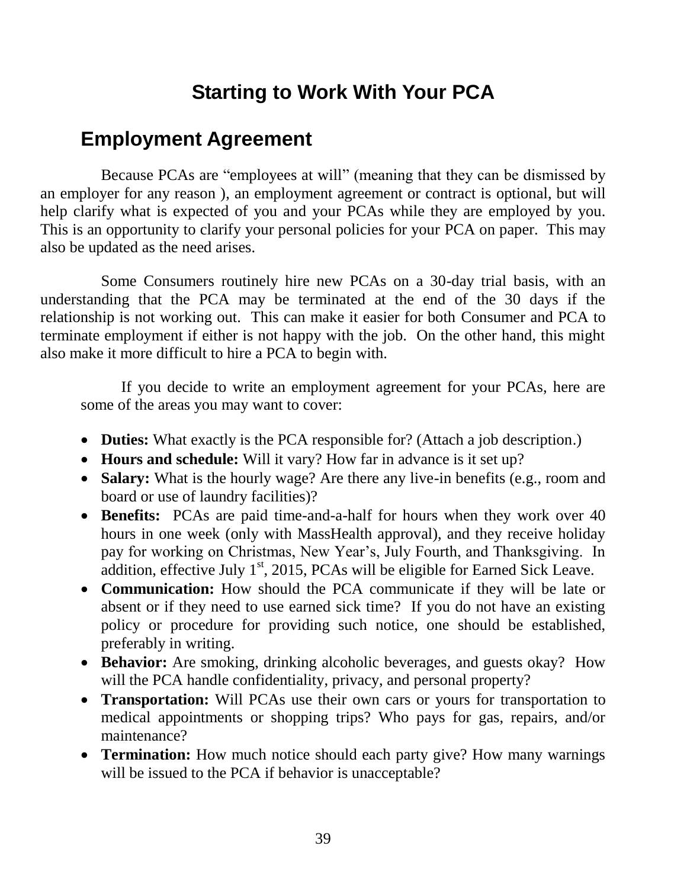# Starting to Work With Your PCA

## Employment Agreement

Because PCAs are "employees at will" (meaning that they can be dismissed by an employer for any reason ), an employment agreement or contract is optional, but will help clarify what is expected of you and your PCAs while they are employed by you. This is an opportunity to clarify your personal policies for your PCA on paper. This may also be updated as the need arises.

Some Consumers routinely hire new PCAs on a 30-day trial basis, with an understanding that the PCA may be terminated at the end of the 30 days if the relationship is not working out. This can make it easier for both Consumer and PCA to terminate employment if either is not happy with the job. On the other hand, this might also make it more difficult to hire a PCA to begin with.

If you decide to write an employment agreement for your PCAs, here are some of the areas you may want to cover:

- **Duties:** What exactly is the PCA responsible for? (Attach a job description.)
- **Hours and schedule:** Will it vary? How far in advance is it set up?
- **Salary:** What is the hourly wage? Are there any live-in benefits (e.g., room and board or use of laundry facilities)?
- **Benefits:** PCAs are paid time-and-a-half for hours when they work over 40 hours in one week (only with MassHealth approval), and they receive holiday pay for working on Christmas, New Year's, July Fourth, and Thanksgiving. In addition, effective July 1st, 2015, PCAs will be eligible for Earned Sick Leave.
- **Communication:** How should the PCA communicate if they will be late or absent or if they need to use earned sick time? If you do not have an existing policy or procedure for providing such notice, one should be established, preferably in writing.
- **Behavior:** Are smoking, drinking alcoholic beverages, and guests okay? How will the PCA handle confidentiality, privacy, and personal property?
- **Transportation:** Will PCAs use their own cars or yours for transportation to medical appointments or shopping trips? Who pays for gas, repairs, and/or maintenance?
- **Termination:** How much notice should each party give? How many warnings will be issued to the PCA if behavior is unacceptable?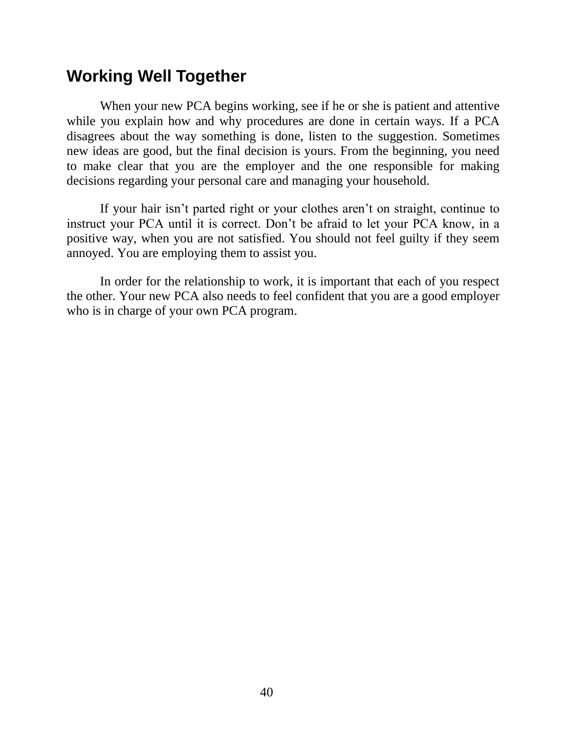## Working Well Together

When your new PCA begins working, see if he or she is patient and attentive while you explain how and why procedures are done in certain ways. If a PCA disagrees about the way something is done, listen to the suggestion. Sometimes new ideas are good, but the final decision is yours. From the beginning, you need to make clear that you are the employer and the one responsible for making decisions regarding your personal care and managing your household.

If your hair isn't parted right or your clothes aren't on straight, continue to instruct your PCA until it is correct. Don't be afraid to let your PCA know, in a positive way, when you are not satisfied. You should not feel guilty if they seem annoyed. You are employing them to assist you.

In order for the relationship to work, it is important that each of you respect the other. Your new PCA also needs to feel confident that you are a good employer who is in charge of your own PCA program.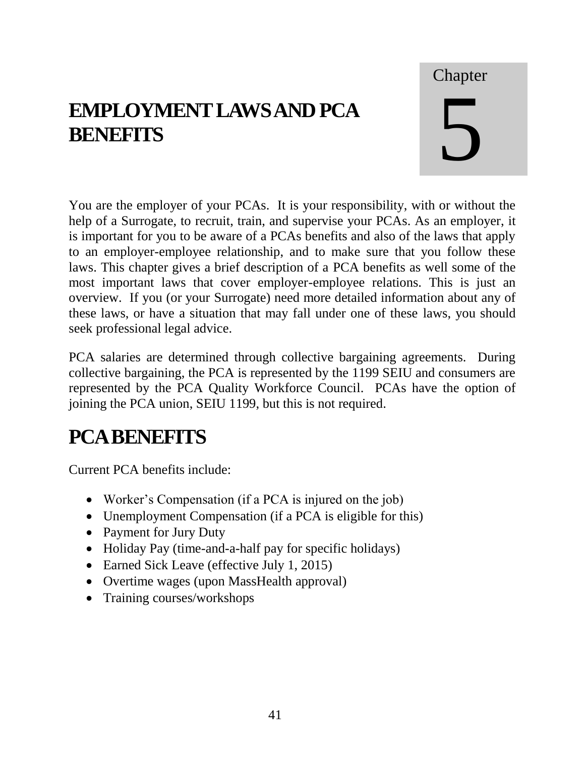Chapter 5

# EMPLOYMENT LAWS AND PCA BENEFITS

You are the employer of your PCAs. It is your responsibility, with or without the help of a Surrogate, to recruit, train, and supervise your PCAs. As an employer, it is important for you to be aware of a PCAs benefits and also of the laws that apply to an employer-employee relationship, and to make sure that you follow these laws. This chapter gives a brief description of a PCA benefits as well some of the most important laws that cover employer-employee relations. This is just an overview. If you (or your Surrogate) need more detailed information about any of these laws, or have a situation that may fall under one of these laws, you should seek professional legal advice.

PCA salaries are determined through collective bargaining agreements. During collective bargaining, the PCA is represented by the 1199 SEIU and consumers are represented by the PCA Quality Workforce Council. PCAs have the option of joining the PCA union, SEIU 1199, but this is not required.

## PCA BENEFITS

Current PCA benefits include:

- Worker's Compensation (if a PCA is injured on the job)
- Unemployment Compensation (if a PCA is eligible for this)
- Payment for Jury Duty
- Holiday Pay (time-and-a-half pay for specific holidays)
- Earned Sick Leave (effective July 1, 2015)
- Overtime wages (upon MassHealth approval)
- Training courses/workshops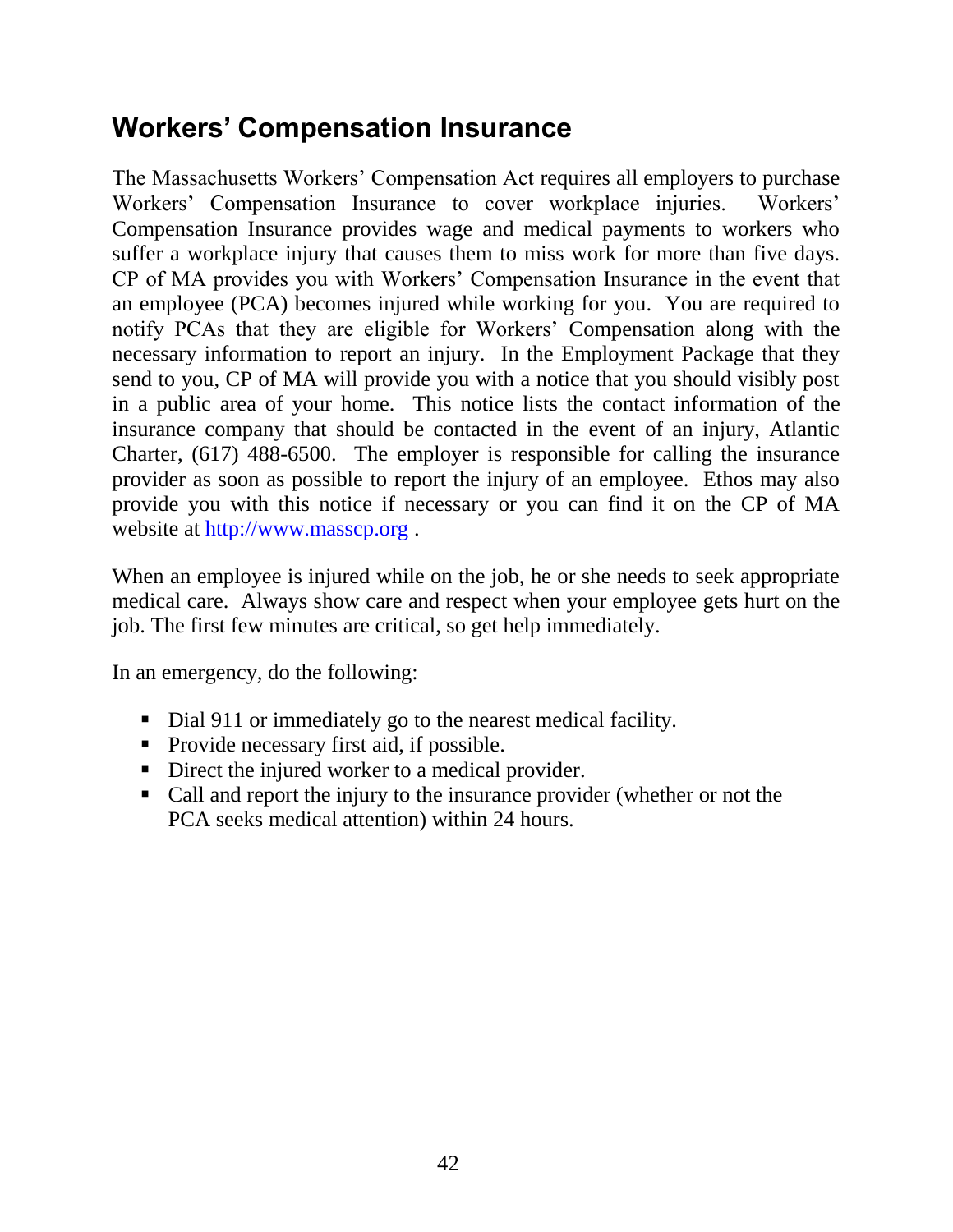## Workers' Compensation Insurance

The Massachusetts Workers' Compensation Act requires all employers to purchase Workers' Compensation Insurance to cover workplace injuries. Workers' Compensation Insurance provides wage and medical payments to workers who suffer a workplace injury that causes them to miss work for more than five days. CP of MA provides you with Workers' Compensation Insurance in the event that an employee (PCA) becomes injured while working for you. You are required to notify PCAs that they are eligible for Workers' Compensation along with the necessary information to report an injury. In the Employment Package that they send to you, CP of MA will provide you with a notice that you should visibly post in a public area of your home. This notice lists the contact information of the insurance company that should be contacted in the event of an injury, Atlantic Charter, (617) 488-6500. The employer is responsible for calling the insurance provider as soon as possible to report the injury of an employee. Ethos may also provide you with this notice if necessary or you can find it on the CP of MA website at http://www.masscp.org .

When an employee is injured while on the job, he or she needs to seek appropriate medical care. Always show care and respect when your employee gets hurt on the job. The first few minutes are critical, so get help immediately.

In an emergency, do the following:

- Dial 911 or immediately go to the nearest medical facility.
- Provide necessary first aid, if possible.
- Direct the injured worker to a medical provider.
- Call and report the injury to the insurance provider (whether or not the PCA seeks medical attention) within 24 hours.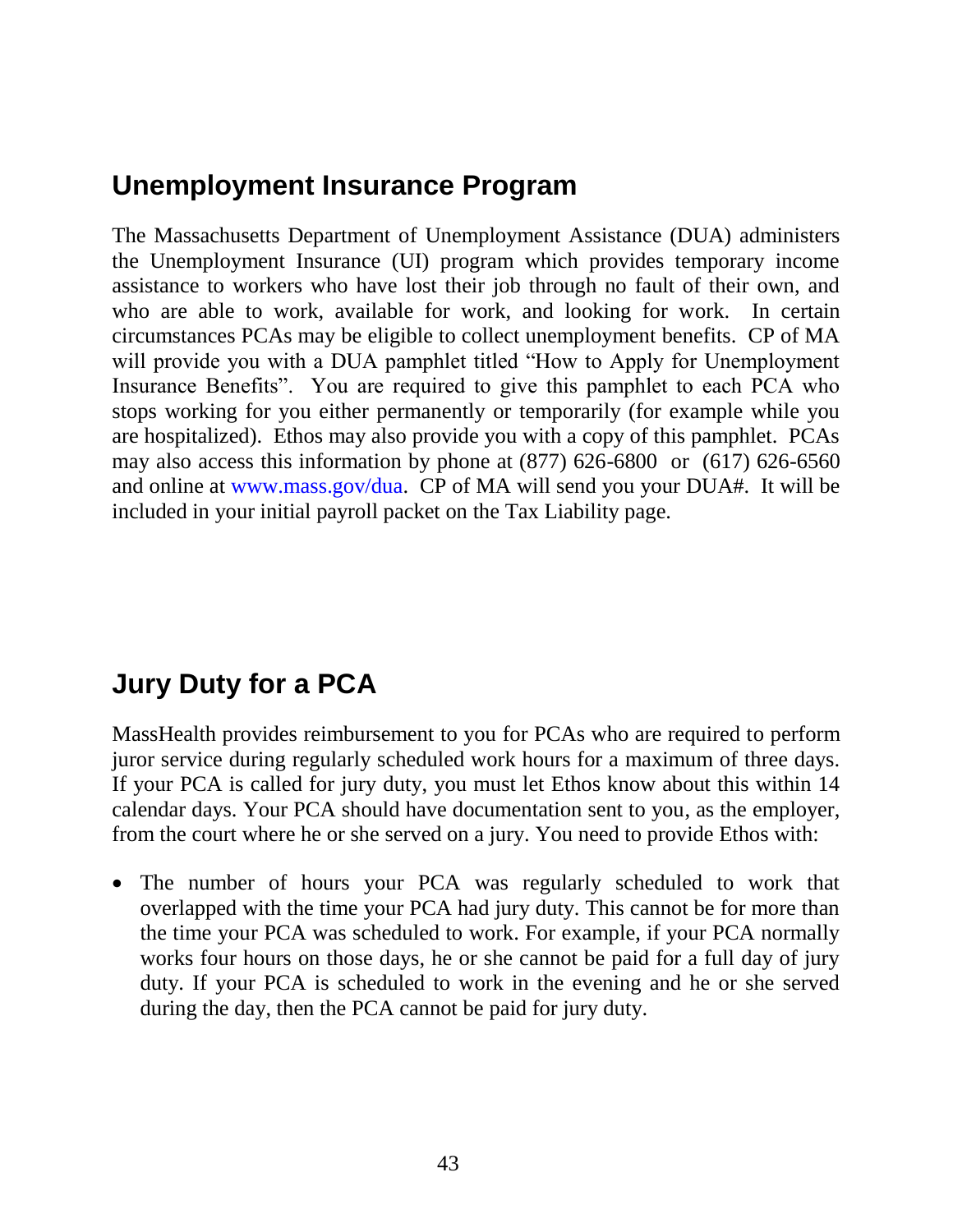## Unemployment Insurance Program

The Massachusetts Department of Unemployment Assistance (DUA) administers the Unemployment Insurance (UI) program which provides temporary income assistance to workers who have lost their job through no fault of their own, and who are able to work, available for work, and looking for work. In certain circumstances PCAs may be eligible to collect unemployment benefits. CP of MA will provide you with a DUA pamphlet titled "How to Apply for Unemployment Insurance Benefits". You are required to give this pamphlet to each PCA who stops working for you either permanently or temporarily (for example while you are hospitalized). Ethos may also provide you with a copy of this pamphlet. PCAs may also access this information by phone at (877) 626-6800 or (617) 626-6560 and online at www.mass.gov/dua. CP of MA will send you your DUA#. It will be included in your initial payroll packet on the Tax Liability page.

## Jury Duty for a PCA

MassHealth provides reimbursement to you for PCAs who are required to perform juror service during regularly scheduled work hours for a maximum of three days. If your PCA is called for jury duty, you must let Ethos know about this within 14 calendar days. Your PCA should have documentation sent to you, as the employer, from the court where he or she served on a jury. You need to provide Ethos with:

- The number of hours your PCA was regularly scheduled to work that overlapped with the time your PCA had jury duty. This cannot be for more than the time your PCA was scheduled to work. For example, if your PCA normally works four hours on those days, he or she cannot be paid for a full day of jury duty. If your PCA is scheduled to work in the evening and he or she served during the day, then the PCA cannot be paid for jury duty.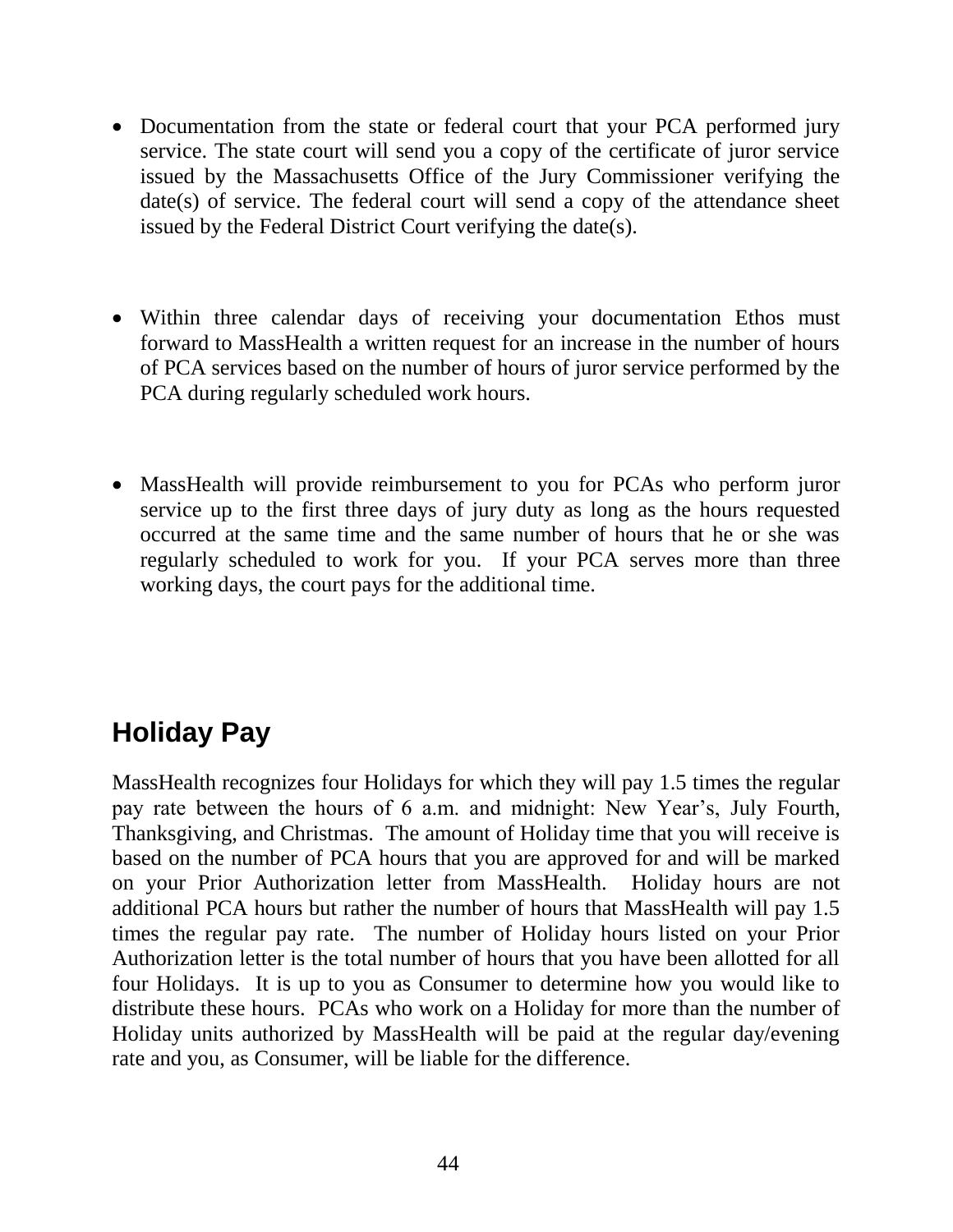- Documentation from the state or federal court that your PCA performed jury service. The state court will send you a copy of the certificate of juror service issued by the Massachusetts Office of the Jury Commissioner verifying the date(s) of service. The federal court will send a copy of the attendance sheet issued by the Federal District Court verifying the date(s).

- Within three calendar days of receiving your documentation Ethos must forward to MassHealth a written request for an increase in the number of hours of PCA services based on the number of hours of juror service performed by the PCA during regularly scheduled work hours.

- MassHealth will provide reimbursement to you for PCAs who perform juror service up to the first three days of jury duty as long as the hours requested occurred at the same time and the same number of hours that he or she was regularly scheduled to work for you. If your PCA serves more than three working days, the court pays for the additional time.

## Holiday Pay

MassHealth recognizes four Holidays for which they will pay 1.5 times the regular pay rate between the hours of 6 a.m. and midnight: New Year's, July Fourth, Thanksgiving, and Christmas. The amount of Holiday time that you will receive is based on the number of PCA hours that you are approved for and will be marked on your Prior Authorization letter from MassHealth. Holiday hours are not additional PCA hours but rather the number of hours that MassHealth will pay 1.5 times the regular pay rate. The number of Holiday hours listed on your Prior Authorization letter is the total number of hours that you have been allotted for all four Holidays. It is up to you as Consumer to determine how you would like to distribute these hours. PCAs who work on a Holiday for more than the number of Holiday units authorized by MassHealth will be paid at the regular day/evening rate and you, as Consumer, will be liable for the difference.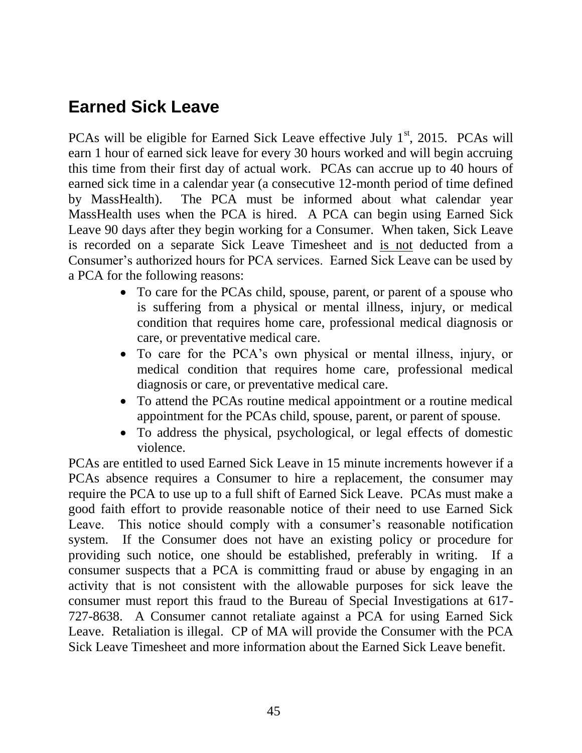## Earned Sick Leave

PCAs will be eligible for Earned Sick Leave effective July 1st, 2015. PCAs will earn 1 hour of earned sick leave for every 30 hours worked and will begin accruing this time from their first day of actual work. PCAs can accrue up to 40 hours of earned sick time in a calendar year (a consecutive 12-month period of time defined by MassHealth). The PCA must be informed about what calendar year MassHealth uses when the PCA is hired. A PCA can begin using Earned Sick Leave 90 days after they begin working for a Consumer. When taken, Sick Leave is recorded on a separate Sick Leave Timesheet and <u>is not</u> deducted from a Consumer's authorized hours for PCA services. Earned Sick Leave can be used by a PCA for the following reasons:

- To care for the PCAs child, spouse, parent, or parent of a spouse who is suffering from a physical or mental illness, injury, or medical condition that requires home care, professional medical diagnosis or care, or preventative medical care.
- To care for the PCA's own physical or mental illness, injury, or medical condition that requires home care, professional medical diagnosis or care, or preventative medical care.
- To attend the PCAs routine medical appointment or a routine medical appointment for the PCAs child, spouse, parent, or parent of spouse.
- To address the physical, psychological, or legal effects of domestic violence.

PCAs are entitled to used Earned Sick Leave in 15 minute increments however if a PCAs absence requires a Consumer to hire a replacement, the consumer may require the PCA to use up to a full shift of Earned Sick Leave. PCAs must make a good faith effort to provide reasonable notice of their need to use Earned Sick Leave. This notice should comply with a consumer's reasonable notification system. If the Consumer does not have an existing policy or procedure for providing such notice, one should be established, preferably in writing. If a consumer suspects that a PCA is committing fraud or abuse by engaging in an activity that is not consistent with the allowable purposes for sick leave the consumer must report this fraud to the Bureau of Special Investigations at 617-727-8638. A Consumer cannot retaliate against a PCA for using Earned Sick Leave. Retaliation is illegal. CP of MA will provide the Consumer with the PCA Sick Leave Timesheet and more information about the Earned Sick Leave benefit.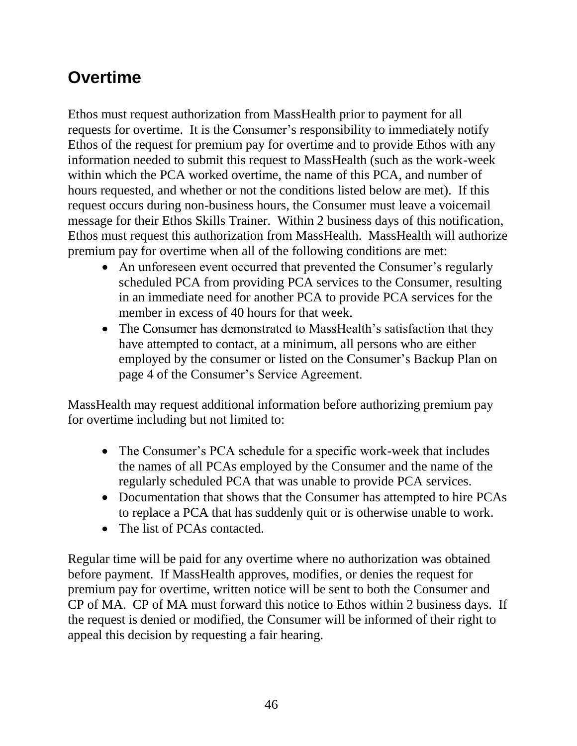## Overtime

Ethos must request authorization from MassHealth prior to payment for all requests for overtime. It is the Consumer's responsibility to immediately notify Ethos of the request for premium pay for overtime and to provide Ethos with any information needed to submit this request to MassHealth (such as the work-week within which the PCA worked overtime, the name of this PCA, and number of hours requested, and whether or not the conditions listed below are met). If this request occurs during non-business hours, the Consumer must leave a voicemail message for their Ethos Skills Trainer. Within 2 business days of this notification, Ethos must request this authorization from MassHealth. MassHealth will authorize premium pay for overtime when all of the following conditions are met:

- An unforeseen event occurred that prevented the Consumer's regularly scheduled PCA from providing PCA services to the Consumer, resulting in an immediate need for another PCA to provide PCA services for the member in excess of 40 hours for that week.
- The Consumer has demonstrated to MassHealth's satisfaction that they have attempted to contact, at a minimum, all persons who are either employed by the consumer or listed on the Consumer's Backup Plan on page 4 of the Consumer's Service Agreement.

MassHealth may request additional information before authorizing premium pay for overtime including but not limited to:

- The Consumer's PCA schedule for a specific work-week that includes the names of all PCAs employed by the Consumer and the name of the regularly scheduled PCA that was unable to provide PCA services.
- Documentation that shows that the Consumer has attempted to hire PCAs to replace a PCA that has suddenly quit or is otherwise unable to work.
- The list of PCAs contacted.

Regular time will be paid for any overtime where no authorization was obtained before payment. If MassHealth approves, modifies, or denies the request for premium pay for overtime, written notice will be sent to both the Consumer and CP of MA. CP of MA must forward this notice to Ethos within 2 business days. If the request is denied or modified, the Consumer will be informed of their right to appeal this decision by requesting a fair hearing.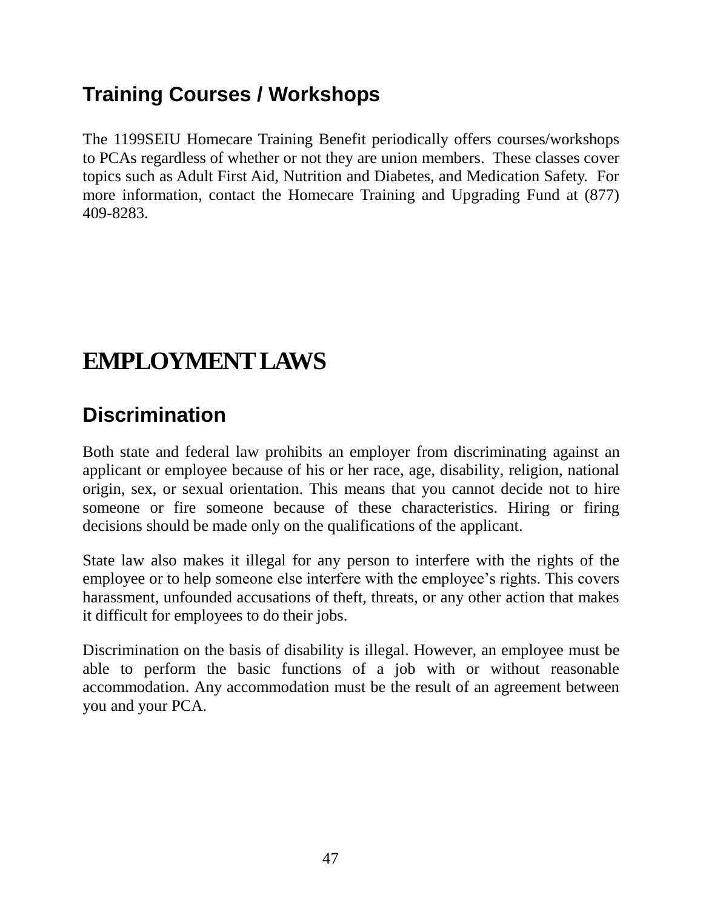## Training Courses / Workshops

The 1199SEIU Homecare Training Benefit periodically offers courses/workshops to PCAs regardless of whether or not they are union members. These classes cover topics such as Adult First Aid, Nutrition and Diabetes, and Medication Safety. For more information, contact the Homecare Training and Upgrading Fund at (877) 409-8283.

# EMPLOYMENT LAWS

## Discrimination

Both state and federal law prohibits an employer from discriminating against an applicant or employee because of his or her race, age, disability, religion, national origin, sex, or sexual orientation. This means that you cannot decide not to hire someone or fire someone because of these characteristics. Hiring or firing decisions should be made only on the qualifications of the applicant.

State law also makes it illegal for any person to interfere with the rights of the employee or to help someone else interfere with the employee's rights. This covers harassment, unfounded accusations of theft, threats, or any other action that makes it difficult for employees to do their jobs.

Discrimination on the basis of disability is illegal. However, an employee must be able to perform the basic functions of a job with or without reasonable accommodation. Any accommodation must be the result of an agreement between you and your PCA.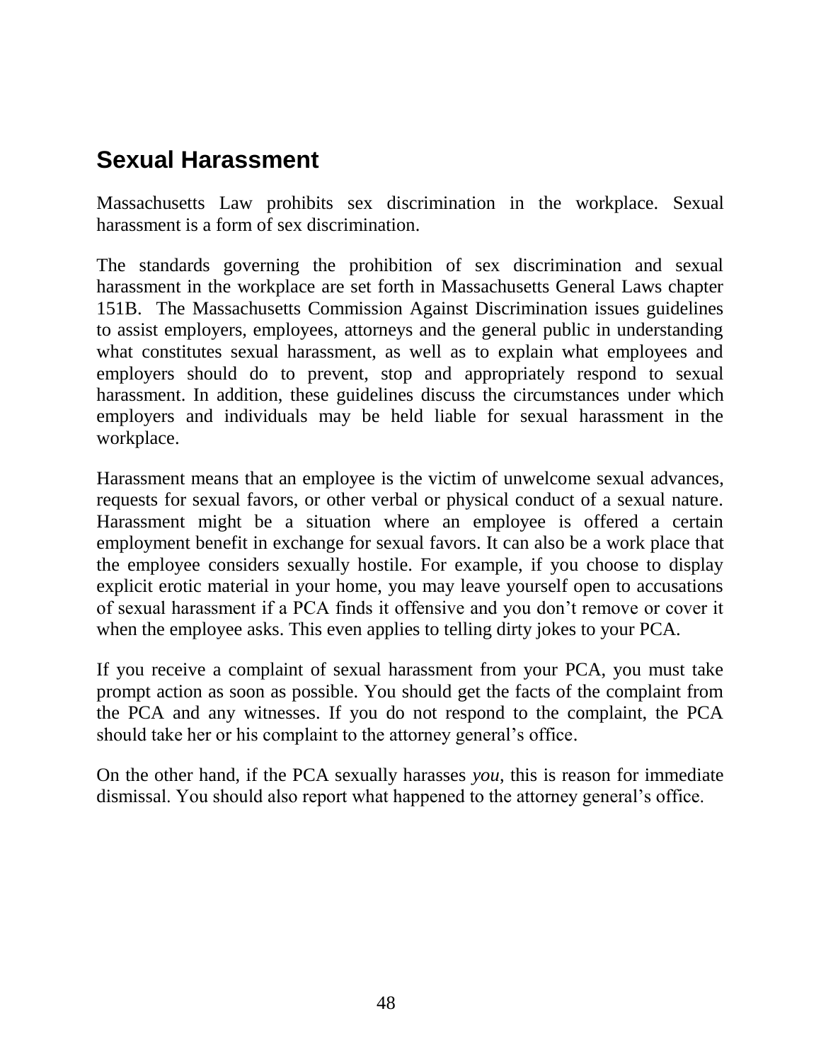## Sexual Harassment

Massachusetts Law prohibits sex discrimination in the workplace. Sexual harassment is a form of sex discrimination.

The standards governing the prohibition of sex discrimination and sexual harassment in the workplace are set forth in Massachusetts General Laws chapter 151B. The Massachusetts Commission Against Discrimination issues guidelines to assist employers, employees, attorneys and the general public in understanding what constitutes sexual harassment, as well as to explain what employees and employers should do to prevent, stop and appropriately respond to sexual harassment. In addition, these guidelines discuss the circumstances under which employers and individuals may be held liable for sexual harassment in the workplace.

Harassment means that an employee is the victim of unwelcome sexual advances, requests for sexual favors, or other verbal or physical conduct of a sexual nature. Harassment might be a situation where an employee is offered a certain employment benefit in exchange for sexual favors. It can also be a work place that the employee considers sexually hostile. For example, if you choose to display explicit erotic material in your home, you may leave yourself open to accusations of sexual harassment if a PCA finds it offensive and you don't remove or cover it when the employee asks. This even applies to telling dirty jokes to your PCA.

If you receive a complaint of sexual harassment from your PCA, you must take prompt action as soon as possible. You should get the facts of the complaint from the PCA and any witnesses. If you do not respond to the complaint, the PCA should take her or his complaint to the attorney general's office.

On the other hand, if the PCA sexually harasses *you,* this is reason for immediate dismissal. You should also report what happened to the attorney general's office.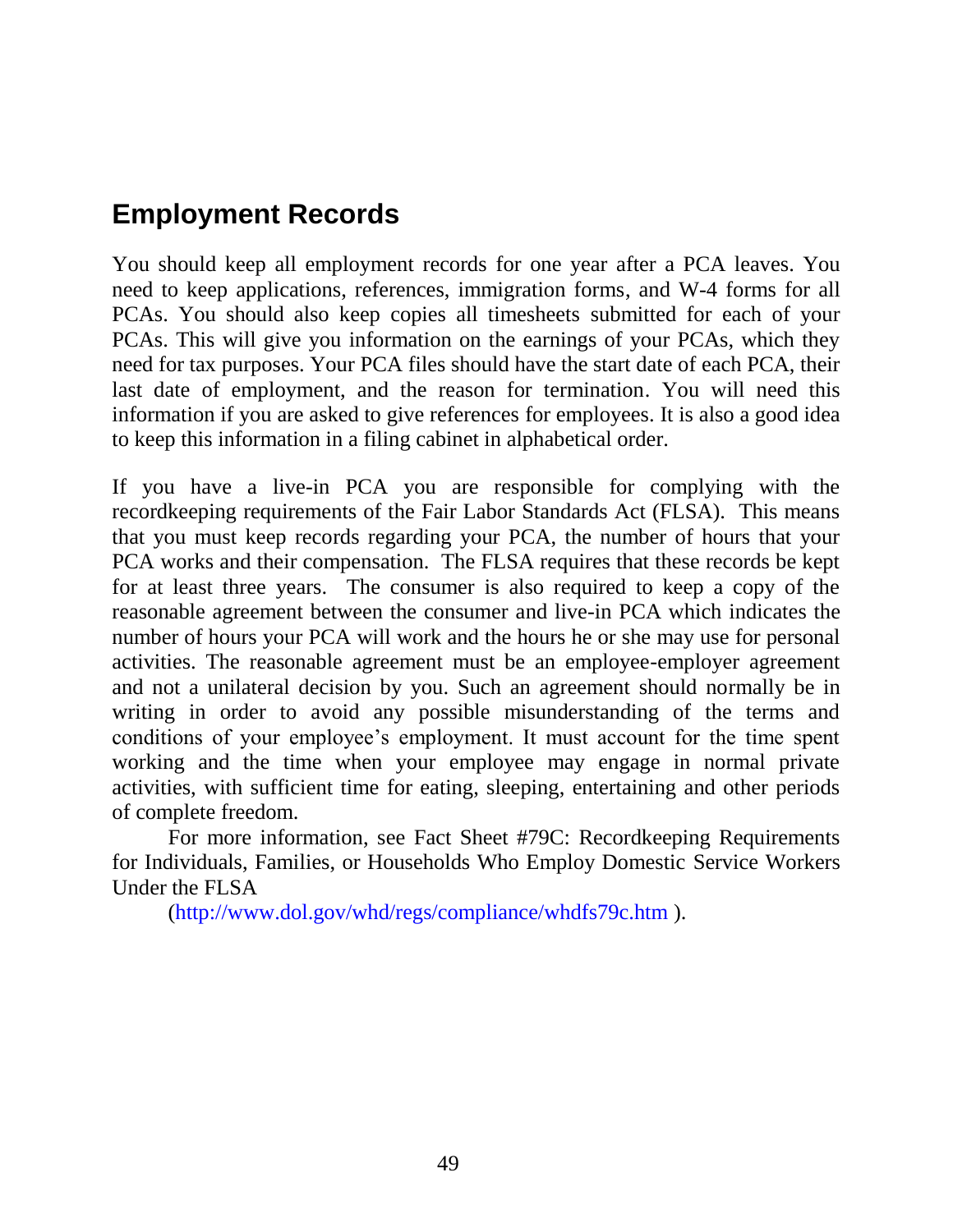## Employment Records

You should keep all employment records for one year after a PCA leaves. You need to keep applications, references, immigration forms, and W-4 forms for all PCAs. You should also keep copies all timesheets submitted for each of your PCAs. This will give you information on the earnings of your PCAs, which they need for tax purposes. Your PCA files should have the start date of each PCA, their last date of employment, and the reason for termination. You will need this information if you are asked to give references for employees. It is also a good idea to keep this information in a filing cabinet in alphabetical order.

If you have a live-in PCA you are responsible for complying with the recordkeeping requirements of the Fair Labor Standards Act (FLSA). This means that you must keep records regarding your PCA, the number of hours that your PCA works and their compensation. The FLSA requires that these records be kept for at least three years. The consumer is also required to keep a copy of the reasonable agreement between the consumer and live-in PCA which indicates the number of hours your PCA will work and the hours he or she may use for personal activities. The reasonable agreement must be an employee-employer agreement and not a unilateral decision by you. Such an agreement should normally be in writing in order to avoid any possible misunderstanding of the terms and conditions of your employee's employment. It must account for the time spent working and the time when your employee may engage in normal private activities, with sufficient time for eating, sleeping, entertaining and other periods of complete freedom.

For more information, see Fact Sheet #79C: Recordkeeping Requirements for Individuals, Families, or Households Who Employ Domestic Service Workers Under the FLSA

(http://www.dol.gov/whd/regs/compliance/whdfs79c.htm ).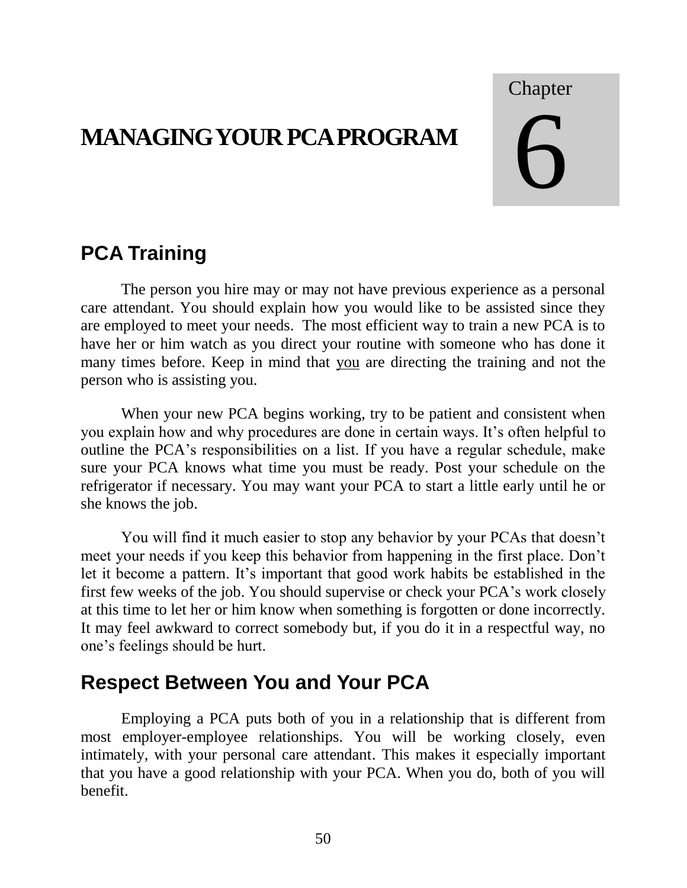# Chapter 6

# MANAGING YOUR PCA PROGRAM

## PCA Training

The person you hire may or may not have previous experience as a personal care attendant. You should explain how you would like to be assisted since they are employed to meet your needs. The most efficient way to train a new PCA is to have her or him watch as you direct your routine with someone who has done it many times before. Keep in mind that <u>you</u> are directing the training and not the person who is assisting you.

When your new PCA begins working, try to be patient and consistent when you explain how and why procedures are done in certain ways. It's often helpful to outline the PCA's responsibilities on a list. If you have a regular schedule, make sure your PCA knows what time you must be ready. Post your schedule on the refrigerator if necessary. You may want your PCA to start a little early until he or she knows the job.

You will find it much easier to stop any behavior by your PCAs that doesn't meet your needs if you keep this behavior from happening in the first place. Don't let it become a pattern. It's important that good work habits be established in the first few weeks of the job. You should supervise or check your PCA's work closely at this time to let her or him know when something is forgotten or done incorrectly. It may feel awkward to correct somebody but, if you do it in a respectful way, no one's feelings should be hurt.

## Respect Between You and Your PCA

Employing a PCA puts both of you in a relationship that is different from most employer-employee relationships. You will be working closely, even intimately, with your personal care attendant. This makes it especially important that you have a good relationship with your PCA. When you do, both of you will benefit.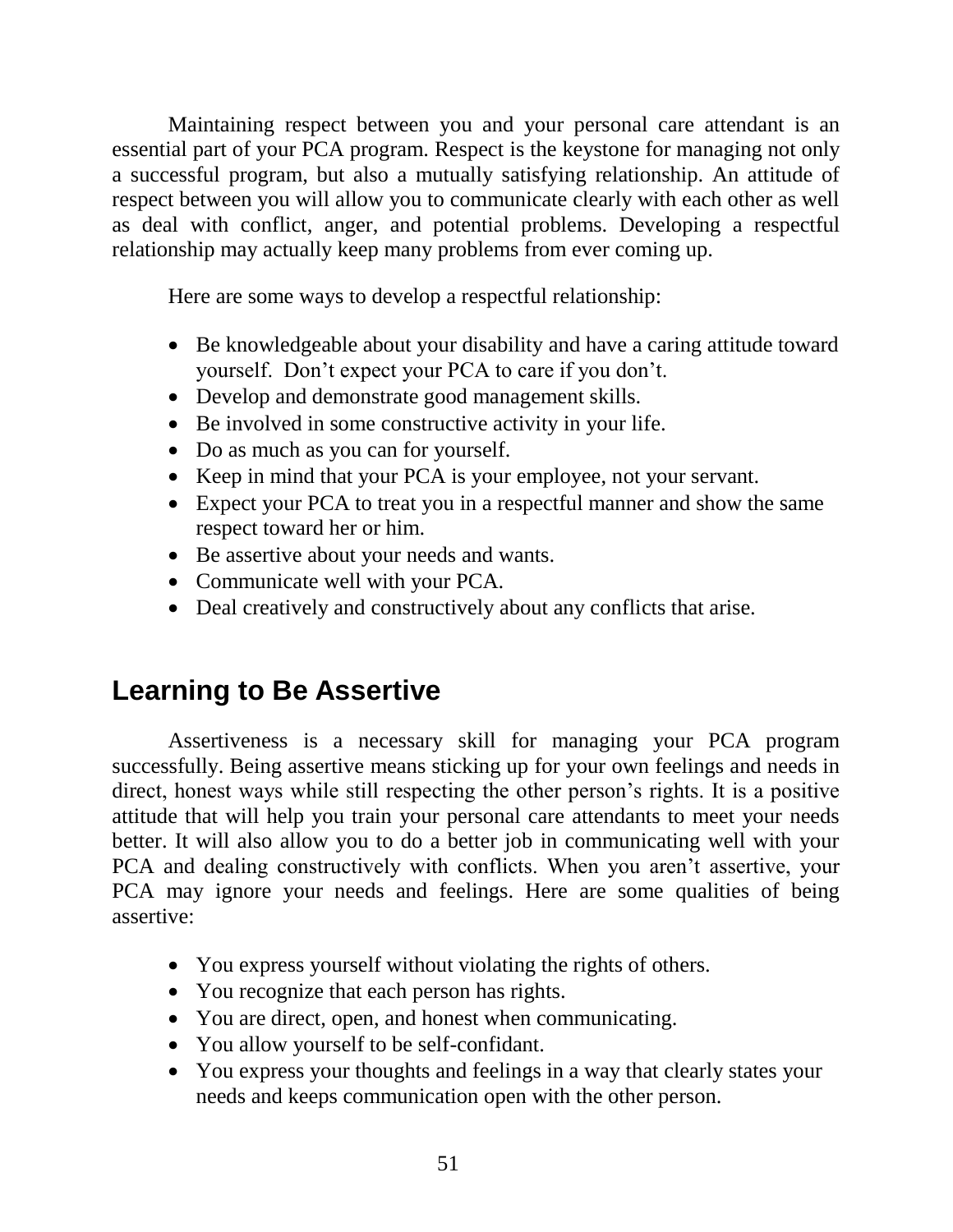Maintaining respect between you and your personal care attendant is an essential part of your PCA program. Respect is the keystone for managing not only a successful program, but also a mutually satisfying relationship. An attitude of respect between you will allow you to communicate clearly with each other as well as deal with conflict, anger, and potential problems. Developing a respectful relationship may actually keep many problems from ever coming up.

Here are some ways to develop a respectful relationship:

- Be knowledgeable about your disability and have a caring attitude toward yourself. Don't expect your PCA to care if you don't.
- Develop and demonstrate good management skills.
- Be involved in some constructive activity in your life.
- Do as much as you can for yourself.
- Keep in mind that your PCA is your employee, not your servant.
- Expect your PCA to treat you in a respectful manner and show the same respect toward her or him.
- Be assertive about your needs and wants.
- Communicate well with your PCA.
- Deal creatively and constructively about any conflicts that arise.

## Learning to Be Assertive

Assertiveness is a necessary skill for managing your PCA program successfully. Being assertive means sticking up for your own feelings and needs in direct, honest ways while still respecting the other person's rights. It is a positive attitude that will help you train your personal care attendants to meet your needs better. It will also allow you to do a better job in communicating well with your PCA and dealing constructively with conflicts. When you aren't assertive, your PCA may ignore your needs and feelings. Here are some qualities of being assertive:

- You express yourself without violating the rights of others.
- You recognize that each person has rights.
- You are direct, open, and honest when communicating.
- You allow yourself to be self-confidant.
- You express your thoughts and feelings in a way that clearly states your needs and keeps communication open with the other person.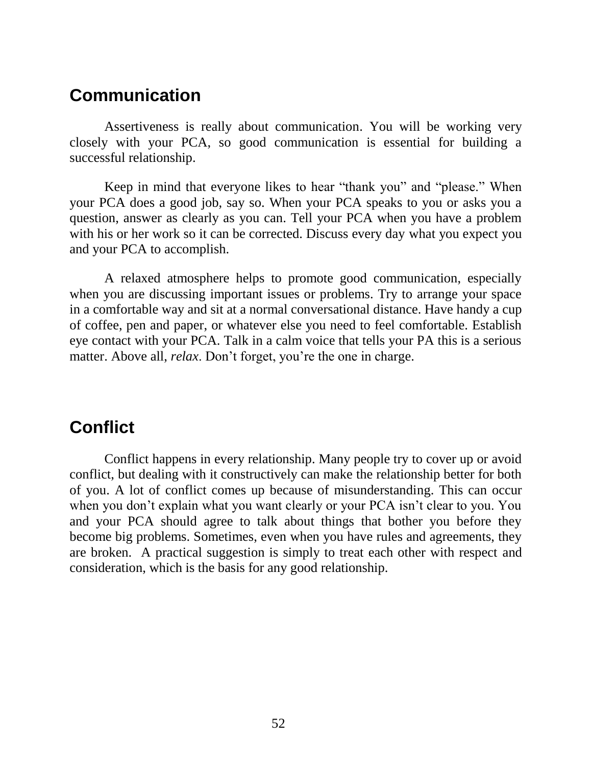## Communication

Assertiveness is really about communication. You will be working very closely with your PCA, so good communication is essential for building a successful relationship.

Keep in mind that everyone likes to hear “thank you” and “please.” When your PCA does a good job, say so. When your PCA speaks to you or asks you a question, answer as clearly as you can. Tell your PCA when you have a problem with his or her work so it can be corrected. Discuss every day what you expect you and your PCA to accomplish.

A relaxed atmosphere helps to promote good communication, especially when you are discussing important issues or problems. Try to arrange your space in a comfortable way and sit at a normal conversational distance. Have handy a cup of coffee, pen and paper, or whatever else you need to feel comfortable. Establish eye contact with your PCA. Talk in a calm voice that tells your PA this is a serious matter. Above all, *relax*. Don’t forget, you’re the one in charge.

## Conflict

Conflict happens in every relationship. Many people try to cover up or avoid conflict, but dealing with it constructively can make the relationship better for both of you. A lot of conflict comes up because of misunderstanding. This can occur when you don’t explain what you want clearly or your PCA isn’t clear to you. You and your PCA should agree to talk about things that bother you before they become big problems. Sometimes, even when you have rules and agreements, they are broken. A practical suggestion is simply to treat each other with respect and consideration, which is the basis for any good relationship.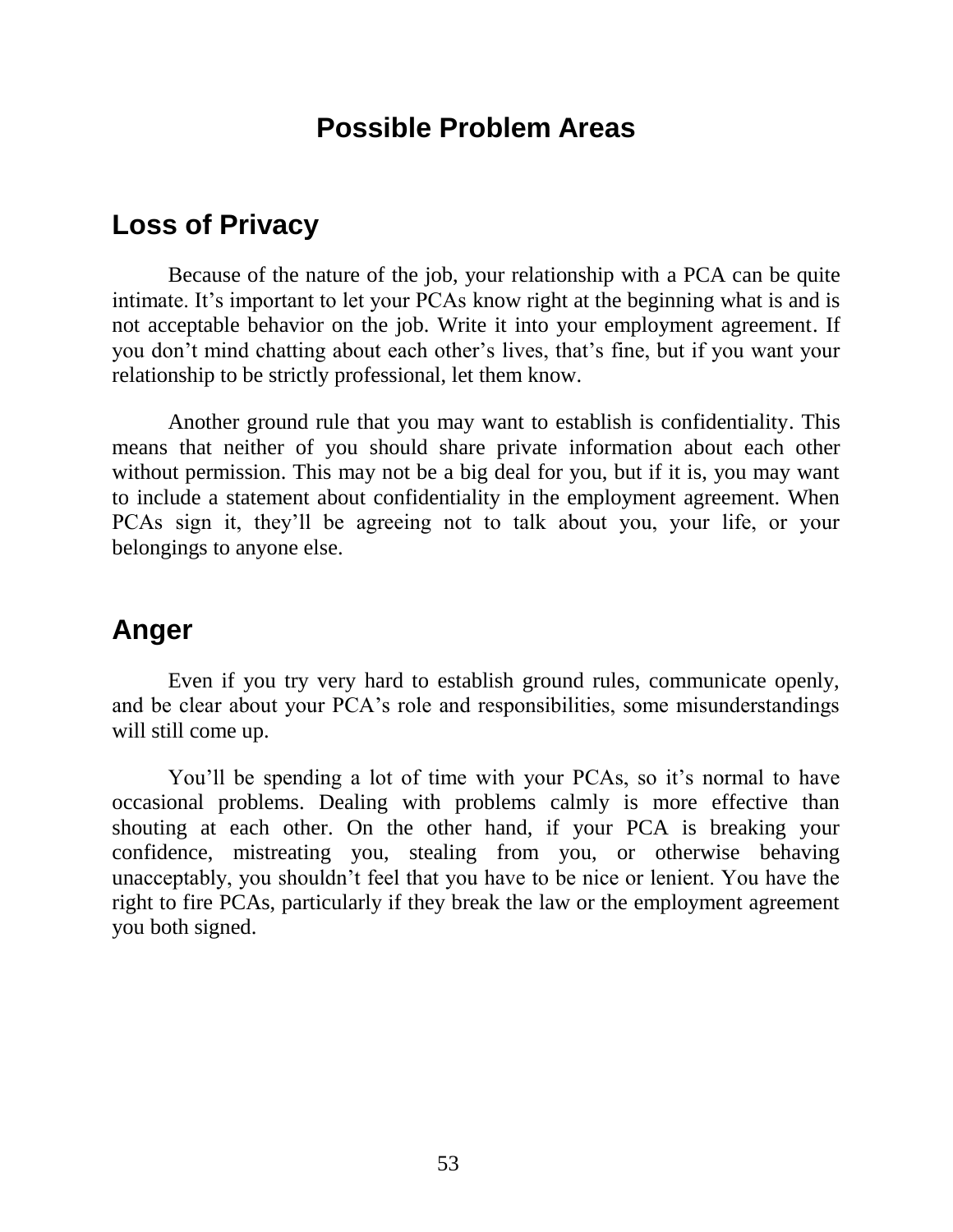# Possible Problem Areas

## Loss of Privacy

Because of the nature of the job, your relationship with a PCA can be quite intimate. It's important to let your PCAs know right at the beginning what is and is not acceptable behavior on the job. Write it into your employment agreement. If you don't mind chatting about each other's lives, that's fine, but if you want your relationship to be strictly professional, let them know.

Another ground rule that you may want to establish is confidentiality. This means that neither of you should share private information about each other without permission. This may not be a big deal for you, but if it is, you may want to include a statement about confidentiality in the employment agreement. When PCAs sign it, they'll be agreeing not to talk about you, your life, or your belongings to anyone else.

## Anger

Even if you try very hard to establish ground rules, communicate openly, and be clear about your PCA's role and responsibilities, some misunderstandings will still come up.

You'll be spending a lot of time with your PCAs, so it's normal to have occasional problems. Dealing with problems calmly is more effective than shouting at each other. On the other hand, if your PCA is breaking your confidence, mistreating you, stealing from you, or otherwise behaving unacceptably, you shouldn't feel that you have to be nice or lenient. You have the right to fire PCAs, particularly if they break the law or the employment agreement you both signed.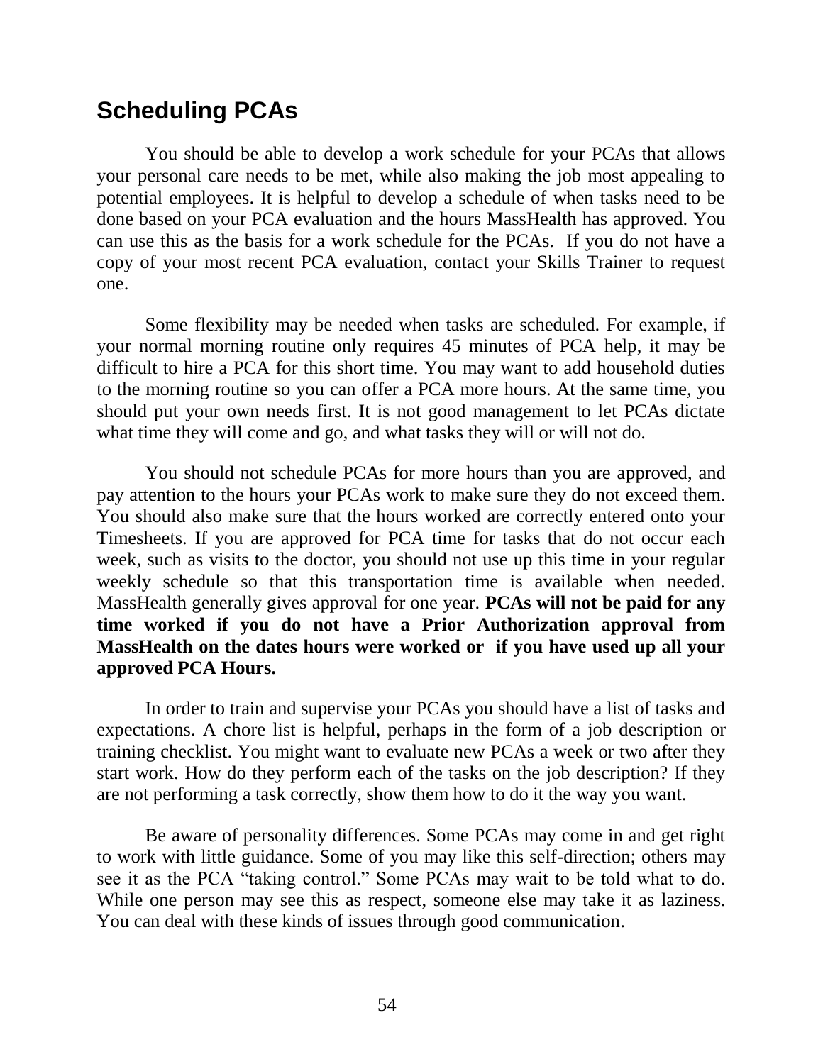## Scheduling PCAs

You should be able to develop a work schedule for your PCAs that allows your personal care needs to be met, while also making the job most appealing to potential employees. It is helpful to develop a schedule of when tasks need to be done based on your PCA evaluation and the hours MassHealth has approved. You can use this as the basis for a work schedule for the PCAs. If you do not have a copy of your most recent PCA evaluation, contact your Skills Trainer to request one.

Some flexibility may be needed when tasks are scheduled. For example, if your normal morning routine only requires 45 minutes of PCA help, it may be difficult to hire a PCA for this short time. You may want to add household duties to the morning routine so you can offer a PCA more hours. At the same time, you should put your own needs first. It is not good management to let PCAs dictate what time they will come and go, and what tasks they will or will not do.

You should not schedule PCAs for more hours than you are approved, and pay attention to the hours your PCAs work to make sure they do not exceed them. You should also make sure that the hours worked are correctly entered onto your Timesheets. If you are approved for PCA time for tasks that do not occur each week, such as visits to the doctor, you should not use up this time in your regular weekly schedule so that this transportation time is available when needed. MassHealth generally gives approval for one year. **PCAs will not be paid for any time worked if you do not have a Prior Authorization approval from MassHealth on the dates hours were worked or if you have used up all your approved PCA Hours.**

In order to train and supervise your PCAs you should have a list of tasks and expectations. A chore list is helpful, perhaps in the form of a job description or training checklist. You might want to evaluate new PCAs a week or two after they start work. How do they perform each of the tasks on the job description? If they are not performing a task correctly, show them how to do it the way you want.

Be aware of personality differences. Some PCAs may come in and get right to work with little guidance. Some of you may like this self-direction; others may see it as the PCA "taking control." Some PCAs may wait to be told what to do. While one person may see this as respect, someone else may take it as laziness. You can deal with these kinds of issues through good communication.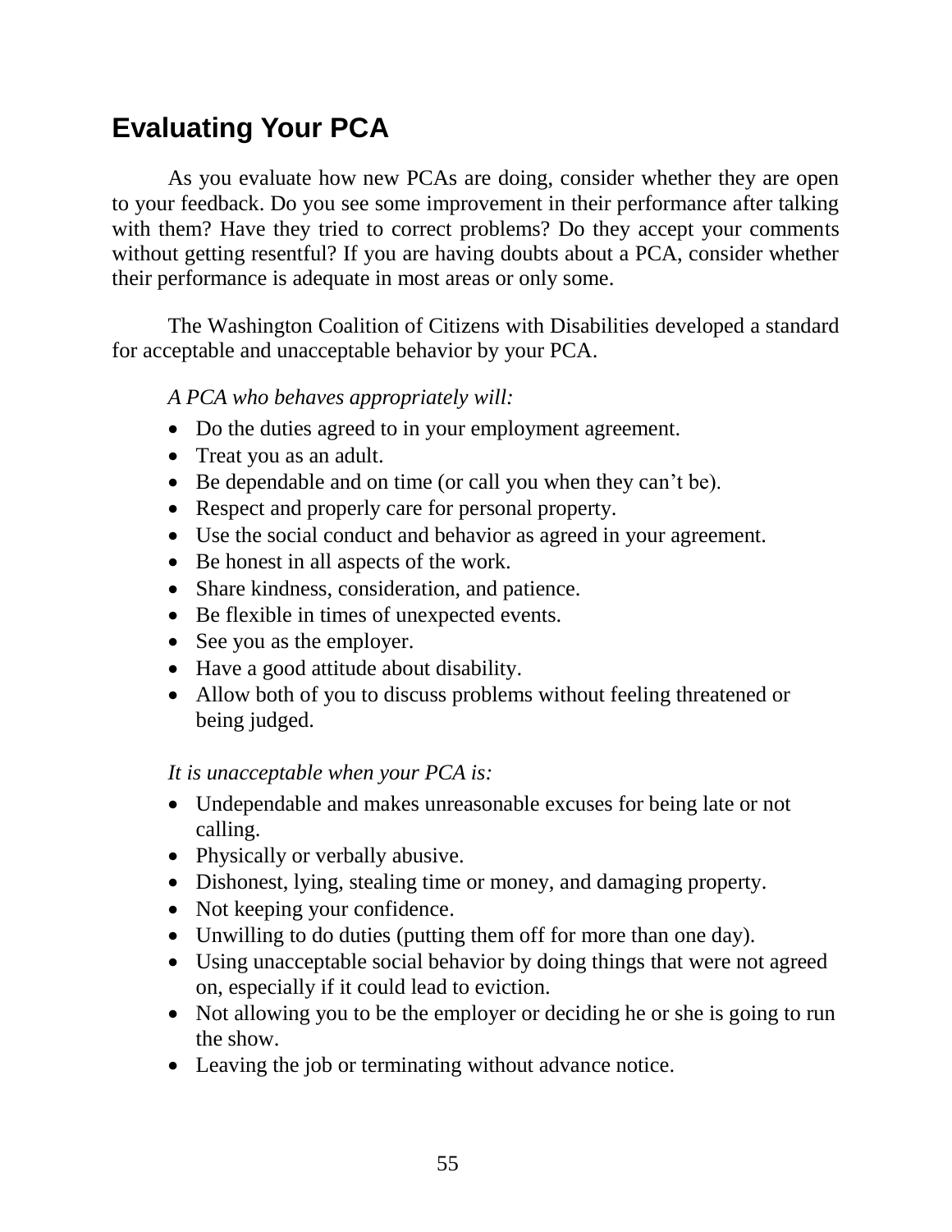## Evaluating Your PCA

As you evaluate how new PCAs are doing, consider whether they are open to your feedback. Do you see some improvement in their performance after talking with them? Have they tried to correct problems? Do they accept your comments without getting resentful? If you are having doubts about a PCA, consider whether their performance is adequate in most areas or only some.

The Washington Coalition of Citizens with Disabilities developed a standard for acceptable and unacceptable behavior by your PCA.

*A PCA who behaves appropriately will:*

- Do the duties agreed to in your employment agreement.
- Treat you as an adult.
- Be dependable and on time (or call you when they can't be).
- Respect and properly care for personal property.
- Use the social conduct and behavior as agreed in your agreement.
- Be honest in all aspects of the work.
- Share kindness, consideration, and patience.
- Be flexible in times of unexpected events.
- See you as the employer.
- Have a good attitude about disability.
- Allow both of you to discuss problems without feeling threatened or being judged.

*It is unacceptable when your PCA is:*

- Undependable and makes unreasonable excuses for being late or not calling.
- Physically or verbally abusive.
- Dishonest, lying, stealing time or money, and damaging property.
- Not keeping your confidence.
- Unwilling to do duties (putting them off for more than one day).
- Using unacceptable social behavior by doing things that were not agreed on, especially if it could lead to eviction.
- Not allowing you to be the employer or deciding he or she is going to run the show.
- Leaving the job or terminating without advance notice.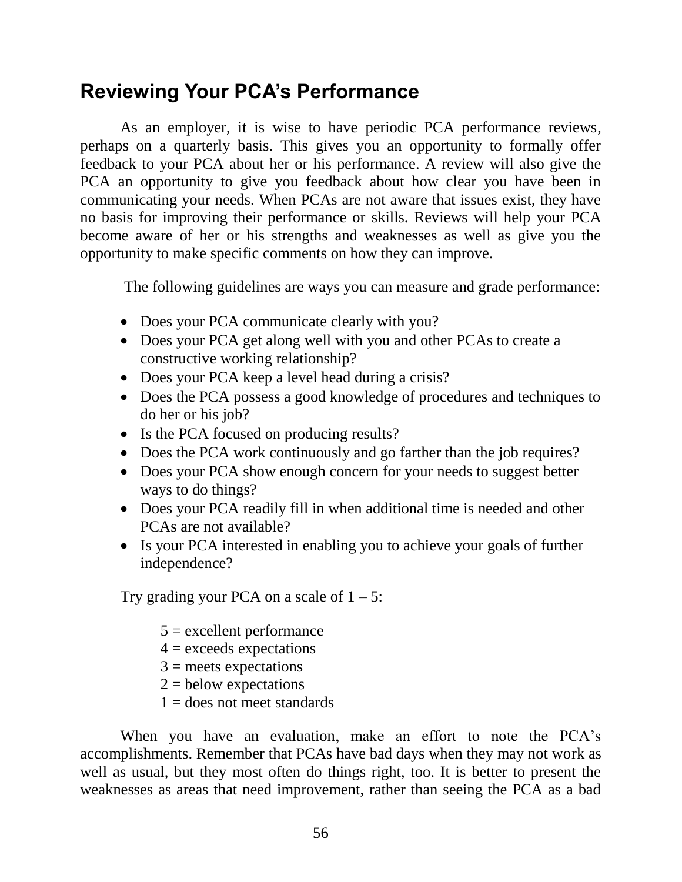## Reviewing Your PCA's Performance

As an employer, it is wise to have periodic PCA performance reviews, perhaps on a quarterly basis. This gives you an opportunity to formally offer feedback to your PCA about her or his performance. A review will also give the PCA an opportunity to give you feedback about how clear you have been in communicating your needs. When PCAs are not aware that issues exist, they have no basis for improving their performance or skills. Reviews will help your PCA become aware of her or his strengths and weaknesses as well as give you the opportunity to make specific comments on how they can improve.

The following guidelines are ways you can measure and grade performance:

- Does your PCA communicate clearly with you?
- Does your PCA get along well with you and other PCAs to create a constructive working relationship?
- Does your PCA keep a level head during a crisis?
- Does the PCA possess a good knowledge of procedures and techniques to do her or his job?
- Is the PCA focused on producing results?
- Does the PCA work continuously and go farther than the job requires?
- Does your PCA show enough concern for your needs to suggest better ways to do things?
- Does your PCA readily fill in when additional time is needed and other PCAs are not available?
- Is your PCA interested in enabling you to achieve your goals of further independence?

Try grading your PCA on a scale of 1 – 5:

5 = excellent performance
4 = exceeds expectations
3 = meets expectations
2 = below expectations
1 = does not meet standards

When you have an evaluation, make an effort to note the PCA's accomplishments. Remember that PCAs have bad days when they may not work as well as usual, but they most often do things right, too. It is better to present the weaknesses as areas that need improvement, rather than seeing the PCA as a bad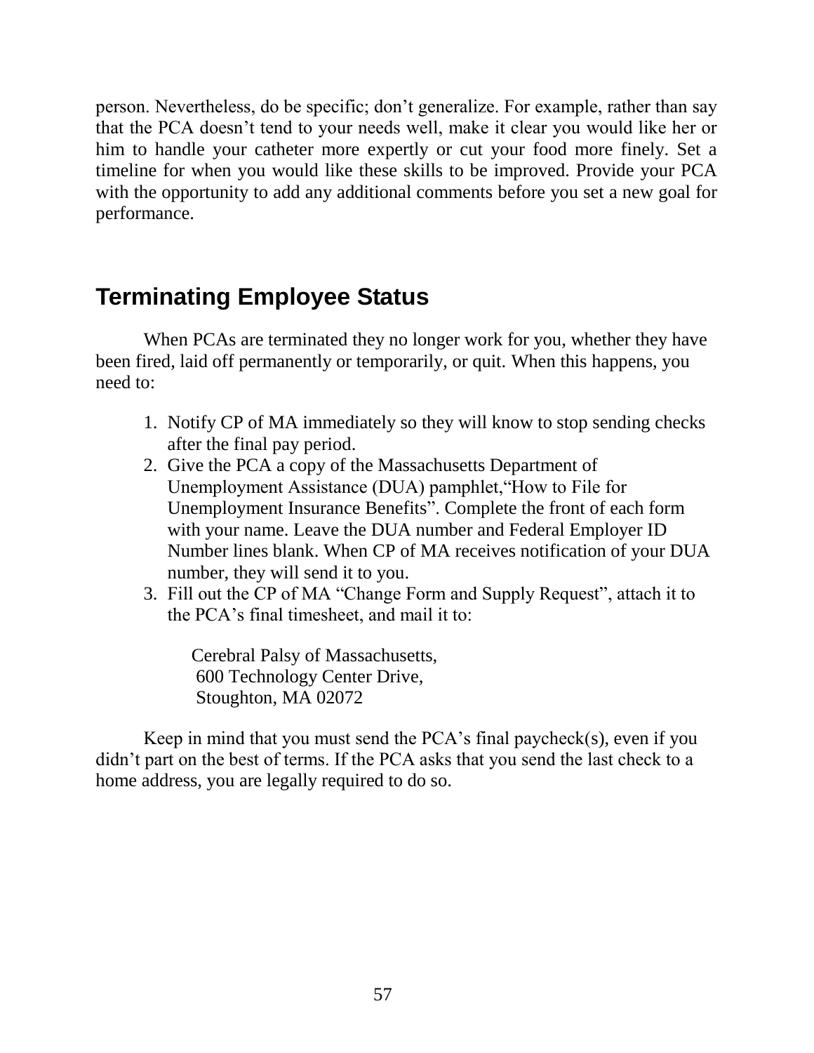person. Nevertheless, do be specific; don't generalize. For example, rather than say that the PCA doesn't tend to your needs well, make it clear you would like her or him to handle your catheter more expertly or cut your food more finely. Set a timeline for when you would like these skills to be improved. Provide your PCA with the opportunity to add any additional comments before you set a new goal for performance.

## Terminating Employee Status

When PCAs are terminated they no longer work for you, whether they have been fired, laid off permanently or temporarily, or quit. When this happens, you need to:

1. Notify CP of MA immediately so they will know to stop sending checks after the final pay period.
2. Give the PCA a copy of the Massachusetts Department of Unemployment Assistance (DUA) pamphlet,"How to File for Unemployment Insurance Benefits". Complete the front of each form with your name. Leave the DUA number and Federal Employer ID Number lines blank. When CP of MA receives notification of your DUA number, they will send it to you.
3. Fill out the CP of MA "Change Form and Supply Request", attach it to the PCA's final timesheet, and mail it to:

   Cerebral Palsy of Massachusetts,
   600 Technology Center Drive,
   Stoughton, MA 02072

Keep in mind that you must send the PCA's final paycheck(s), even if you didn't part on the best of terms. If the PCA asks that you send the last check to a home address, you are legally required to do so.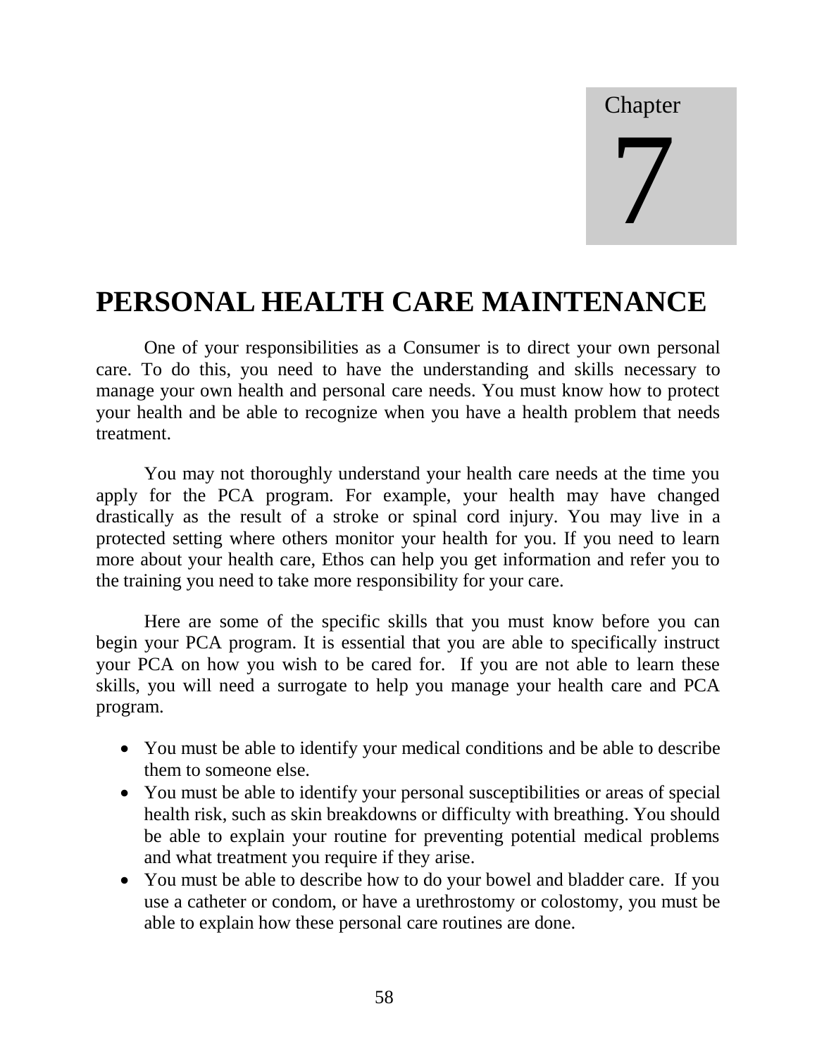Chapter

7

# PERSONAL HEALTH CARE MAINTENANCE

One of your responsibilities as a Consumer is to direct your own personal care. To do this, you need to have the understanding and skills necessary to manage your own health and personal care needs. You must know how to protect your health and be able to recognize when you have a health problem that needs treatment.

You may not thoroughly understand your health care needs at the time you apply for the PCA program. For example, your health may have changed drastically as the result of a stroke or spinal cord injury. You may live in a protected setting where others monitor your health for you. If you need to learn more about your health care, Ethos can help you get information and refer you to the training you need to take more responsibility for your care.

Here are some of the specific skills that you must know before you can begin your PCA program. It is essential that you are able to specifically instruct your PCA on how you wish to be cared for. If you are not able to learn these skills, you will need a surrogate to help you manage your health care and PCA program.

- You must be able to identify your medical conditions and be able to describe them to someone else.
- You must be able to identify your personal susceptibilities or areas of special health risk, such as skin breakdowns or difficulty with breathing. You should be able to explain your routine for preventing potential medical problems and what treatment you require if they arise.
- You must be able to describe how to do your bowel and bladder care. If you use a catheter or condom, or have a urethrostomy or colostomy, you must be able to explain how these personal care routines are done.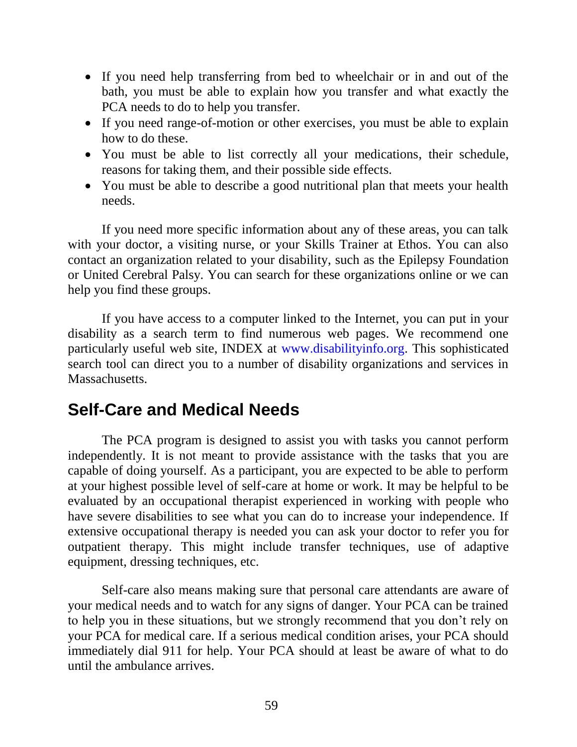- If you need help transferring from bed to wheelchair or in and out of the bath, you must be able to explain how you transfer and what exactly the PCA needs to do to help you transfer.
- If you need range-of-motion or other exercises, you must be able to explain how to do these.
- You must be able to list correctly all your medications, their schedule, reasons for taking them, and their possible side effects.
- You must be able to describe a good nutritional plan that meets your health needs.

If you need more specific information about any of these areas, you can talk with your doctor, a visiting nurse, or your Skills Trainer at Ethos. You can also contact an organization related to your disability, such as the Epilepsy Foundation or United Cerebral Palsy. You can search for these organizations online or we can help you find these groups.

If you have access to a computer linked to the Internet, you can put in your disability as a search term to find numerous web pages. We recommend one particularly useful web site, INDEX at www.disabilityinfo.org. This sophisticated search tool can direct you to a number of disability organizations and services in Massachusetts.

## Self-Care and Medical Needs

The PCA program is designed to assist you with tasks you cannot perform independently. It is not meant to provide assistance with the tasks that you are capable of doing yourself. As a participant, you are expected to be able to perform at your highest possible level of self-care at home or work. It may be helpful to be evaluated by an occupational therapist experienced in working with people who have severe disabilities to see what you can do to increase your independence. If extensive occupational therapy is needed you can ask your doctor to refer you for outpatient therapy. This might include transfer techniques, use of adaptive equipment, dressing techniques, etc.

Self-care also means making sure that personal care attendants are aware of your medical needs and to watch for any signs of danger. Your PCA can be trained to help you in these situations, but we strongly recommend that you don't rely on your PCA for medical care. If a serious medical condition arises, your PCA should immediately dial 911 for help. Your PCA should at least be aware of what to do until the ambulance arrives.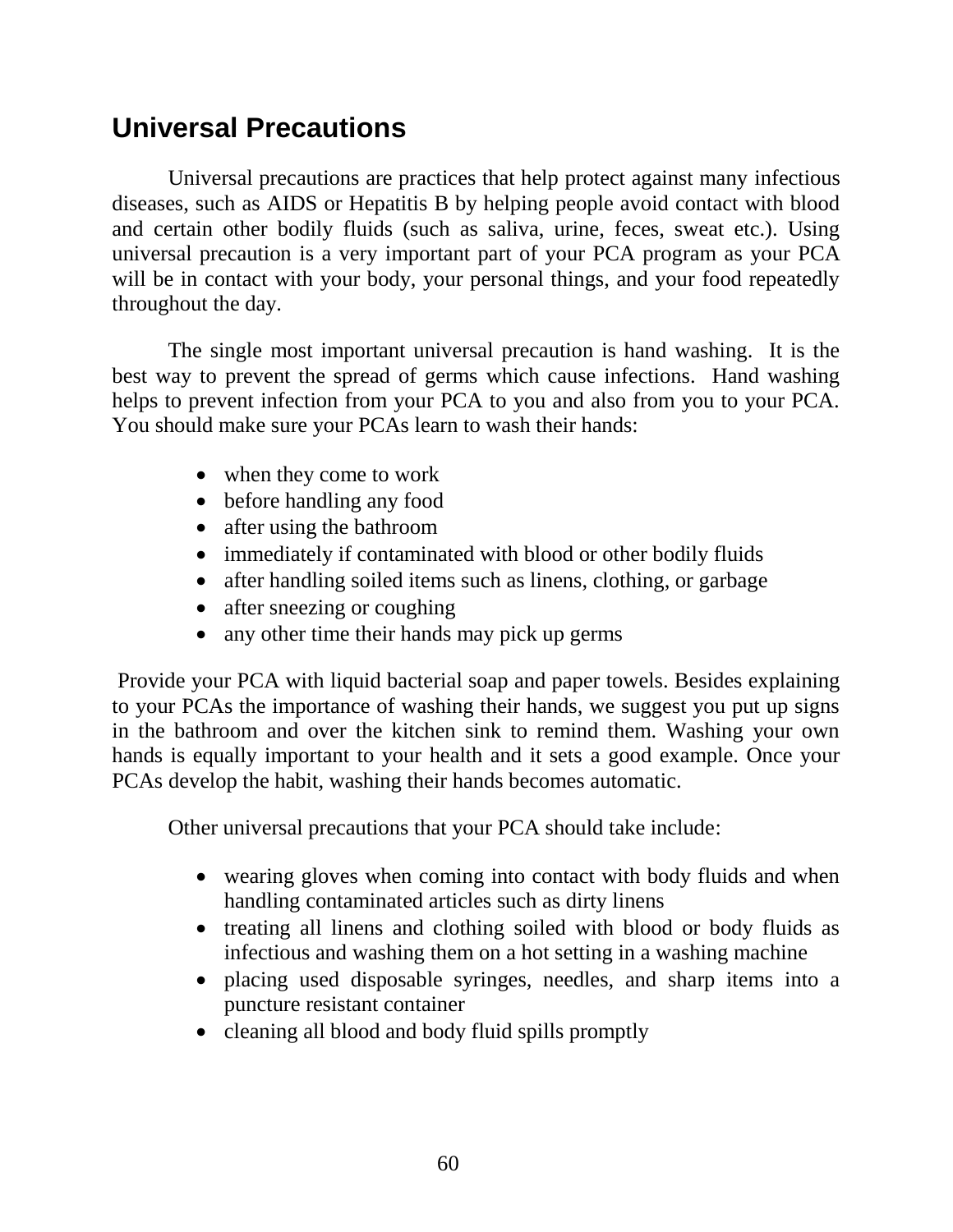## Universal Precautions

Universal precautions are practices that help protect against many infectious diseases, such as AIDS or Hepatitis B by helping people avoid contact with blood and certain other bodily fluids (such as saliva, urine, feces, sweat etc.). Using universal precaution is a very important part of your PCA program as your PCA will be in contact with your body, your personal things, and your food repeatedly throughout the day.

The single most important universal precaution is hand washing. It is the best way to prevent the spread of germs which cause infections. Hand washing helps to prevent infection from your PCA to you and also from you to your PCA. You should make sure your PCAs learn to wash their hands:

- when they come to work
- before handling any food
- after using the bathroom
- immediately if contaminated with blood or other bodily fluids
- after handling soiled items such as linens, clothing, or garbage
- after sneezing or coughing
- any other time their hands may pick up germs

Provide your PCA with liquid bacterial soap and paper towels. Besides explaining to your PCAs the importance of washing their hands, we suggest you put up signs in the bathroom and over the kitchen sink to remind them. Washing your own hands is equally important to your health and it sets a good example. Once your PCAs develop the habit, washing their hands becomes automatic.

Other universal precautions that your PCA should take include:

- wearing gloves when coming into contact with body fluids and when handling contaminated articles such as dirty linens
- treating all linens and clothing soiled with blood or body fluids as infectious and washing them on a hot setting in a washing machine
- placing used disposable syringes, needles, and sharp items into a puncture resistant container
- cleaning all blood and body fluid spills promptly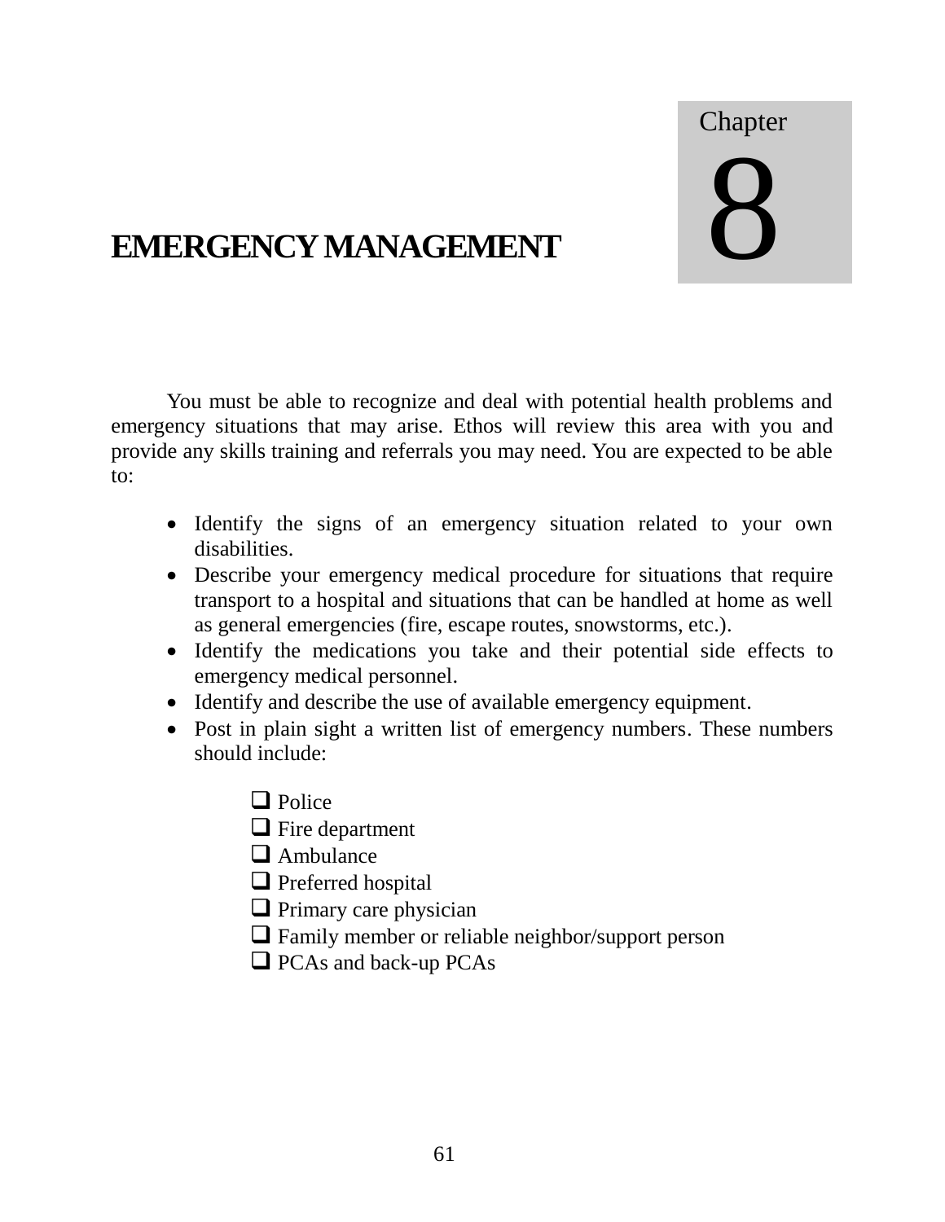# Chapter 8

# EMERGENCY MANAGEMENT

You must be able to recognize and deal with potential health problems and emergency situations that may arise. Ethos will review this area with you and provide any skills training and referrals you may need. You are expected to be able to:

- Identify the signs of an emergency situation related to your own disabilities.
- Describe your emergency medical procedure for situations that require transport to a hospital and situations that can be handled at home as well as general emergencies (fire, escape routes, snowstorms, etc.).
- Identify the medications you take and their potential side effects to emergency medical personnel.
- Identify and describe the use of available emergency equipment.
- Post in plain sight a written list of emergency numbers. These numbers should include:

  - [ ] Police
  - [ ] Fire department
  - [ ] Ambulance
  - [ ] Preferred hospital
  - [ ] Primary care physician
  - [ ] Family member or reliable neighbor/support person
  - [ ] PCAs and back-up PCAs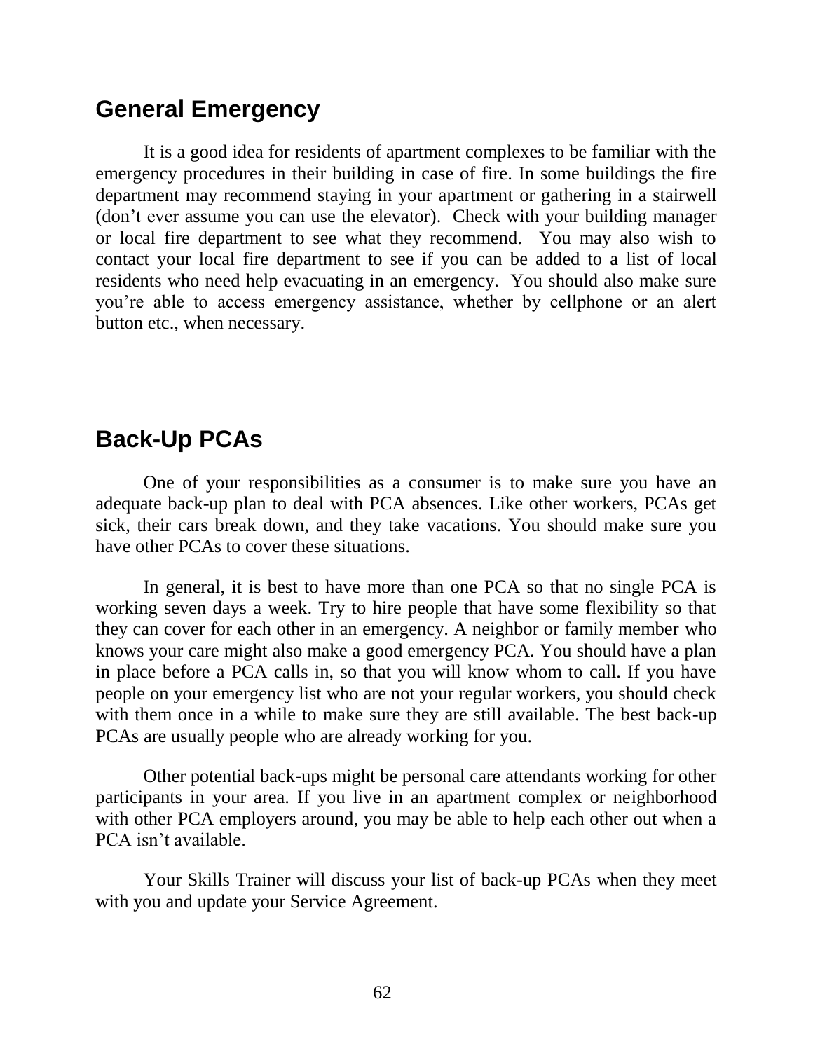## General Emergency

It is a good idea for residents of apartment complexes to be familiar with the emergency procedures in their building in case of fire. In some buildings the fire department may recommend staying in your apartment or gathering in a stairwell (don't ever assume you can use the elevator). Check with your building manager or local fire department to see what they recommend. You may also wish to contact your local fire department to see if you can be added to a list of local residents who need help evacuating in an emergency. You should also make sure you're able to access emergency assistance, whether by cellphone or an alert button etc., when necessary.

## Back-Up PCAs

One of your responsibilities as a consumer is to make sure you have an adequate back-up plan to deal with PCA absences. Like other workers, PCAs get sick, their cars break down, and they take vacations. You should make sure you have other PCAs to cover these situations.

In general, it is best to have more than one PCA so that no single PCA is working seven days a week. Try to hire people that have some flexibility so that they can cover for each other in an emergency. A neighbor or family member who knows your care might also make a good emergency PCA. You should have a plan in place before a PCA calls in, so that you will know whom to call. If you have people on your emergency list who are not your regular workers, you should check with them once in a while to make sure they are still available. The best back-up PCAs are usually people who are already working for you.

Other potential back-ups might be personal care attendants working for other participants in your area. If you live in an apartment complex or neighborhood with other PCA employers around, you may be able to help each other out when a PCA isn't available.

Your Skills Trainer will discuss your list of back-up PCAs when they meet with you and update your Service Agreement.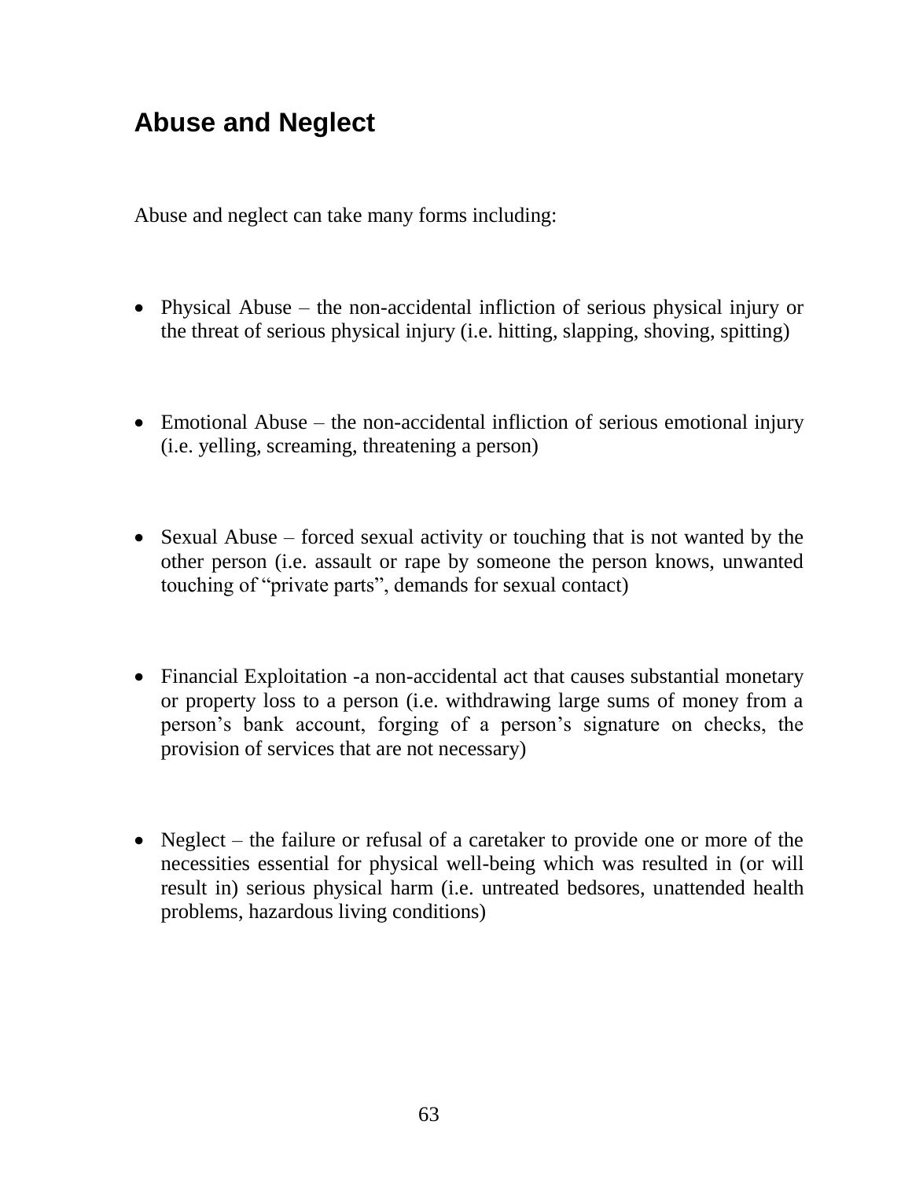## Abuse and Neglect

Abuse and neglect can take many forms including:

- Physical Abuse – the non-accidental infliction of serious physical injury or the threat of serious physical injury (i.e. hitting, slapping, shoving, spitting)

- Emotional Abuse – the non-accidental infliction of serious emotional injury (i.e. yelling, screaming, threatening a person)

- Sexual Abuse – forced sexual activity or touching that is not wanted by the other person (i.e. assault or rape by someone the person knows, unwanted touching of "private parts", demands for sexual contact)

- Financial Exploitation -a non-accidental act that causes substantial monetary or property loss to a person (i.e. withdrawing large sums of money from a person's bank account, forging of a person's signature on checks, the provision of services that are not necessary)

- Neglect – the failure or refusal of a caretaker to provide one or more of the necessities essential for physical well-being which was resulted in (or will result in) serious physical harm (i.e. untreated bedsores, unattended health problems, hazardous living conditions)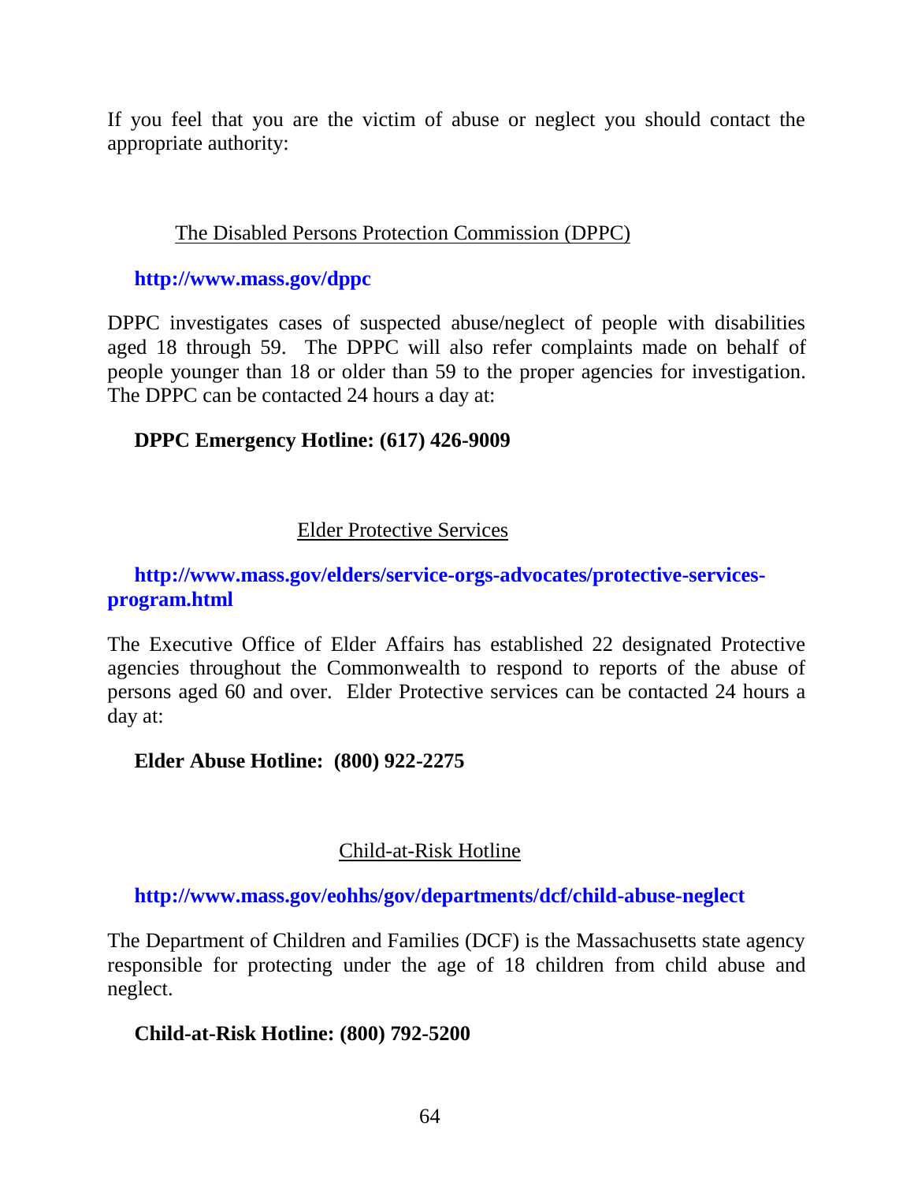If you feel that you are the victim of abuse or neglect you should contact the appropriate authority:

## The Disabled Persons Protection Commission (DPPC)

**http://www.mass.gov/dppc**

DPPC investigates cases of suspected abuse/neglect of people with disabilities aged 18 through 59. The DPPC will also refer complaints made on behalf of people younger than 18 or older than 59 to the proper agencies for investigation. The DPPC can be contacted 24 hours a day at:

**DPPC Emergency Hotline: (617) 426-9009**

## Elder Protective Services

**http://www.mass.gov/elders/service-orgs-advocates/protective-services-program.html**

The Executive Office of Elder Affairs has established 22 designated Protective agencies throughout the Commonwealth to respond to reports of the abuse of persons aged 60 and over. Elder Protective services can be contacted 24 hours a day at:

**Elder Abuse Hotline: (800) 922-2275**

## Child-at-Risk Hotline

**http://www.mass.gov/eohhs/gov/departments/dcf/child-abuse-neglect**

The Department of Children and Families (DCF) is the Massachusetts state agency responsible for protecting under the age of 18 children from child abuse and neglect.

**Child-at-Risk Hotline: (800) 792-5200**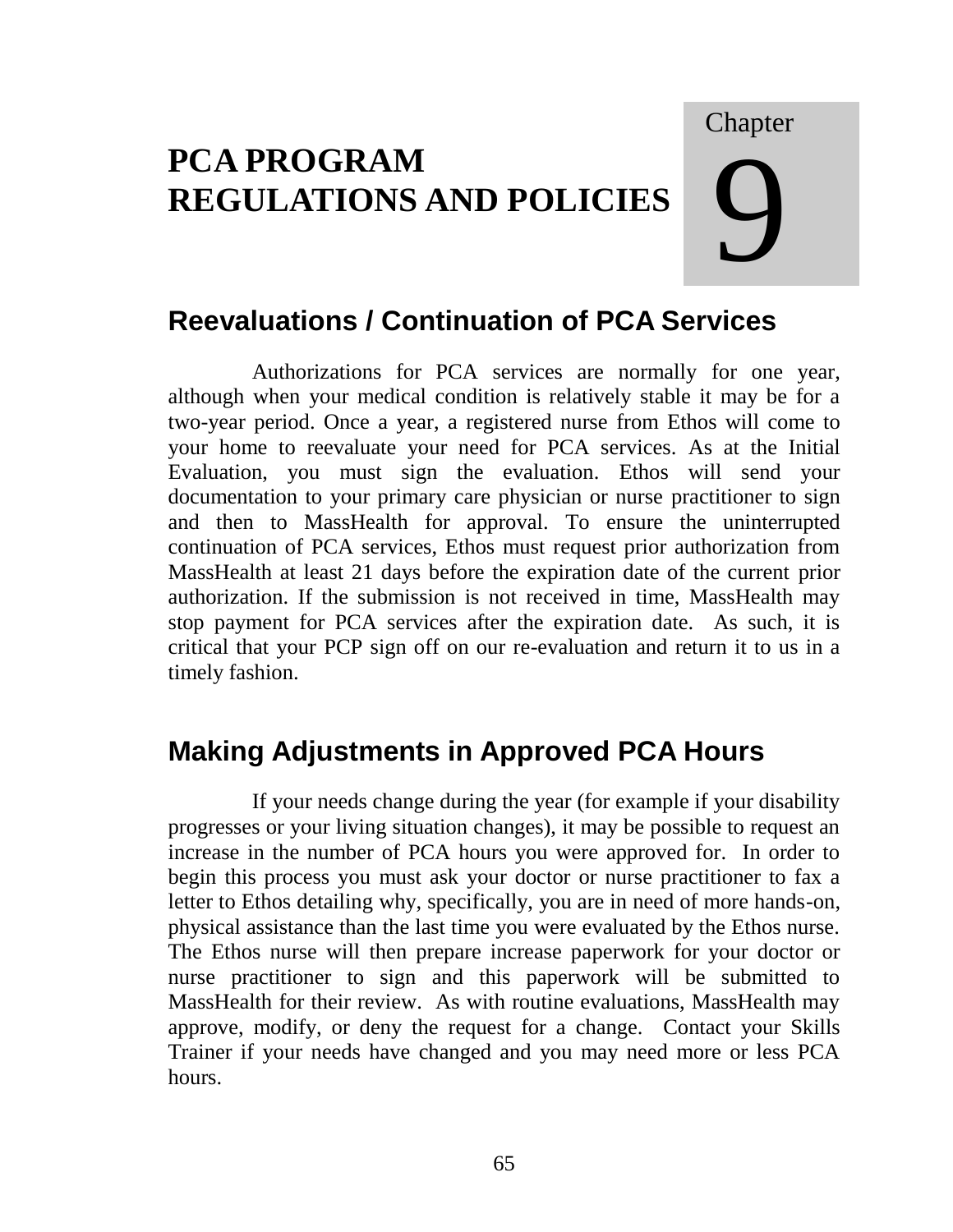# Chapter 9

# PCA PROGRAM REGULATIONS AND POLICIES

## Reevaluations / Continuation of PCA Services

Authorizations for PCA services are normally for one year, although when your medical condition is relatively stable it may be for a two-year period. Once a year, a registered nurse from Ethos will come to your home to reevaluate your need for PCA services. As at the Initial Evaluation, you must sign the evaluation. Ethos will send your documentation to your primary care physician or nurse practitioner to sign and then to MassHealth for approval. To ensure the uninterrupted continuation of PCA services, Ethos must request prior authorization from MassHealth at least 21 days before the expiration date of the current prior authorization. If the submission is not received in time, MassHealth may stop payment for PCA services after the expiration date. As such, it is critical that your PCP sign off on our re-evaluation and return it to us in a timely fashion.

## Making Adjustments in Approved PCA Hours

If your needs change during the year (for example if your disability progresses or your living situation changes), it may be possible to request an increase in the number of PCA hours you were approved for. In order to begin this process you must ask your doctor or nurse practitioner to fax a letter to Ethos detailing why, specifically, you are in need of more hands-on, physical assistance than the last time you were evaluated by the Ethos nurse. The Ethos nurse will then prepare increase paperwork for your doctor or nurse practitioner to sign and this paperwork will be submitted to MassHealth for their review. As with routine evaluations, MassHealth may approve, modify, or deny the request for a change. Contact your Skills Trainer if your needs have changed and you may need more or less PCA hours.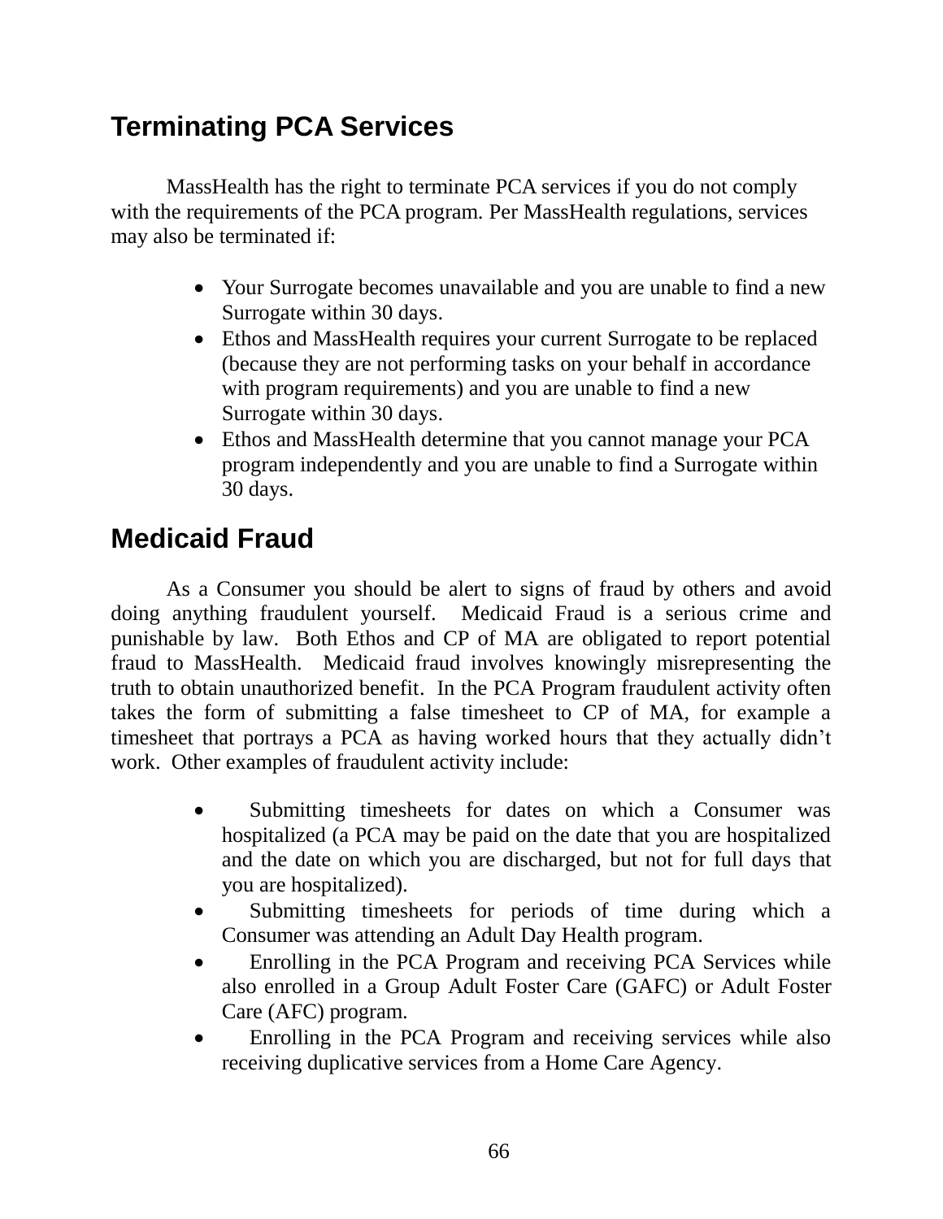## Terminating PCA Services

MassHealth has the right to terminate PCA services if you do not comply with the requirements of the PCA program. Per MassHealth regulations, services may also be terminated if:

- Your Surrogate becomes unavailable and you are unable to find a new Surrogate within 30 days.
- Ethos and MassHealth requires your current Surrogate to be replaced (because they are not performing tasks on your behalf in accordance with program requirements) and you are unable to find a new Surrogate within 30 days.
- Ethos and MassHealth determine that you cannot manage your PCA program independently and you are unable to find a Surrogate within 30 days.

## Medicaid Fraud

As a Consumer you should be alert to signs of fraud by others and avoid doing anything fraudulent yourself. Medicaid Fraud is a serious crime and punishable by law. Both Ethos and CP of MA are obligated to report potential fraud to MassHealth. Medicaid fraud involves knowingly misrepresenting the truth to obtain unauthorized benefit. In the PCA Program fraudulent activity often takes the form of submitting a false timesheet to CP of MA, for example a timesheet that portrays a PCA as having worked hours that they actually didn't work. Other examples of fraudulent activity include:

- Submitting timesheets for dates on which a Consumer was hospitalized (a PCA may be paid on the date that you are hospitalized and the date on which you are discharged, but not for full days that you are hospitalized).
- Submitting timesheets for periods of time during which a Consumer was attending an Adult Day Health program.
- Enrolling in the PCA Program and receiving PCA Services while also enrolled in a Group Adult Foster Care (GAFC) or Adult Foster Care (AFC) program.
- Enrolling in the PCA Program and receiving services while also receiving duplicative services from a Home Care Agency.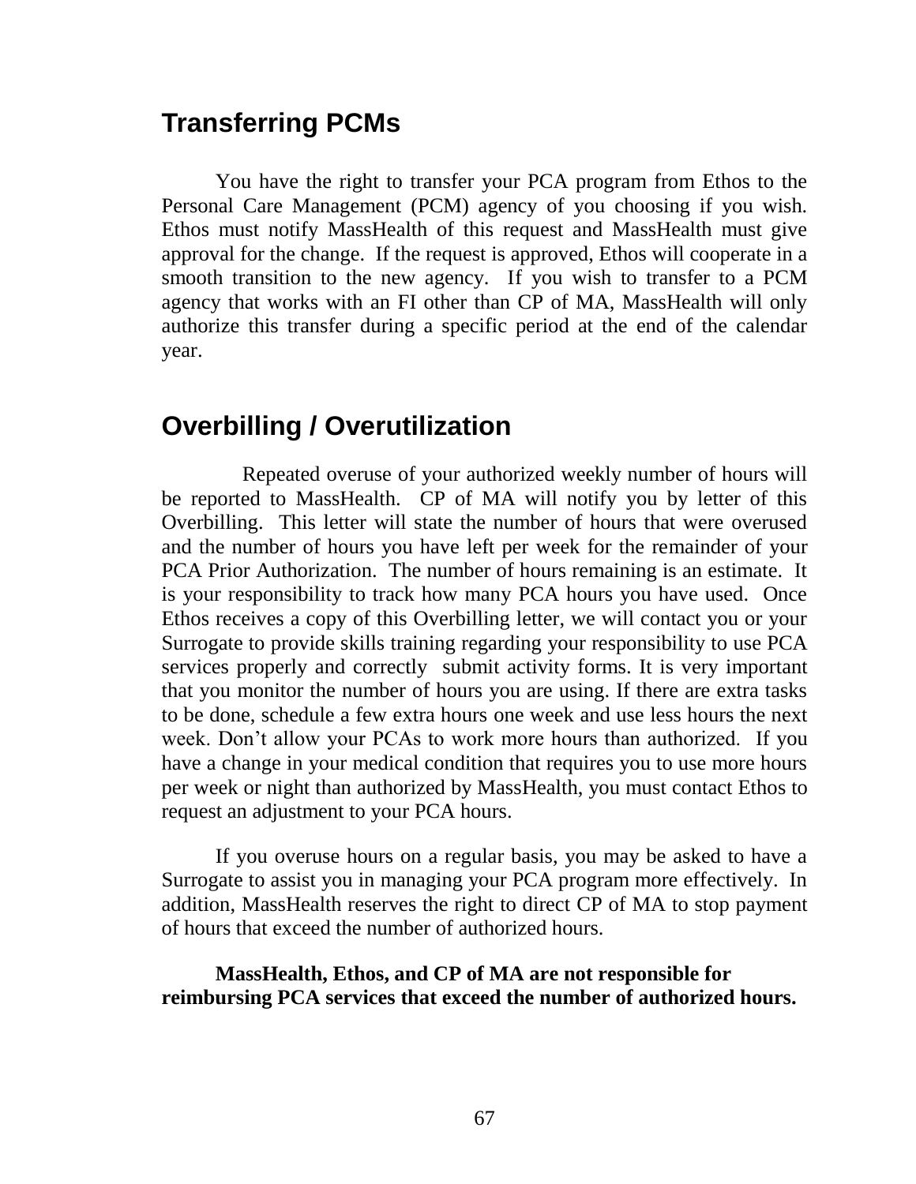## Transferring PCMs

You have the right to transfer your PCA program from Ethos to the Personal Care Management (PCM) agency of you choosing if you wish. Ethos must notify MassHealth of this request and MassHealth must give approval for the change. If the request is approved, Ethos will cooperate in a smooth transition to the new agency. If you wish to transfer to a PCM agency that works with an FI other than CP of MA, MassHealth will only authorize this transfer during a specific period at the end of the calendar year.

## Overbilling / Overutilization

Repeated overuse of your authorized weekly number of hours will be reported to MassHealth. CP of MA will notify you by letter of this Overbilling. This letter will state the number of hours that were overused and the number of hours you have left per week for the remainder of your PCA Prior Authorization. The number of hours remaining is an estimate. It is your responsibility to track how many PCA hours you have used. Once Ethos receives a copy of this Overbilling letter, we will contact you or your Surrogate to provide skills training regarding your responsibility to use PCA services properly and correctly submit activity forms. It is very important that you monitor the number of hours you are using. If there are extra tasks to be done, schedule a few extra hours one week and use less hours the next week. Don't allow your PCAs to work more hours than authorized. If you have a change in your medical condition that requires you to use more hours per week or night than authorized by MassHealth, you must contact Ethos to request an adjustment to your PCA hours.

If you overuse hours on a regular basis, you may be asked to have a Surrogate to assist you in managing your PCA program more effectively. In addition, MassHealth reserves the right to direct CP of MA to stop payment of hours that exceed the number of authorized hours.

**MassHealth, Ethos, and CP of MA are not responsible for reimbursing PCA services that exceed the number of authorized hours.**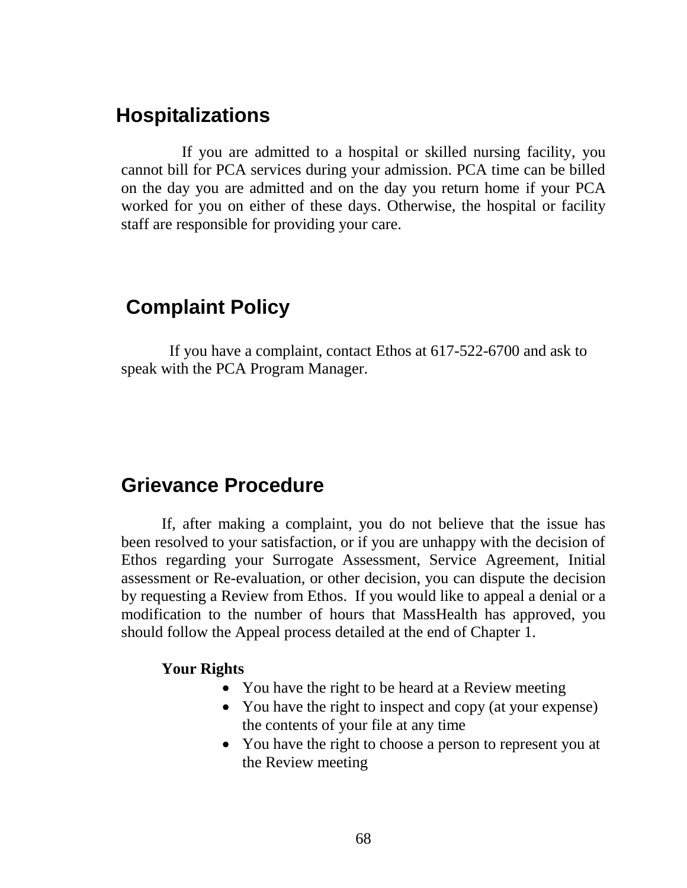## Hospitalizations

If you are admitted to a hospital or skilled nursing facility, you cannot bill for PCA services during your admission. PCA time can be billed on the day you are admitted and on the day you return home if your PCA worked for you on either of these days. Otherwise, the hospital or facility staff are responsible for providing your care.

## Complaint Policy

If you have a complaint, contact Ethos at 617-522-6700 and ask to speak with the PCA Program Manager.

## Grievance Procedure

If, after making a complaint, you do not believe that the issue has been resolved to your satisfaction, or if you are unhappy with the decision of Ethos regarding your Surrogate Assessment, Service Agreement, Initial assessment or Re-evaluation, or other decision, you can dispute the decision by requesting a Review from Ethos. If you would like to appeal a denial or a modification to the number of hours that MassHealth has approved, you should follow the Appeal process detailed at the end of Chapter 1.

**Your Rights**

- You have the right to be heard at a Review meeting
- You have the right to inspect and copy (at your expense) the contents of your file at any time
- You have the right to choose a person to represent you at the Review meeting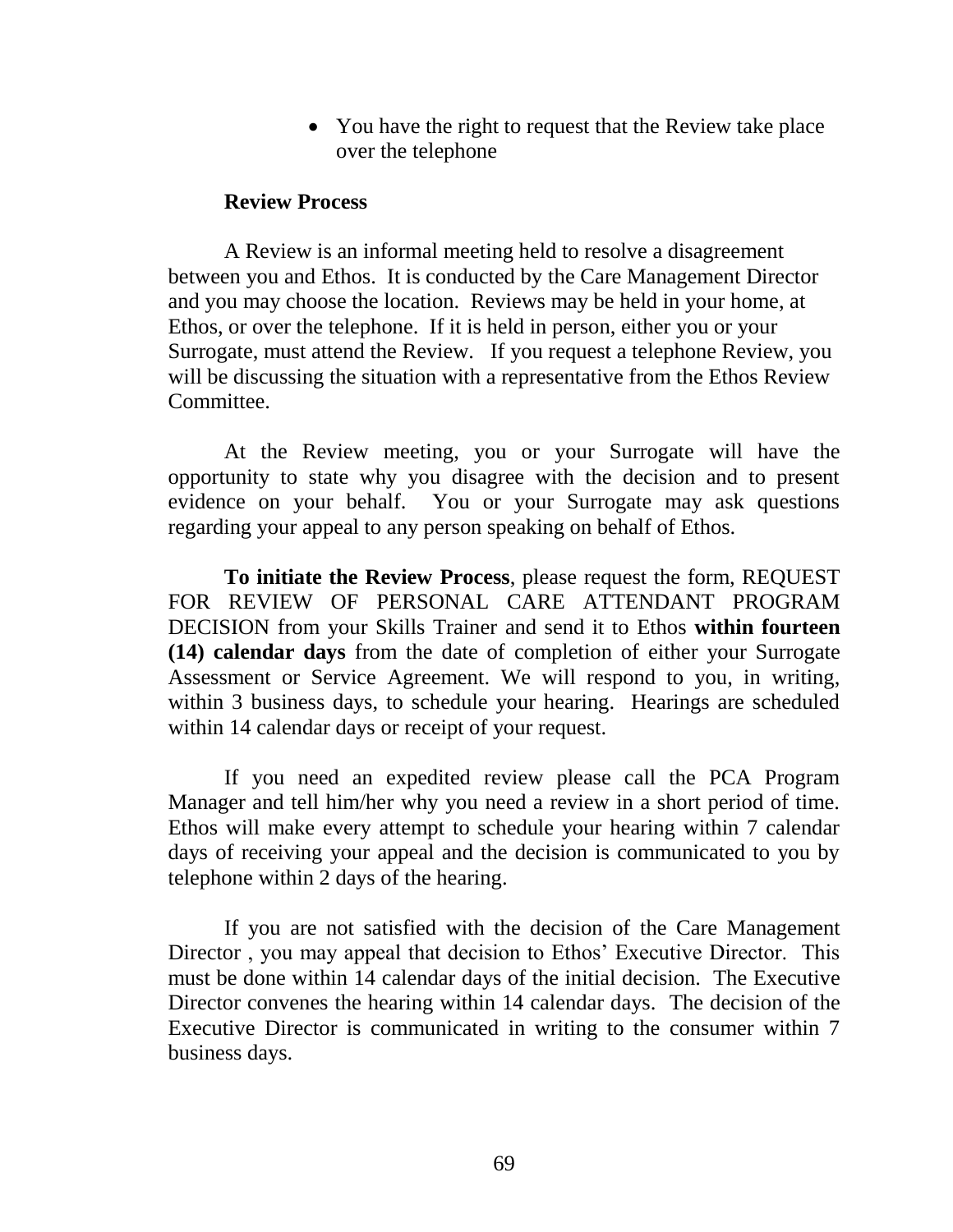- You have the right to request that the Review take place over the telephone

**Review Process**

A Review is an informal meeting held to resolve a disagreement between you and Ethos. It is conducted by the Care Management Director and you may choose the location. Reviews may be held in your home, at Ethos, or over the telephone. If it is held in person, either you or your Surrogate, must attend the Review. If you request a telephone Review, you will be discussing the situation with a representative from the Ethos Review Committee.

At the Review meeting, you or your Surrogate will have the opportunity to state why you disagree with the decision and to present evidence on your behalf. You or your Surrogate may ask questions regarding your appeal to any person speaking on behalf of Ethos.

**To initiate the Review Process**, please request the form, REQUEST FOR REVIEW OF PERSONAL CARE ATTENDANT PROGRAM DECISION from your Skills Trainer and send it to Ethos **within fourteen (14) calendar days** from the date of completion of either your Surrogate Assessment or Service Agreement. We will respond to you, in writing, within 3 business days, to schedule your hearing. Hearings are scheduled within 14 calendar days or receipt of your request.

If you need an expedited review please call the PCA Program Manager and tell him/her why you need a review in a short period of time. Ethos will make every attempt to schedule your hearing within 7 calendar days of receiving your appeal and the decision is communicated to you by telephone within 2 days of the hearing.

If you are not satisfied with the decision of the Care Management Director , you may appeal that decision to Ethos' Executive Director. This must be done within 14 calendar days of the initial decision. The Executive Director convenes the hearing within 14 calendar days. The decision of the Executive Director is communicated in writing to the consumer within 7 business days.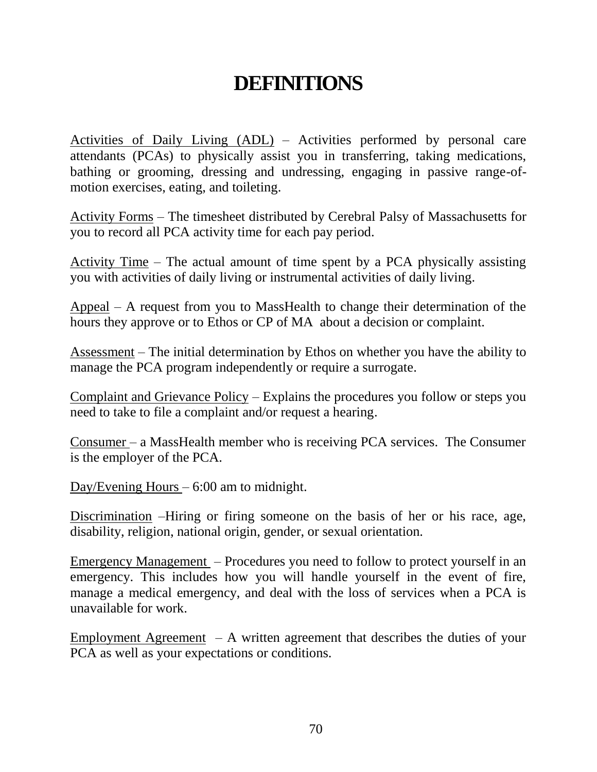# DEFINITIONS

Activities of Daily Living (ADL) – Activities performed by personal care attendants (PCAs) to physically assist you in transferring, taking medications, bathing or grooming, dressing and undressing, engaging in passive range-of-motion exercises, eating, and toileting.

Activity Forms – The timesheet distributed by Cerebral Palsy of Massachusetts for you to record all PCA activity time for each pay period.

Activity Time – The actual amount of time spent by a PCA physically assisting you with activities of daily living or instrumental activities of daily living.

Appeal – A request from you to MassHealth to change their determination of the hours they approve or to Ethos or CP of MA about a decision or complaint.

Assessment – The initial determination by Ethos on whether you have the ability to manage the PCA program independently or require a surrogate.

Complaint and Grievance Policy – Explains the procedures you follow or steps you need to take to file a complaint and/or request a hearing.

Consumer – a MassHealth member who is receiving PCA services. The Consumer is the employer of the PCA.

Day/Evening Hours – 6:00 am to midnight.

Discrimination –Hiring or firing someone on the basis of her or his race, age, disability, religion, national origin, gender, or sexual orientation.

Emergency Management – Procedures you need to follow to protect yourself in an emergency. This includes how you will handle yourself in the event of fire, manage a medical emergency, and deal with the loss of services when a PCA is unavailable for work.

Employment Agreement – A written agreement that describes the duties of your PCA as well as your expectations or conditions.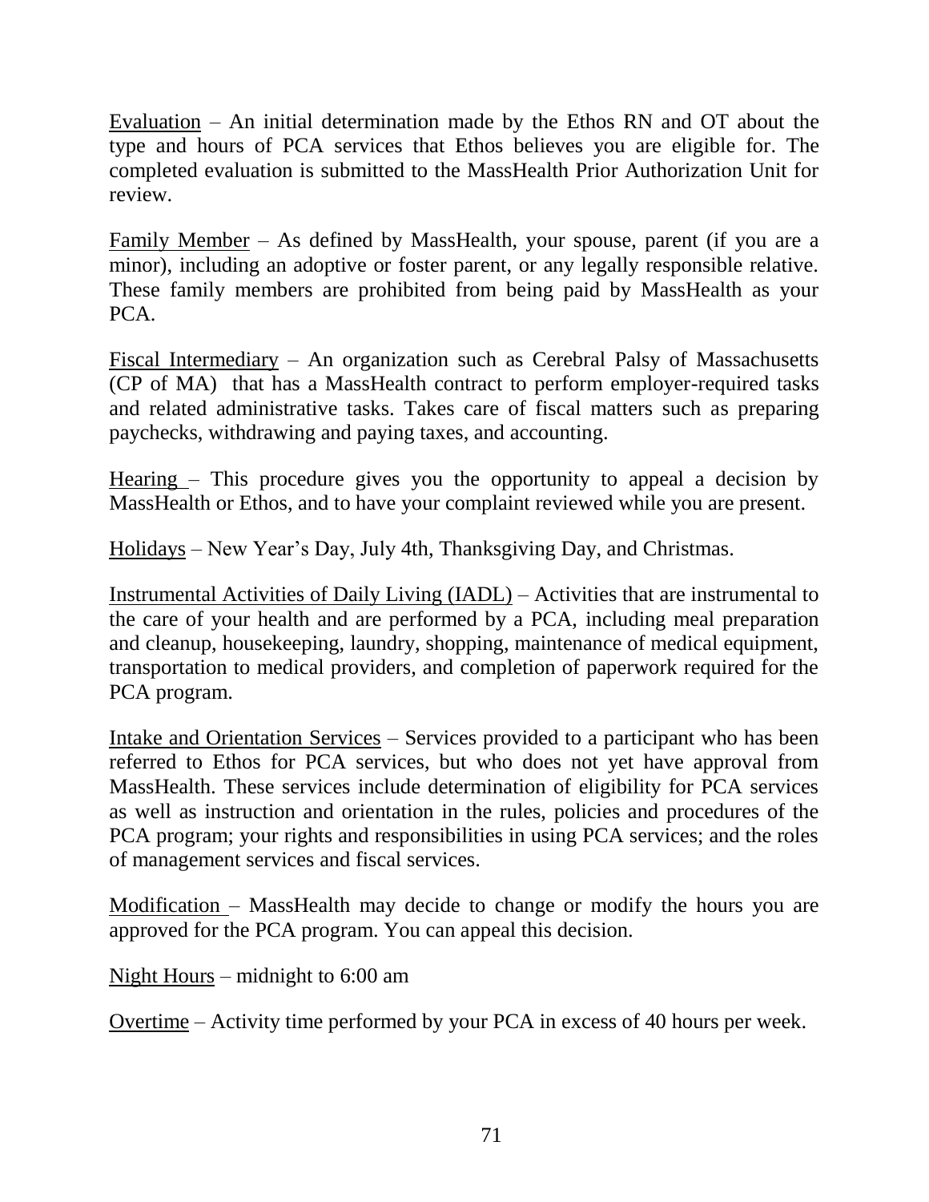<u>Evaluation</u> – An initial determination made by the Ethos RN and OT about the type and hours of PCA services that Ethos believes you are eligible for. The completed evaluation is submitted to the MassHealth Prior Authorization Unit for review.

<u>Family Member</u> – As defined by MassHealth, your spouse, parent (if you are a minor), including an adoptive or foster parent, or any legally responsible relative. These family members are prohibited from being paid by MassHealth as your PCA.

<u>Fiscal Intermediary</u> – An organization such as Cerebral Palsy of Massachusetts (CP of MA) that has a MassHealth contract to perform employer-required tasks and related administrative tasks. Takes care of fiscal matters such as preparing paychecks, withdrawing and paying taxes, and accounting.

<u>Hearing</u> – This procedure gives you the opportunity to appeal a decision by MassHealth or Ethos, and to have your complaint reviewed while you are present.

<u>Holidays</u> – New Year's Day, July 4th, Thanksgiving Day, and Christmas.

<u>Instrumental Activities of Daily Living (IADL)</u> – Activities that are instrumental to the care of your health and are performed by a PCA, including meal preparation and cleanup, housekeeping, laundry, shopping, maintenance of medical equipment, transportation to medical providers, and completion of paperwork required for the PCA program.

<u>Intake and Orientation Services</u> – Services provided to a participant who has been referred to Ethos for PCA services, but who does not yet have approval from MassHealth. These services include determination of eligibility for PCA services as well as instruction and orientation in the rules, policies and procedures of the PCA program; your rights and responsibilities in using PCA services; and the roles of management services and fiscal services.

<u>Modification</u> – MassHealth may decide to change or modify the hours you are approved for the PCA program. You can appeal this decision.

<u>Night Hours</u> – midnight to 6:00 am

<u>Overtime</u> – Activity time performed by your PCA in excess of 40 hours per week.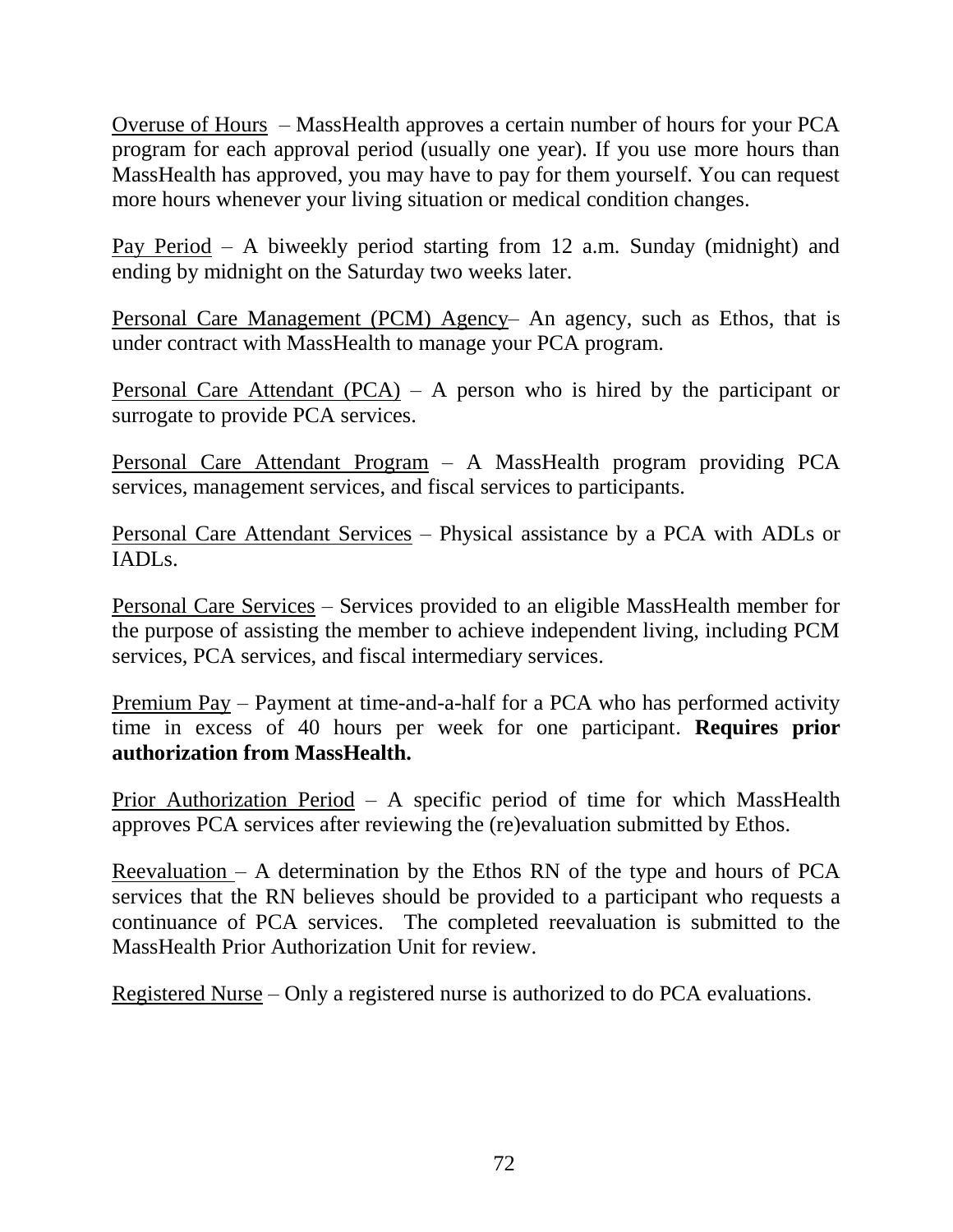Overuse of Hours – MassHealth approves a certain number of hours for your PCA program for each approval period (usually one year). If you use more hours than MassHealth has approved, you may have to pay for them yourself. You can request more hours whenever your living situation or medical condition changes.

Pay Period – A biweekly period starting from 12 a.m. Sunday (midnight) and ending by midnight on the Saturday two weeks later.

Personal Care Management (PCM) Agency– An agency, such as Ethos, that is under contract with MassHealth to manage your PCA program.

Personal Care Attendant (PCA) – A person who is hired by the participant or surrogate to provide PCA services.

Personal Care Attendant Program – A MassHealth program providing PCA services, management services, and fiscal services to participants.

Personal Care Attendant Services – Physical assistance by a PCA with ADLs or IADLs.

Personal Care Services – Services provided to an eligible MassHealth member for the purpose of assisting the member to achieve independent living, including PCM services, PCA services, and fiscal intermediary services.

Premium Pay – Payment at time-and-a-half for a PCA who has performed activity time in excess of 40 hours per week for one participant. **Requires prior authorization from MassHealth.**

Prior Authorization Period – A specific period of time for which MassHealth approves PCA services after reviewing the (re)evaluation submitted by Ethos.

Reevaluation – A determination by the Ethos RN of the type and hours of PCA services that the RN believes should be provided to a participant who requests a continuance of PCA services. The completed reevaluation is submitted to the MassHealth Prior Authorization Unit for review.

Registered Nurse – Only a registered nurse is authorized to do PCA evaluations.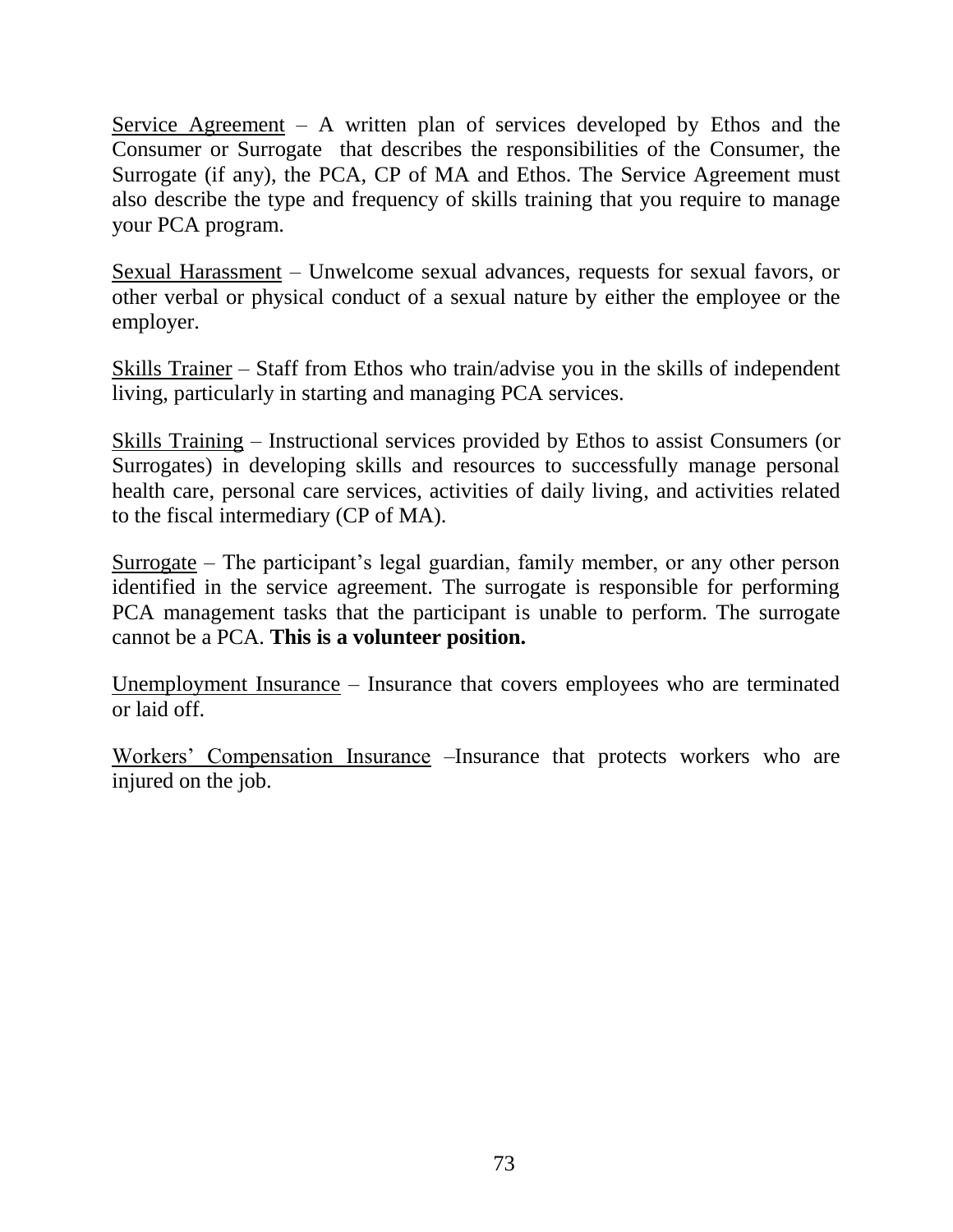<u>Service Agreement</u> – A written plan of services developed by Ethos and the Consumer or Surrogate that describes the responsibilities of the Consumer, the Surrogate (if any), the PCA, CP of MA and Ethos. The Service Agreement must also describe the type and frequency of skills training that you require to manage your PCA program.

<u>Sexual Harassment</u> – Unwelcome sexual advances, requests for sexual favors, or other verbal or physical conduct of a sexual nature by either the employee or the employer.

<u>Skills Trainer</u> – Staff from Ethos who train/advise you in the skills of independent living, particularly in starting and managing PCA services.

<u>Skills Training</u> – Instructional services provided by Ethos to assist Consumers (or Surrogates) in developing skills and resources to successfully manage personal health care, personal care services, activities of daily living, and activities related to the fiscal intermediary (CP of MA).

<u>Surrogate</u> – The participant's legal guardian, family member, or any other person identified in the service agreement. The surrogate is responsible for performing PCA management tasks that the participant is unable to perform. The surrogate cannot be a PCA. **This is a volunteer position.**

<u>Unemployment Insurance</u> – Insurance that covers employees who are terminated or laid off.

<u>Workers' Compensation Insurance</u> –Insurance that protects workers who are injured on the job.